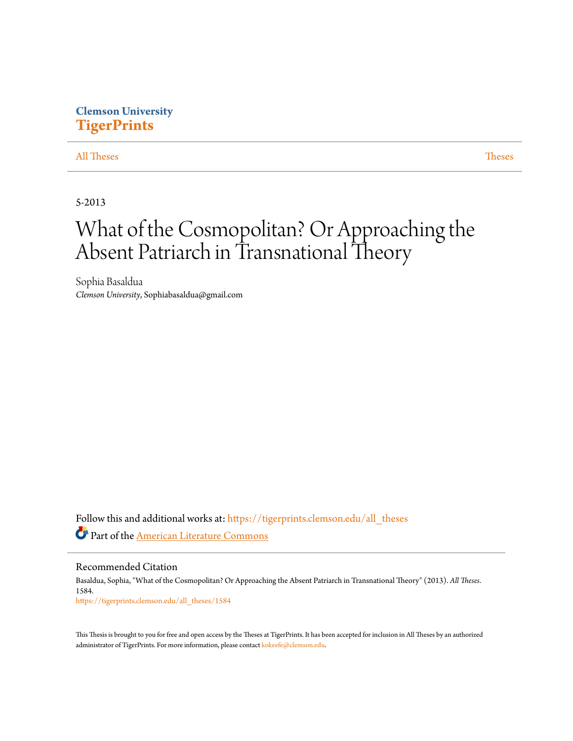Clemson University
**TigerPrints**

All Theses | Theses

5-2013

# What of the Cosmopolitan? Or Approaching the Absent Patriarch in Transnational Theory

Sophia Basaldua
*Clemson University*, Sophiabasaldua@gmail.com

Follow this and additional works at: https://tigerprints.clemson.edu/all_theses

Part of the American Literature Commons

## Recommended Citation

Basaldua, Sophia, "What of the Cosmopolitan? Or Approaching the Absent Patriarch in Transnational Theory" (2013). *All Theses*. 1584.
https://tigerprints.clemson.edu/all_theses/1584

This Thesis is brought to you for free and open access by the Theses at TigerPrints. It has been accepted for inclusion in All Theses by an authorized administrator of TigerPrints. For more information, please contact kokeefe@clemson.edu.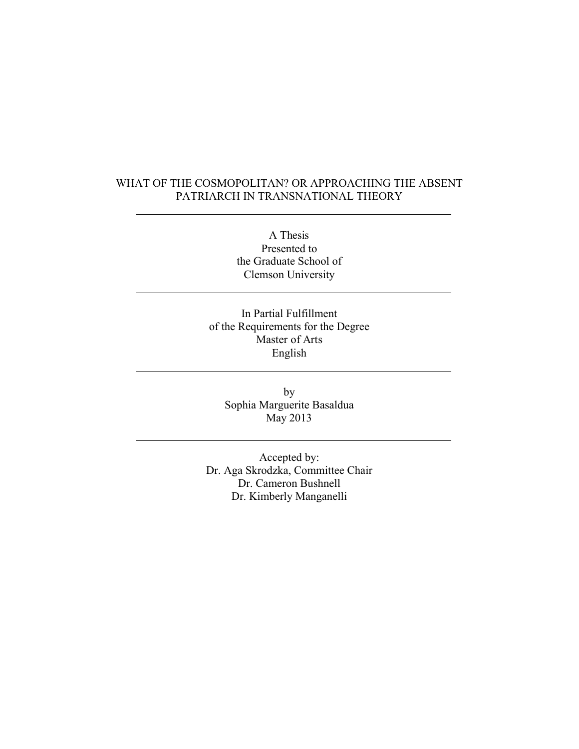# WHAT OF THE COSMOPOLITAN? OR APPROACHING THE ABSENT PATRIARCH IN TRANSNATIONAL THEORY

---

A Thesis
Presented to
the Graduate School of
Clemson University

---

In Partial Fulfillment
of the Requirements for the Degree
Master of Arts
English

---

by
Sophia Marguerite Basaldua
May 2013

---

Accepted by:
Dr. Aga Skrodzka, Committee Chair
Dr. Cameron Bushnell
Dr. Kimberly Manganelli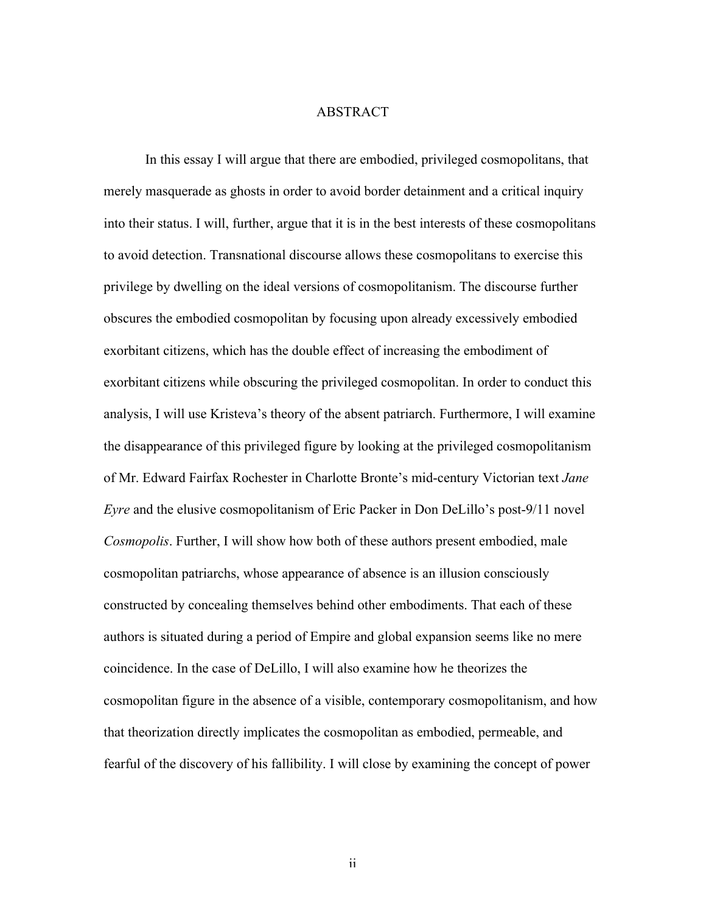# ABSTRACT

In this essay I will argue that there are embodied, privileged cosmopolitans, that merely masquerade as ghosts in order to avoid border detainment and a critical inquiry into their status. I will, further, argue that it is in the best interests of these cosmopolitans to avoid detection. Transnational discourse allows these cosmopolitans to exercise this privilege by dwelling on the ideal versions of cosmopolitanism. The discourse further obscures the embodied cosmopolitan by focusing upon already excessively embodied exorbitant citizens, which has the double effect of increasing the embodiment of exorbitant citizens while obscuring the privileged cosmopolitan. In order to conduct this analysis, I will use Kristeva's theory of the absent patriarch. Furthermore, I will examine the disappearance of this privileged figure by looking at the privileged cosmopolitanism of Mr. Edward Fairfax Rochester in Charlotte Bronte's mid-century Victorian text *Jane Eyre* and the elusive cosmopolitanism of Eric Packer in Don DeLillo's post-9/11 novel *Cosmopolis*. Further, I will show how both of these authors present embodied, male cosmopolitan patriarchs, whose appearance of absence is an illusion consciously constructed by concealing themselves behind other embodiments. That each of these authors is situated during a period of Empire and global expansion seems like no mere coincidence. In the case of DeLillo, I will also examine how he theorizes the cosmopolitan figure in the absence of a visible, contemporary cosmopolitanism, and how that theorization directly implicates the cosmopolitan as embodied, permeable, and fearful of the discovery of his fallibility. I will close by examining the concept of power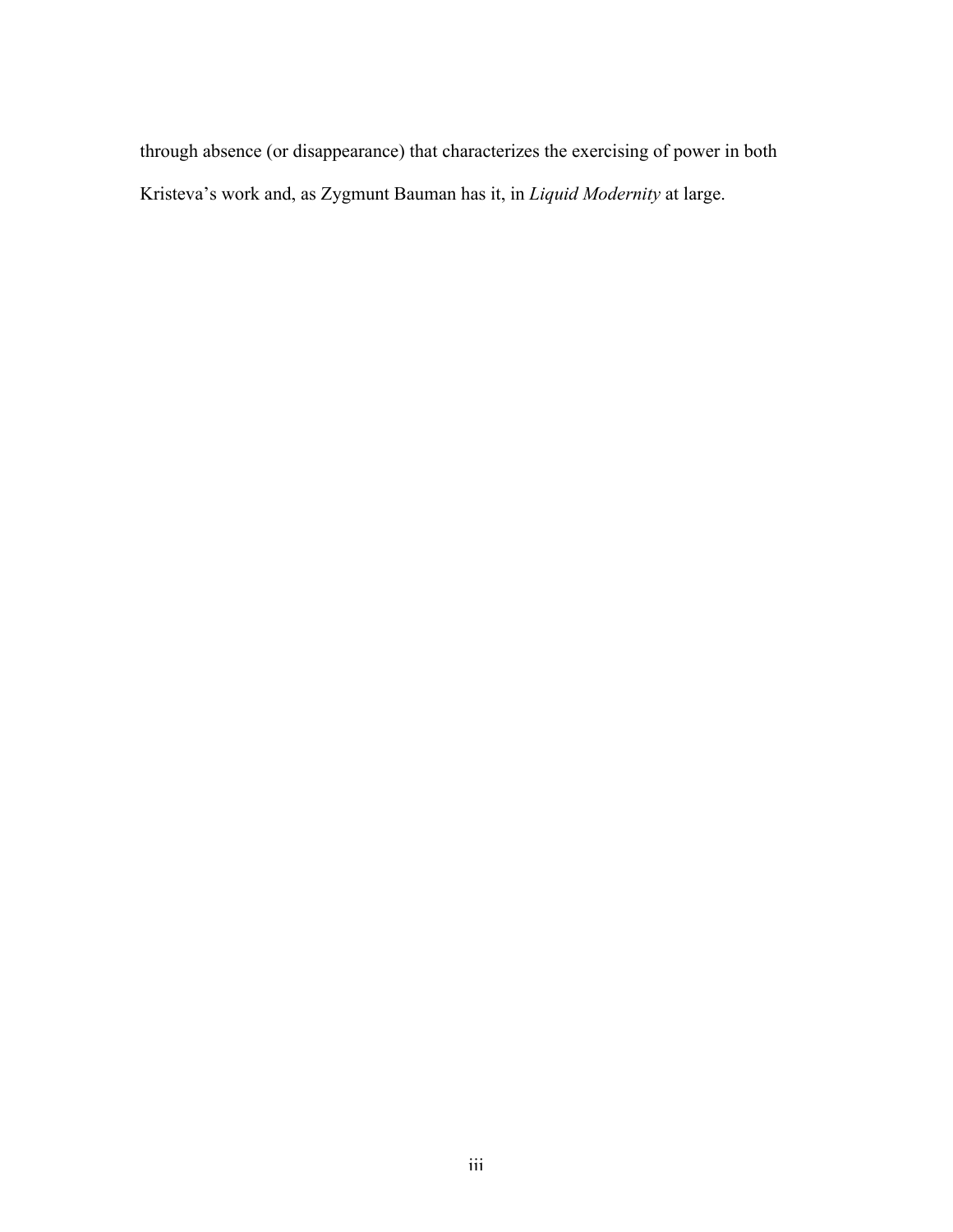through absence (or disappearance) that characterizes the exercising of power in both Kristeva's work and, as Zygmunt Bauman has it, in *Liquid Modernity* at large.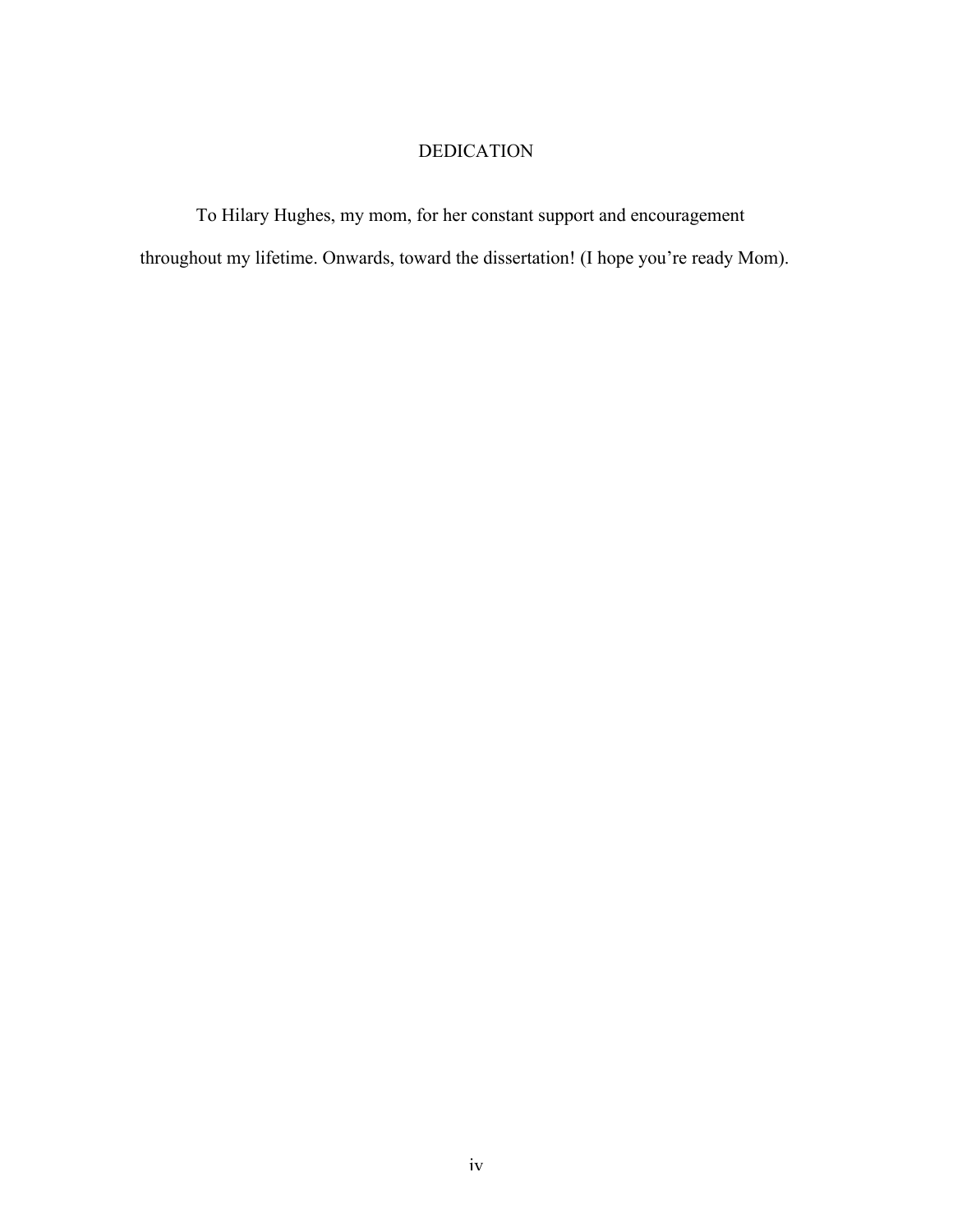# DEDICATION

To Hilary Hughes, my mom, for her constant support and encouragement throughout my lifetime. Onwards, toward the dissertation! (I hope you're ready Mom).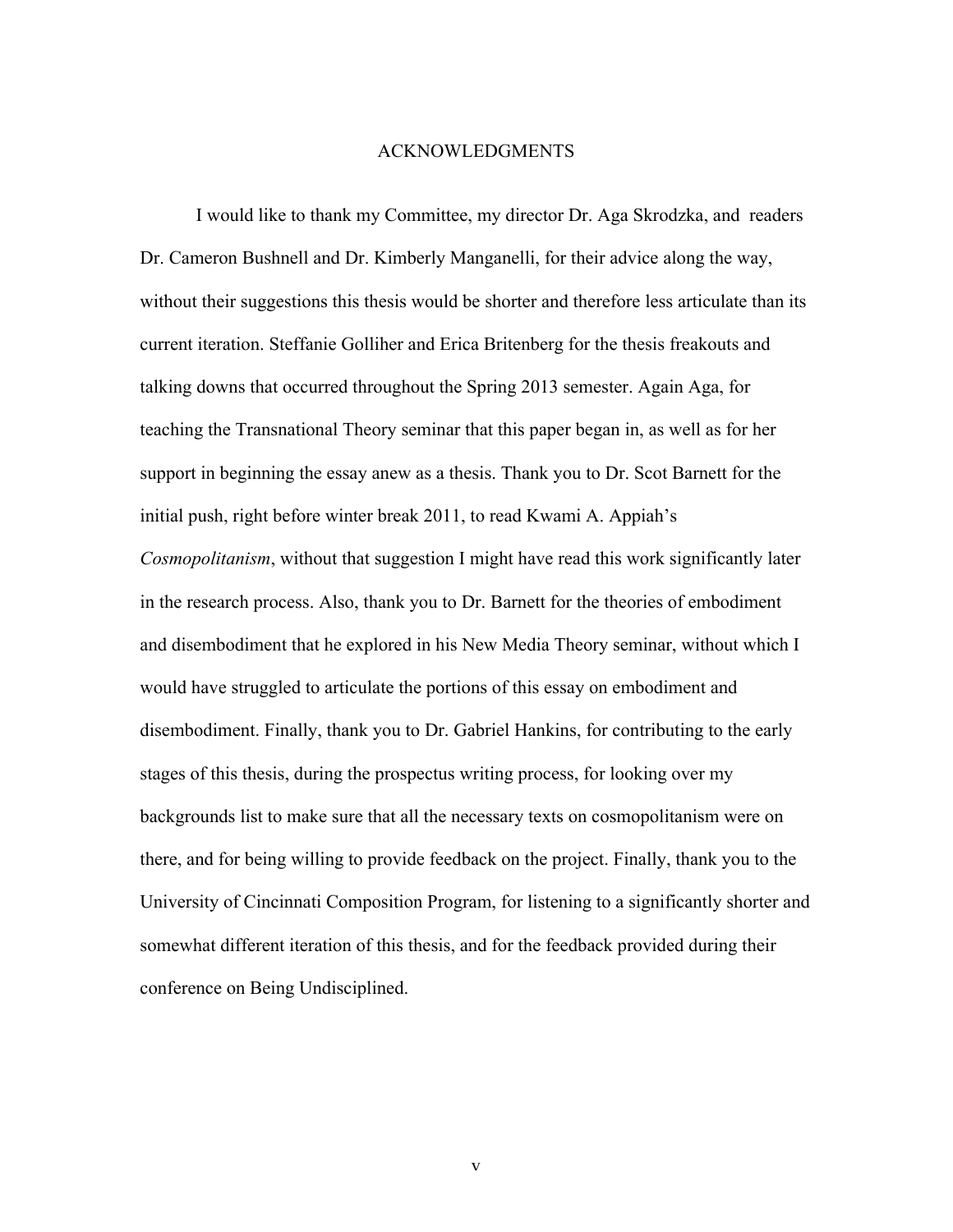# ACKNOWLEDGMENTS

I would like to thank my Committee, my director Dr. Aga Skrodzka, and readers Dr. Cameron Bushnell and Dr. Kimberly Manganelli, for their advice along the way, without their suggestions this thesis would be shorter and therefore less articulate than its current iteration. Steffanie Golliher and Erica Britenberg for the thesis freakouts and talking downs that occurred throughout the Spring 2013 semester. Again Aga, for teaching the Transnational Theory seminar that this paper began in, as well as for her support in beginning the essay anew as a thesis. Thank you to Dr. Scot Barnett for the initial push, right before winter break 2011, to read Kwami A. Appiah's *Cosmopolitanism*, without that suggestion I might have read this work significantly later in the research process. Also, thank you to Dr. Barnett for the theories of embodiment and disembodiment that he explored in his New Media Theory seminar, without which I would have struggled to articulate the portions of this essay on embodiment and disembodiment. Finally, thank you to Dr. Gabriel Hankins, for contributing to the early stages of this thesis, during the prospectus writing process, for looking over my backgrounds list to make sure that all the necessary texts on cosmopolitanism were on there, and for being willing to provide feedback on the project. Finally, thank you to the University of Cincinnati Composition Program, for listening to a significantly shorter and somewhat different iteration of this thesis, and for the feedback provided during their conference on Being Undisciplined.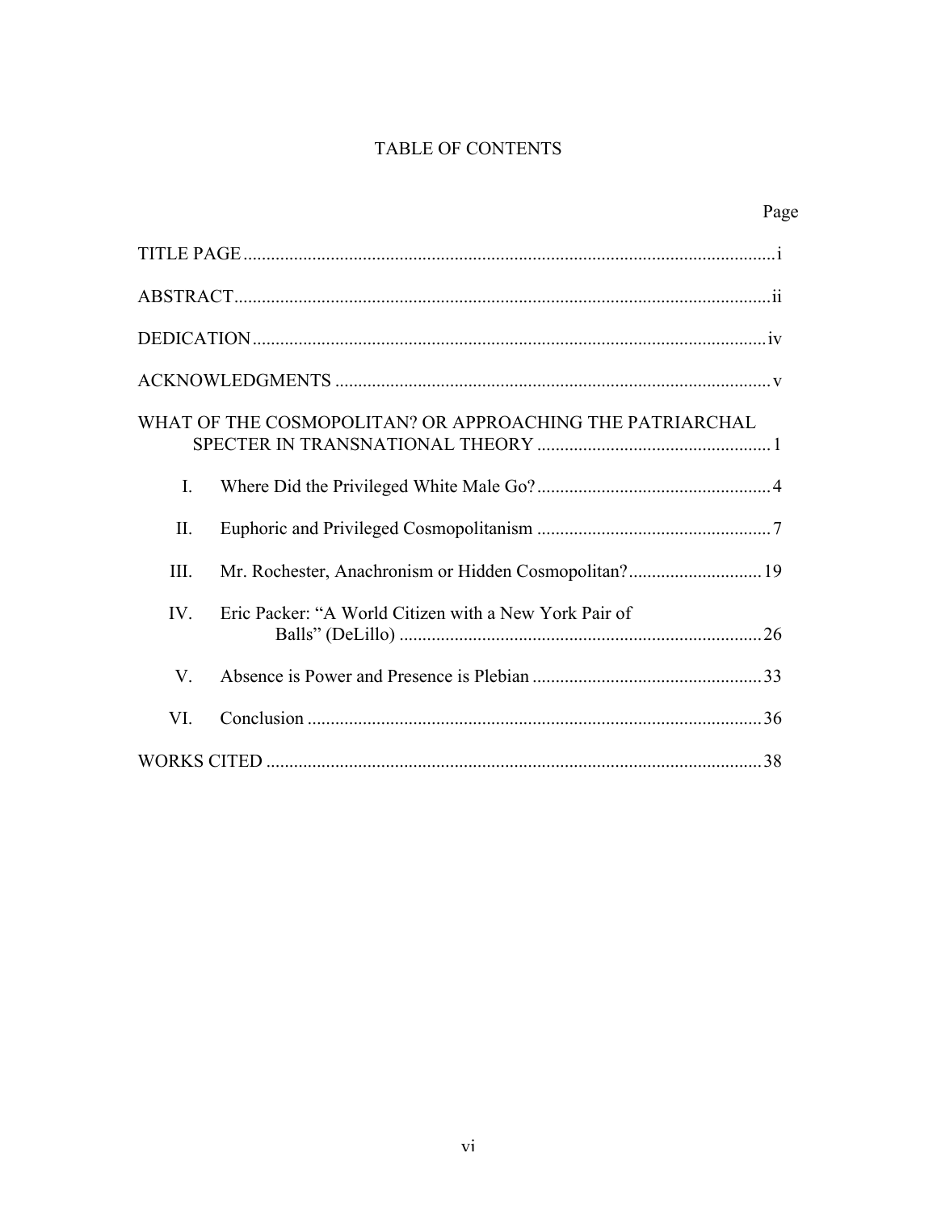# TABLE OF CONTENTS

| | Page |
|---|---|
| TITLE PAGE | i |
| ABSTRACT | ii |
| DEDICATION | iv |
| ACKNOWLEDGMENTS | v |
| WHAT OF THE COSMOPOLITAN? OR APPROACHING THE PATRIARCHAL SPECTER IN TRANSNATIONAL THEORY | 1 |
| I. Where Did the Privileged White Male Go? | 4 |
| II. Euphoric and Privileged Cosmopolitanism | 7 |
| III. Mr. Rochester, Anachronism or Hidden Cosmopolitan? | 19 |
| IV. Eric Packer: "A World Citizen with a New York Pair of Balls" (DeLillo) | 26 |
| V. Absence is Power and Presence is Plebian | 33 |
| VI. Conclusion | 36 |
| WORKS CITED | 38 |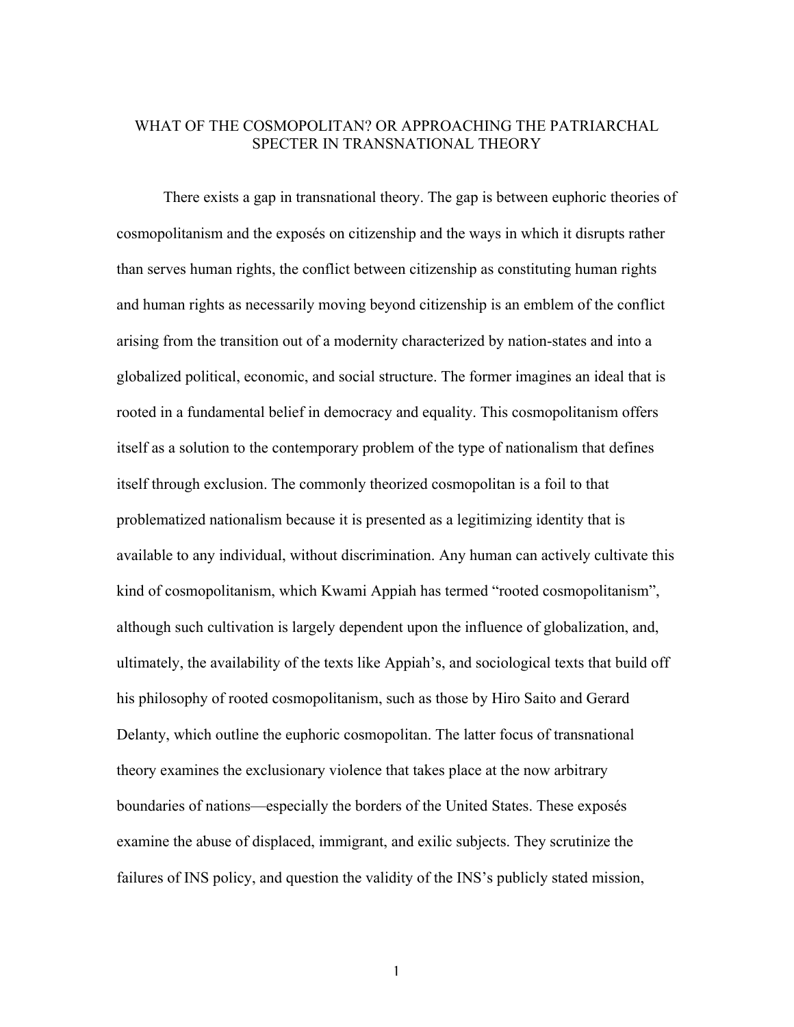# WHAT OF THE COSMOPOLITAN? OR APPROACHING THE PATRIARCHAL SPECTER IN TRANSNATIONAL THEORY

There exists a gap in transnational theory. The gap is between euphoric theories of cosmopolitanism and the exposés on citizenship and the ways in which it disrupts rather than serves human rights, the conflict between citizenship as constituting human rights and human rights as necessarily moving beyond citizenship is an emblem of the conflict arising from the transition out of a modernity characterized by nation-states and into a globalized political, economic, and social structure. The former imagines an ideal that is rooted in a fundamental belief in democracy and equality. This cosmopolitanism offers itself as a solution to the contemporary problem of the type of nationalism that defines itself through exclusion. The commonly theorized cosmopolitan is a foil to that problematized nationalism because it is presented as a legitimizing identity that is available to any individual, without discrimination. Any human can actively cultivate this kind of cosmopolitanism, which Kwami Appiah has termed "rooted cosmopolitanism", although such cultivation is largely dependent upon the influence of globalization, and, ultimately, the availability of the texts like Appiah's, and sociological texts that build off his philosophy of rooted cosmopolitanism, such as those by Hiro Saito and Gerard Delanty, which outline the euphoric cosmopolitan. The latter focus of transnational theory examines the exclusionary violence that takes place at the now arbitrary boundaries of nations—especially the borders of the United States. These exposés examine the abuse of displaced, immigrant, and exilic subjects. They scrutinize the failures of INS policy, and question the validity of the INS's publicly stated mission,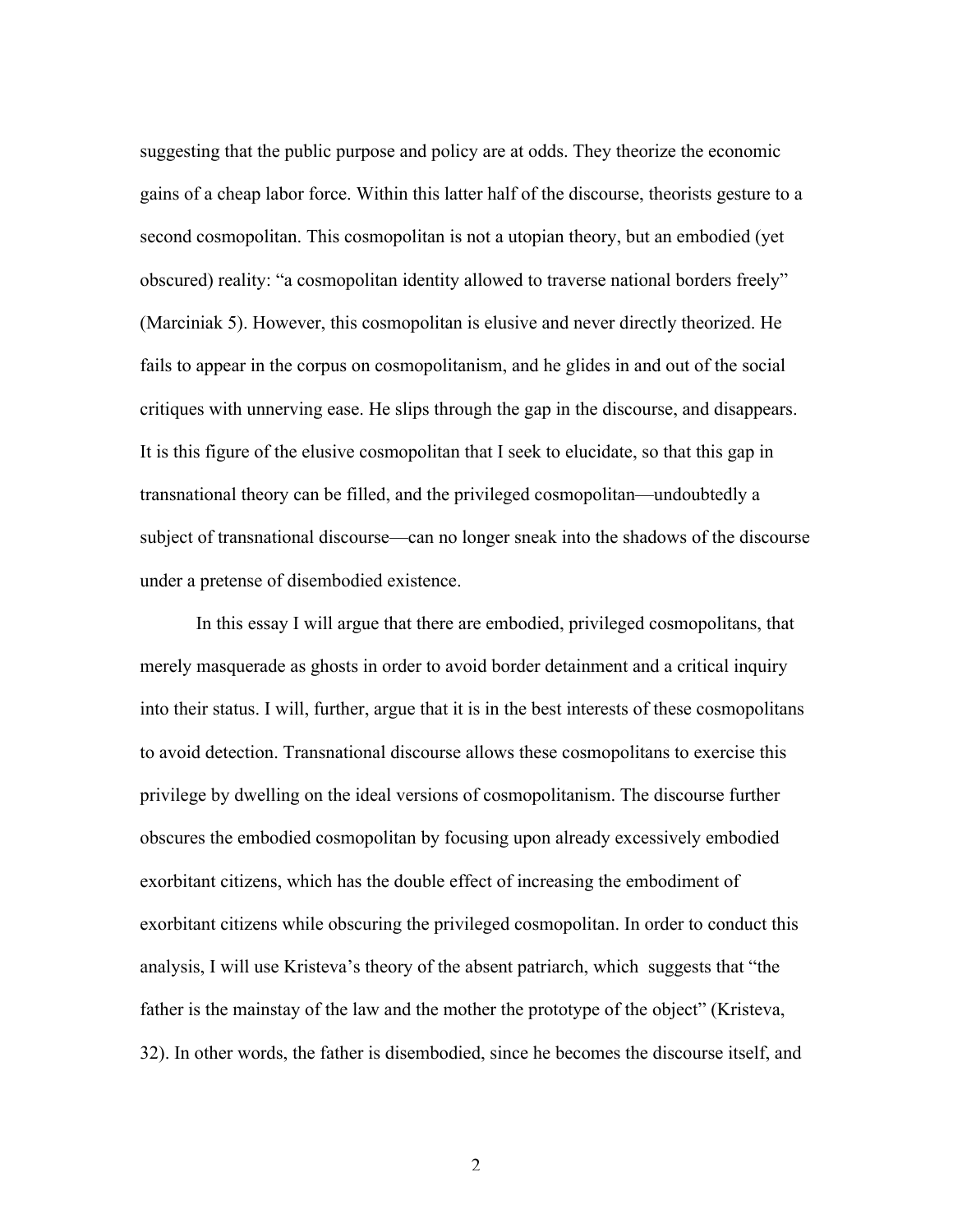suggesting that the public purpose and policy are at odds. They theorize the economic gains of a cheap labor force. Within this latter half of the discourse, theorists gesture to a second cosmopolitan. This cosmopolitan is not a utopian theory, but an embodied (yet obscured) reality: "a cosmopolitan identity allowed to traverse national borders freely" (Marciniak 5). However, this cosmopolitan is elusive and never directly theorized. He fails to appear in the corpus on cosmopolitanism, and he glides in and out of the social critiques with unnerving ease. He slips through the gap in the discourse, and disappears. It is this figure of the elusive cosmopolitan that I seek to elucidate, so that this gap in transnational theory can be filled, and the privileged cosmopolitan—undoubtedly a subject of transnational discourse—can no longer sneak into the shadows of the discourse under a pretense of disembodied existence.

In this essay I will argue that there are embodied, privileged cosmopolitans, that merely masquerade as ghosts in order to avoid border detainment and a critical inquiry into their status. I will, further, argue that it is in the best interests of these cosmopolitans to avoid detection. Transnational discourse allows these cosmopolitans to exercise this privilege by dwelling on the ideal versions of cosmopolitanism. The discourse further obscures the embodied cosmopolitan by focusing upon already excessively embodied exorbitant citizens, which has the double effect of increasing the embodiment of exorbitant citizens while obscuring the privileged cosmopolitan. In order to conduct this analysis, I will use Kristeva's theory of the absent patriarch, which suggests that "the father is the mainstay of the law and the mother the prototype of the object" (Kristeva, 32). In other words, the father is disembodied, since he becomes the discourse itself, and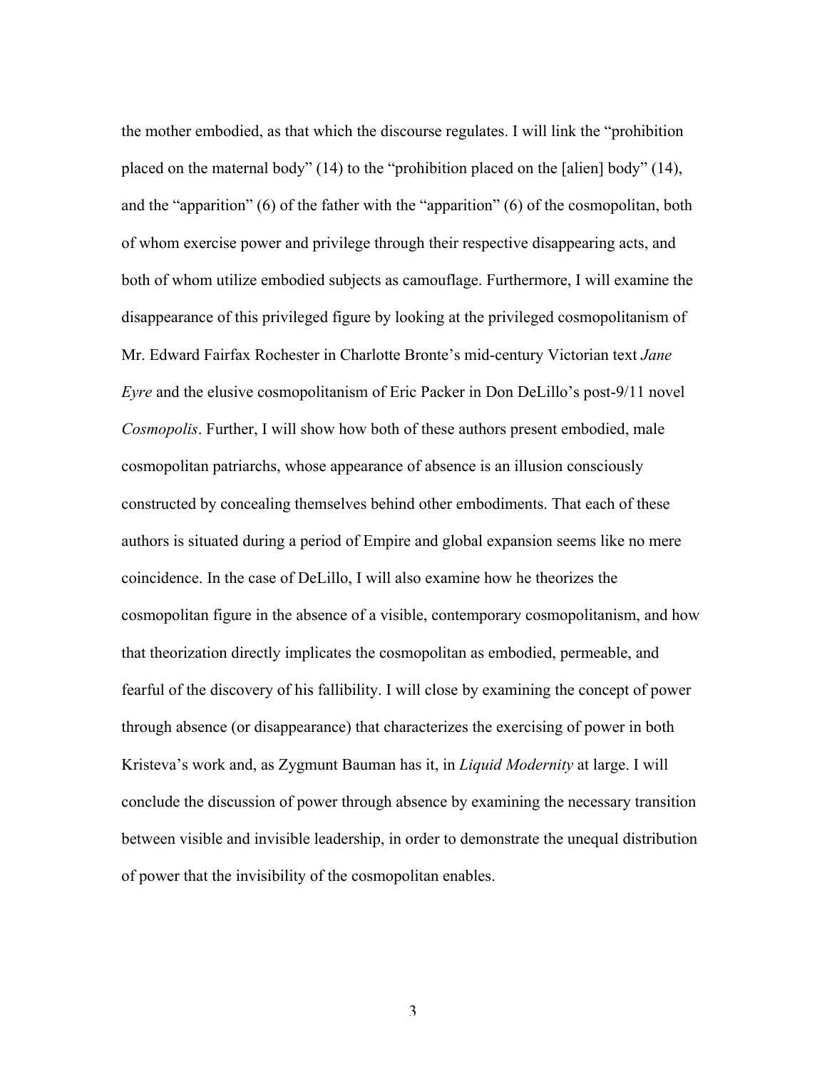the mother embodied, as that which the discourse regulates. I will link the "prohibition placed on the maternal body" (14) to the "prohibition placed on the [alien] body" (14), and the "apparition" (6) of the father with the "apparition" (6) of the cosmopolitan, both of whom exercise power and privilege through their respective disappearing acts, and both of whom utilize embodied subjects as camouflage. Furthermore, I will examine the disappearance of this privileged figure by looking at the privileged cosmopolitanism of Mr. Edward Fairfax Rochester in Charlotte Bronte's mid-century Victorian text *Jane Eyre* and the elusive cosmopolitanism of Eric Packer in Don DeLillo's post-9/11 novel *Cosmopolis*. Further, I will show how both of these authors present embodied, male cosmopolitan patriarchs, whose appearance of absence is an illusion consciously constructed by concealing themselves behind other embodiments. That each of these authors is situated during a period of Empire and global expansion seems like no mere coincidence. In the case of DeLillo, I will also examine how he theorizes the cosmopolitan figure in the absence of a visible, contemporary cosmopolitanism, and how that theorization directly implicates the cosmopolitan as embodied, permeable, and fearful of the discovery of his fallibility. I will close by examining the concept of power through absence (or disappearance) that characterizes the exercising of power in both Kristeva's work and, as Zygmunt Bauman has it, in *Liquid Modernity* at large. I will conclude the discussion of power through absence by examining the necessary transition between visible and invisible leadership, in order to demonstrate the unequal distribution of power that the invisibility of the cosmopolitan enables.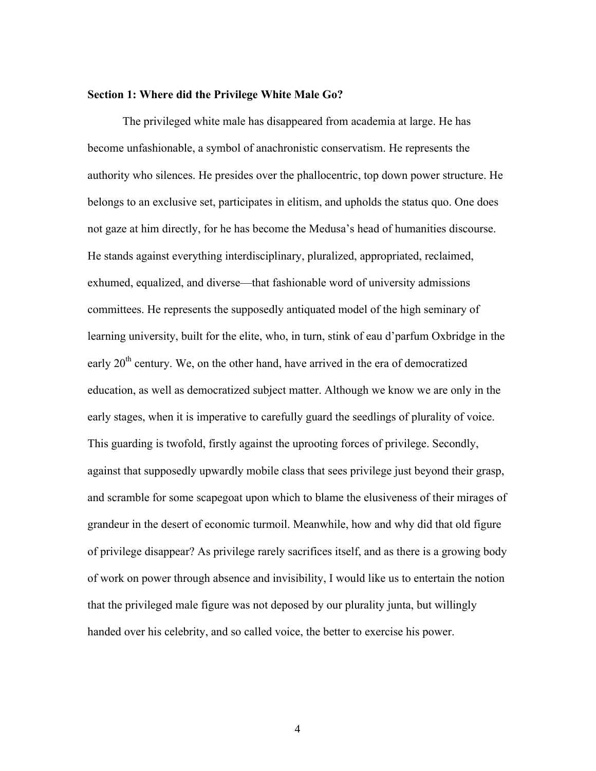**Section 1: Where did the Privilege White Male Go?**

The privileged white male has disappeared from academia at large. He has become unfashionable, a symbol of anachronistic conservatism. He represents the authority who silences. He presides over the phallocentric, top down power structure. He belongs to an exclusive set, participates in elitism, and upholds the status quo. One does not gaze at him directly, for he has become the Medusa's head of humanities discourse. He stands against everything interdisciplinary, pluralized, appropriated, reclaimed, exhumed, equalized, and diverse—that fashionable word of university admissions committees. He represents the supposedly antiquated model of the high seminary of learning university, built for the elite, who, in turn, stink of eau d'parfum Oxbridge in the early 20th century. We, on the other hand, have arrived in the era of democratized education, as well as democratized subject matter. Although we know we are only in the early stages, when it is imperative to carefully guard the seedlings of plurality of voice. This guarding is twofold, firstly against the uprooting forces of privilege. Secondly, against that supposedly upwardly mobile class that sees privilege just beyond their grasp, and scramble for some scapegoat upon which to blame the elusiveness of their mirages of grandeur in the desert of economic turmoil. Meanwhile, how and why did that old figure of privilege disappear? As privilege rarely sacrifices itself, and as there is a growing body of work on power through absence and invisibility, I would like us to entertain the notion that the privileged male figure was not deposed by our plurality junta, but willingly handed over his celebrity, and so called voice, the better to exercise his power.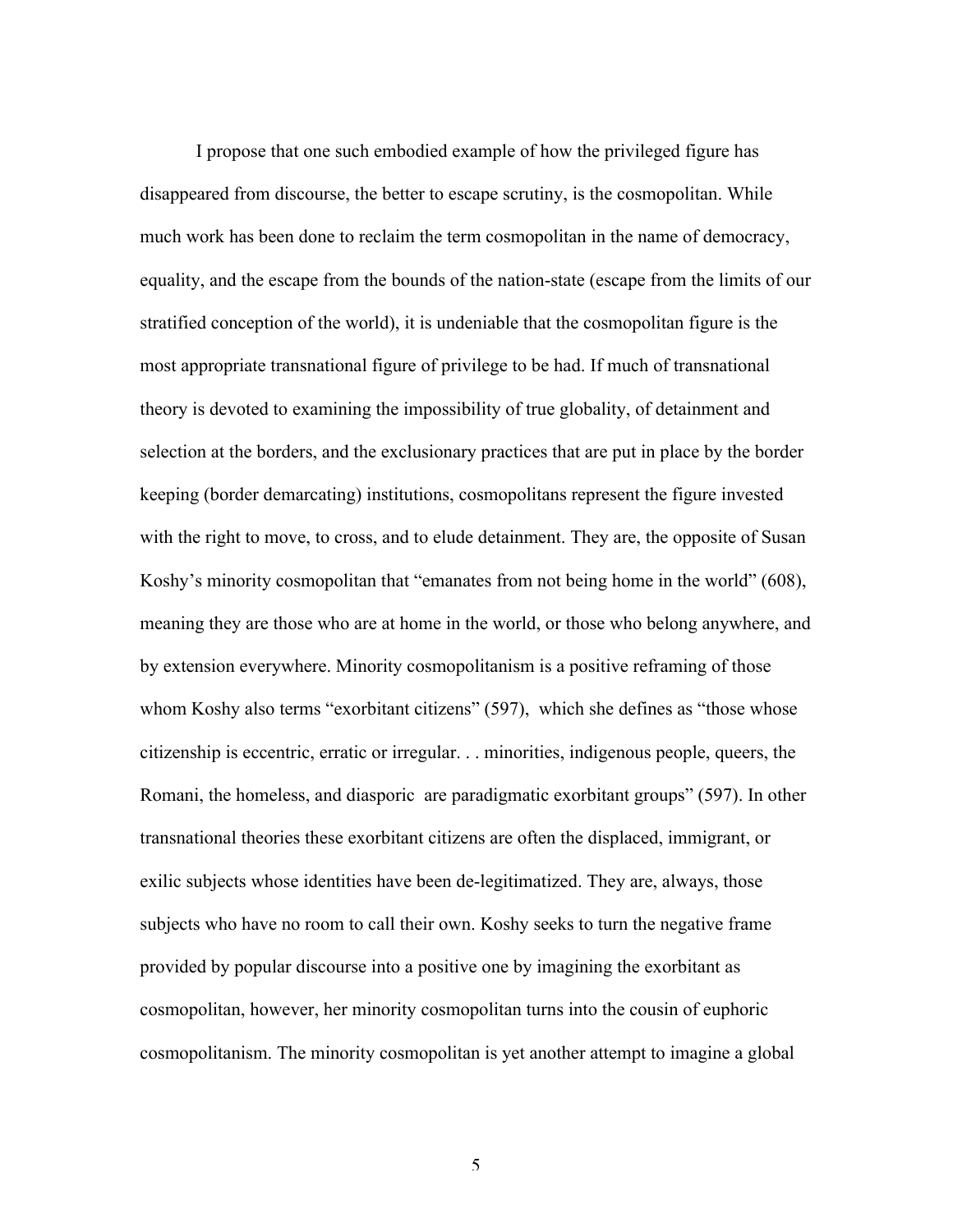I propose that one such embodied example of how the privileged figure has disappeared from discourse, the better to escape scrutiny, is the cosmopolitan. While much work has been done to reclaim the term cosmopolitan in the name of democracy, equality, and the escape from the bounds of the nation-state (escape from the limits of our stratified conception of the world), it is undeniable that the cosmopolitan figure is the most appropriate transnational figure of privilege to be had. If much of transnational theory is devoted to examining the impossibility of true globality, of detainment and selection at the borders, and the exclusionary practices that are put in place by the border keeping (border demarcating) institutions, cosmopolitans represent the figure invested with the right to move, to cross, and to elude detainment. They are, the opposite of Susan Koshy's minority cosmopolitan that "emanates from not being home in the world" (608), meaning they are those who are at home in the world, or those who belong anywhere, and by extension everywhere. Minority cosmopolitanism is a positive reframing of those whom Koshy also terms "exorbitant citizens" (597), which she defines as "those whose citizenship is eccentric, erratic or irregular. . . minorities, indigenous people, queers, the Romani, the homeless, and diasporic are paradigmatic exorbitant groups" (597). In other transnational theories these exorbitant citizens are often the displaced, immigrant, or exilic subjects whose identities have been de-legitimatized. They are, always, those subjects who have no room to call their own. Koshy seeks to turn the negative frame provided by popular discourse into a positive one by imagining the exorbitant as cosmopolitan, however, her minority cosmopolitan turns into the cousin of euphoric cosmopolitanism. The minority cosmopolitan is yet another attempt to imagine a global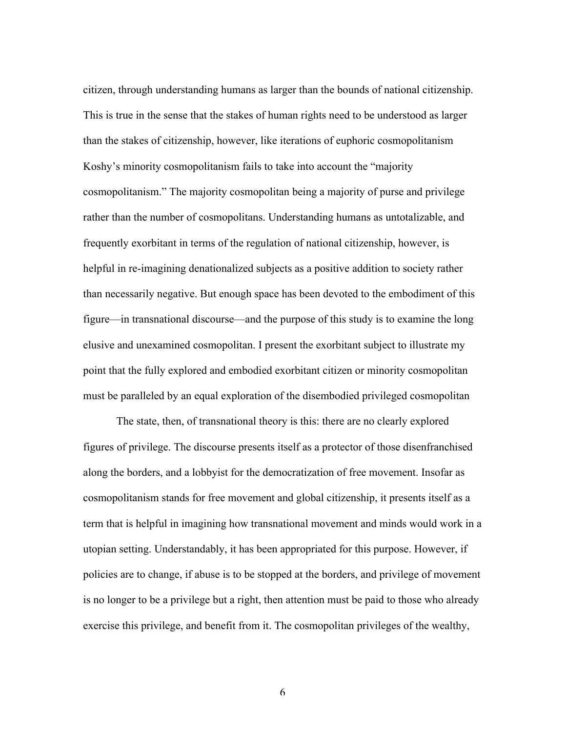citizen, through understanding humans as larger than the bounds of national citizenship. This is true in the sense that the stakes of human rights need to be understood as larger than the stakes of citizenship, however, like iterations of euphoric cosmopolitanism Koshy's minority cosmopolitanism fails to take into account the "majority cosmopolitanism." The majority cosmopolitan being a majority of purse and privilege rather than the number of cosmopolitans. Understanding humans as untotalizable, and frequently exorbitant in terms of the regulation of national citizenship, however, is helpful in re-imagining denationalized subjects as a positive addition to society rather than necessarily negative. But enough space has been devoted to the embodiment of this figure—in transnational discourse—and the purpose of this study is to examine the long elusive and unexamined cosmopolitan. I present the exorbitant subject to illustrate my point that the fully explored and embodied exorbitant citizen or minority cosmopolitan must be paralleled by an equal exploration of the disembodied privileged cosmopolitan

The state, then, of transnational theory is this: there are no clearly explored figures of privilege. The discourse presents itself as a protector of those disenfranchised along the borders, and a lobbyist for the democratization of free movement. Insofar as cosmopolitanism stands for free movement and global citizenship, it presents itself as a term that is helpful in imagining how transnational movement and minds would work in a utopian setting. Understandably, it has been appropriated for this purpose. However, if policies are to change, if abuse is to be stopped at the borders, and privilege of movement is no longer to be a privilege but a right, then attention must be paid to those who already exercise this privilege, and benefit from it. The cosmopolitan privileges of the wealthy,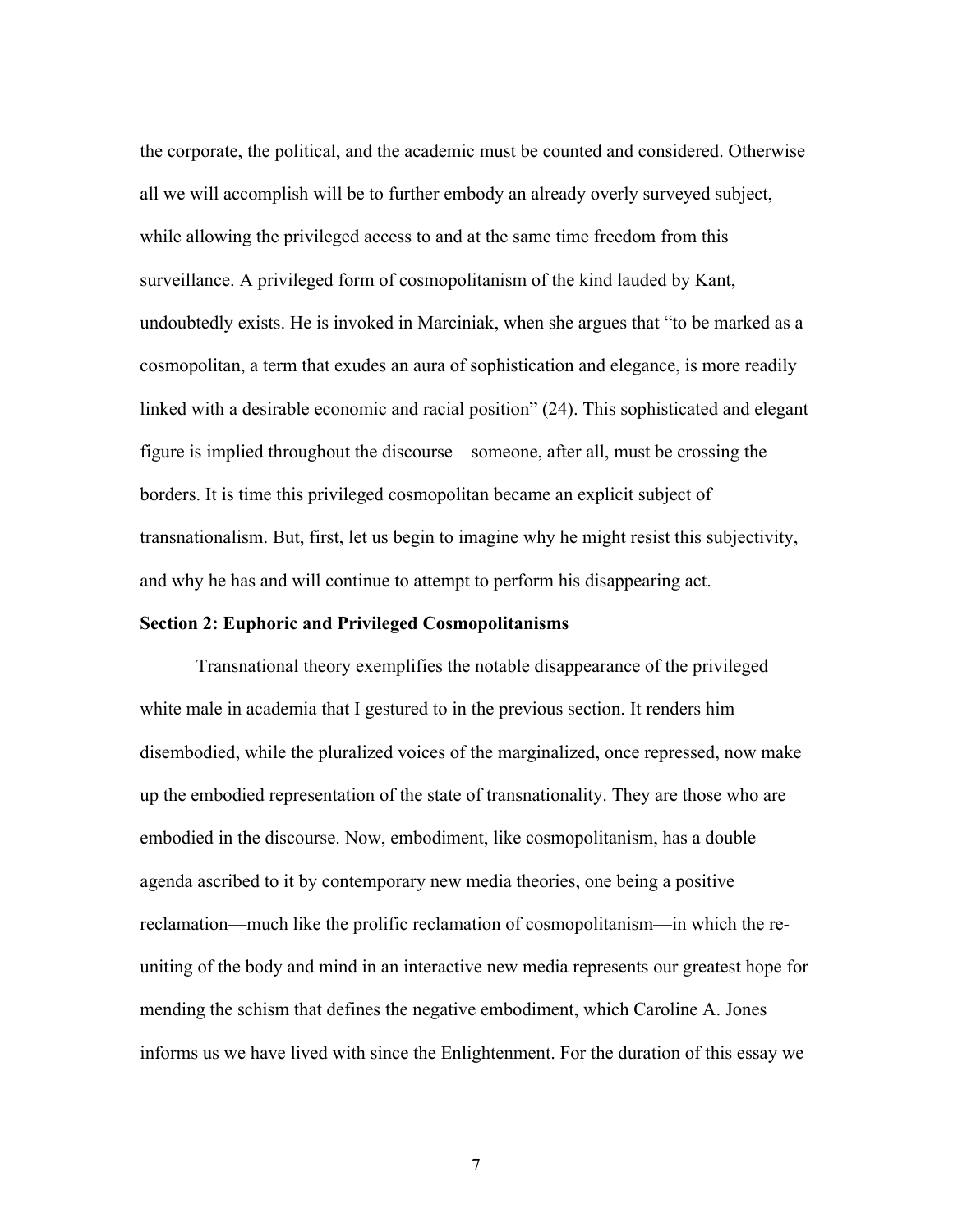the corporate, the political, and the academic must be counted and considered. Otherwise all we will accomplish will be to further embody an already overly surveyed subject, while allowing the privileged access to and at the same time freedom from this surveillance. A privileged form of cosmopolitanism of the kind lauded by Kant, undoubtedly exists. He is invoked in Marciniak, when she argues that "to be marked as a cosmopolitan, a term that exudes an aura of sophistication and elegance, is more readily linked with a desirable economic and racial position" (24). This sophisticated and elegant figure is implied throughout the discourse—someone, after all, must be crossing the borders. It is time this privileged cosmopolitan became an explicit subject of transnationalism. But, first, let us begin to imagine why he might resist this subjectivity, and why he has and will continue to attempt to perform his disappearing act.

**Section 2: Euphoric and Privileged Cosmopolitanisms**

Transnational theory exemplifies the notable disappearance of the privileged white male in academia that I gestured to in the previous section. It renders him disembodied, while the pluralized voices of the marginalized, once repressed, now make up the embodied representation of the state of transnationality. They are those who are embodied in the discourse. Now, embodiment, like cosmopolitanism, has a double agenda ascribed to it by contemporary new media theories, one being a positive reclamation—much like the prolific reclamation of cosmopolitanism—in which the re-uniting of the body and mind in an interactive new media represents our greatest hope for mending the schism that defines the negative embodiment, which Caroline A. Jones informs us we have lived with since the Enlightenment. For the duration of this essay we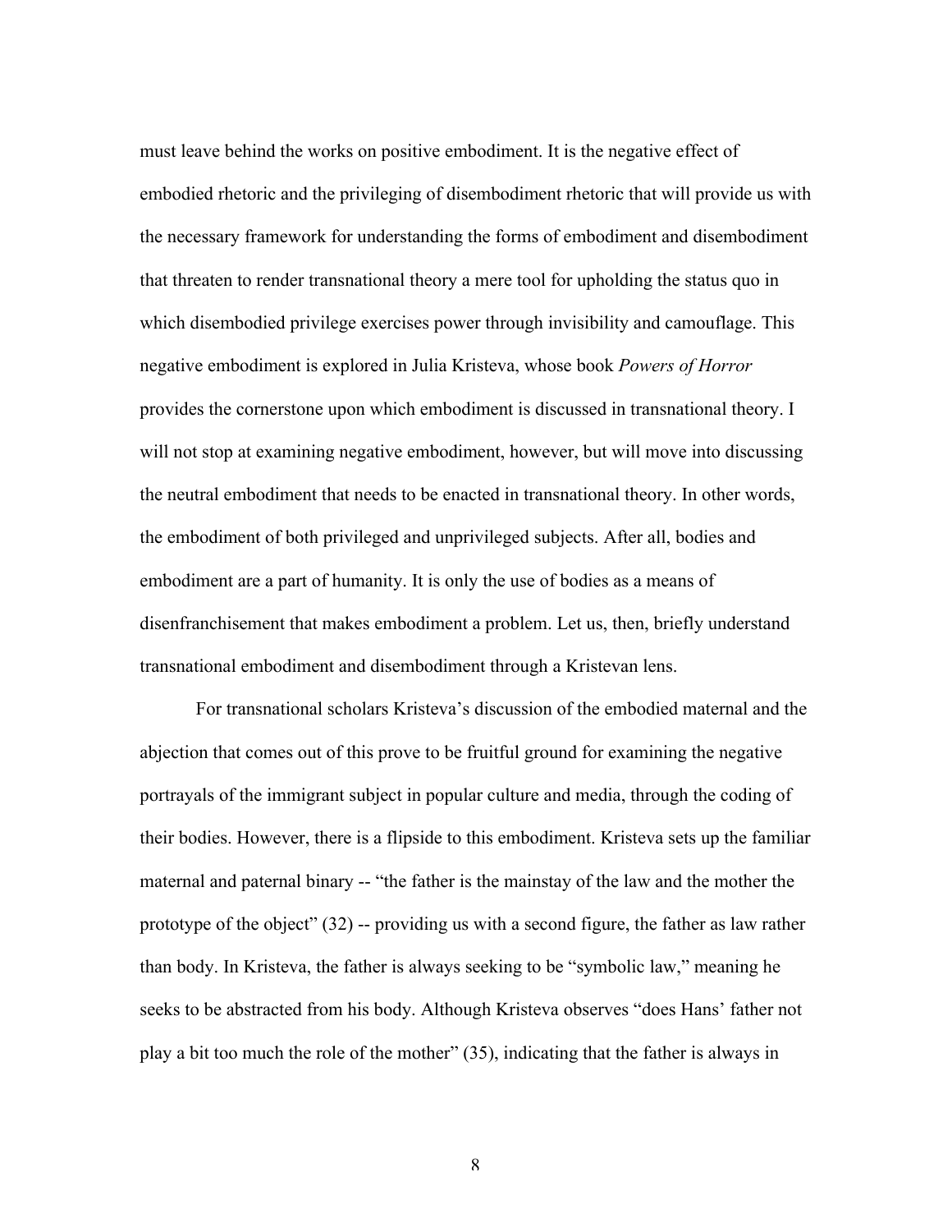must leave behind the works on positive embodiment. It is the negative effect of embodied rhetoric and the privileging of disembodiment rhetoric that will provide us with the necessary framework for understanding the forms of embodiment and disembodiment that threaten to render transnational theory a mere tool for upholding the status quo in which disembodied privilege exercises power through invisibility and camouflage. This negative embodiment is explored in Julia Kristeva, whose book *Powers of Horror* provides the cornerstone upon which embodiment is discussed in transnational theory. I will not stop at examining negative embodiment, however, but will move into discussing the neutral embodiment that needs to be enacted in transnational theory. In other words, the embodiment of both privileged and unprivileged subjects. After all, bodies and embodiment are a part of humanity. It is only the use of bodies as a means of disenfranchisement that makes embodiment a problem. Let us, then, briefly understand transnational embodiment and disembodiment through a Kristevan lens.

For transnational scholars Kristeva's discussion of the embodied maternal and the abjection that comes out of this prove to be fruitful ground for examining the negative portrayals of the immigrant subject in popular culture and media, through the coding of their bodies. However, there is a flipside to this embodiment. Kristeva sets up the familiar maternal and paternal binary -- "the father is the mainstay of the law and the mother the prototype of the object" (32) -- providing us with a second figure, the father as law rather than body. In Kristeva, the father is always seeking to be "symbolic law," meaning he seeks to be abstracted from his body. Although Kristeva observes "does Hans' father not play a bit too much the role of the mother" (35), indicating that the father is always in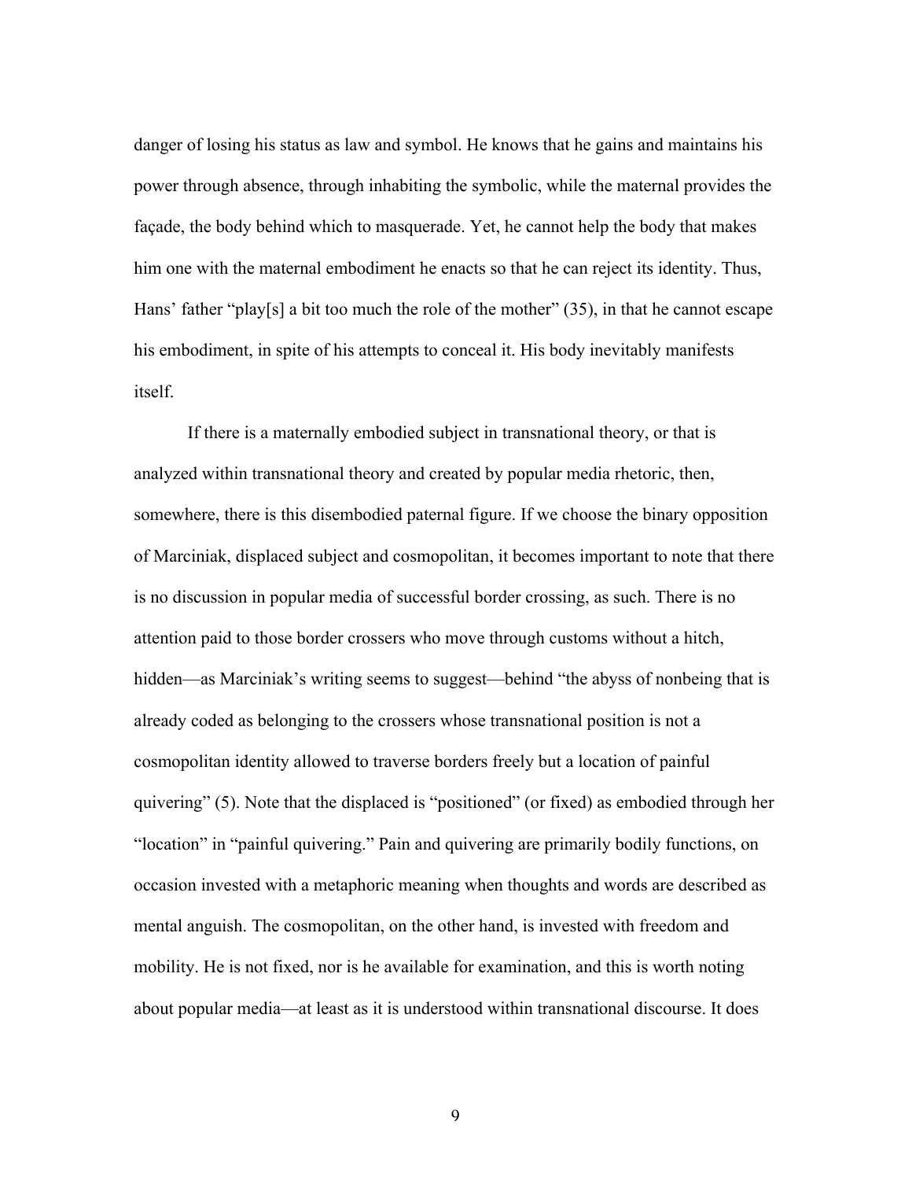danger of losing his status as law and symbol. He knows that he gains and maintains his power through absence, through inhabiting the symbolic, while the maternal provides the façade, the body behind which to masquerade. Yet, he cannot help the body that makes him one with the maternal embodiment he enacts so that he can reject its identity. Thus, Hans' father "play[s] a bit too much the role of the mother" (35), in that he cannot escape his embodiment, in spite of his attempts to conceal it. His body inevitably manifests itself.

If there is a maternally embodied subject in transnational theory, or that is analyzed within transnational theory and created by popular media rhetoric, then, somewhere, there is this disembodied paternal figure. If we choose the binary opposition of Marciniak, displaced subject and cosmopolitan, it becomes important to note that there is no discussion in popular media of successful border crossing, as such. There is no attention paid to those border crossers who move through customs without a hitch, hidden—as Marciniak's writing seems to suggest—behind "the abyss of nonbeing that is already coded as belonging to the crossers whose transnational position is not a cosmopolitan identity allowed to traverse borders freely but a location of painful quivering" (5). Note that the displaced is "positioned" (or fixed) as embodied through her "location" in "painful quivering." Pain and quivering are primarily bodily functions, on occasion invested with a metaphoric meaning when thoughts and words are described as mental anguish. The cosmopolitan, on the other hand, is invested with freedom and mobility. He is not fixed, nor is he available for examination, and this is worth noting about popular media—at least as it is understood within transnational discourse. It does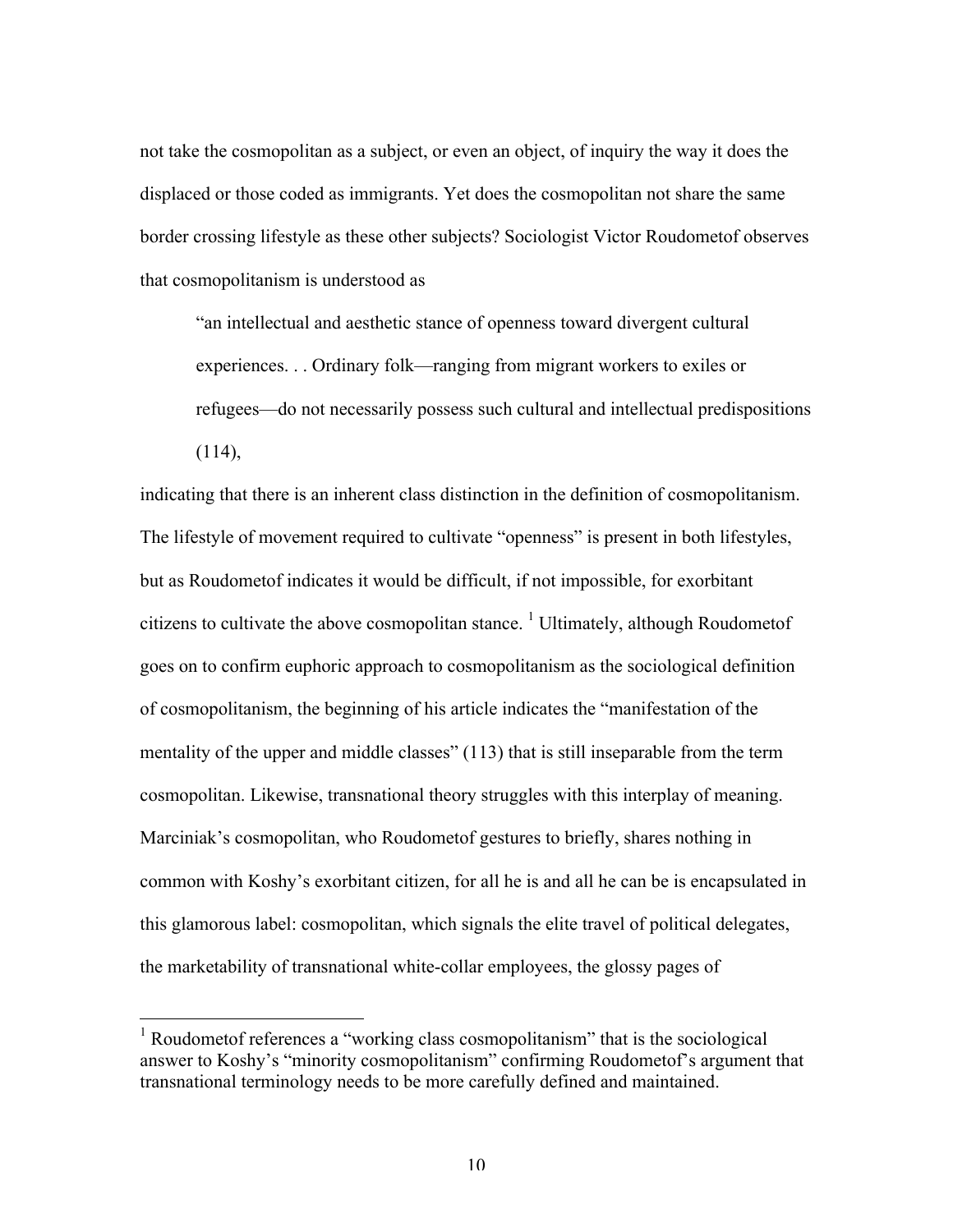not take the cosmopolitan as a subject, or even an object, of inquiry the way it does the displaced or those coded as immigrants. Yet does the cosmopolitan not share the same border crossing lifestyle as these other subjects? Sociologist Victor Roudometof observes that cosmopolitanism is understood as

> "an intellectual and aesthetic stance of openness toward divergent cultural experiences. . . Ordinary folk—ranging from migrant workers to exiles or refugees—do not necessarily possess such cultural and intellectual predispositions (114),

indicating that there is an inherent class distinction in the definition of cosmopolitanism. The lifestyle of movement required to cultivate "openness" is present in both lifestyles, but as Roudometof indicates it would be difficult, if not impossible, for exorbitant citizens to cultivate the above cosmopolitan stance. [1] Ultimately, although Roudometof goes on to confirm euphoric approach to cosmopolitanism as the sociological definition of cosmopolitanism, the beginning of his article indicates the "manifestation of the mentality of the upper and middle classes" (113) that is still inseparable from the term cosmopolitan. Likewise, transnational theory struggles with this interplay of meaning. Marciniak's cosmopolitan, who Roudometof gestures to briefly, shares nothing in common with Koshy's exorbitant citizen, for all he is and all he can be is encapsulated in this glamorous label: cosmopolitan, which signals the elite travel of political delegates, the marketability of transnational white-collar employees, the glossy pages of

---

[1] Roudometof references a "working class cosmopolitanism" that is the sociological answer to Koshy's "minority cosmopolitanism" confirming Roudometof's argument that transnational terminology needs to be more carefully defined and maintained.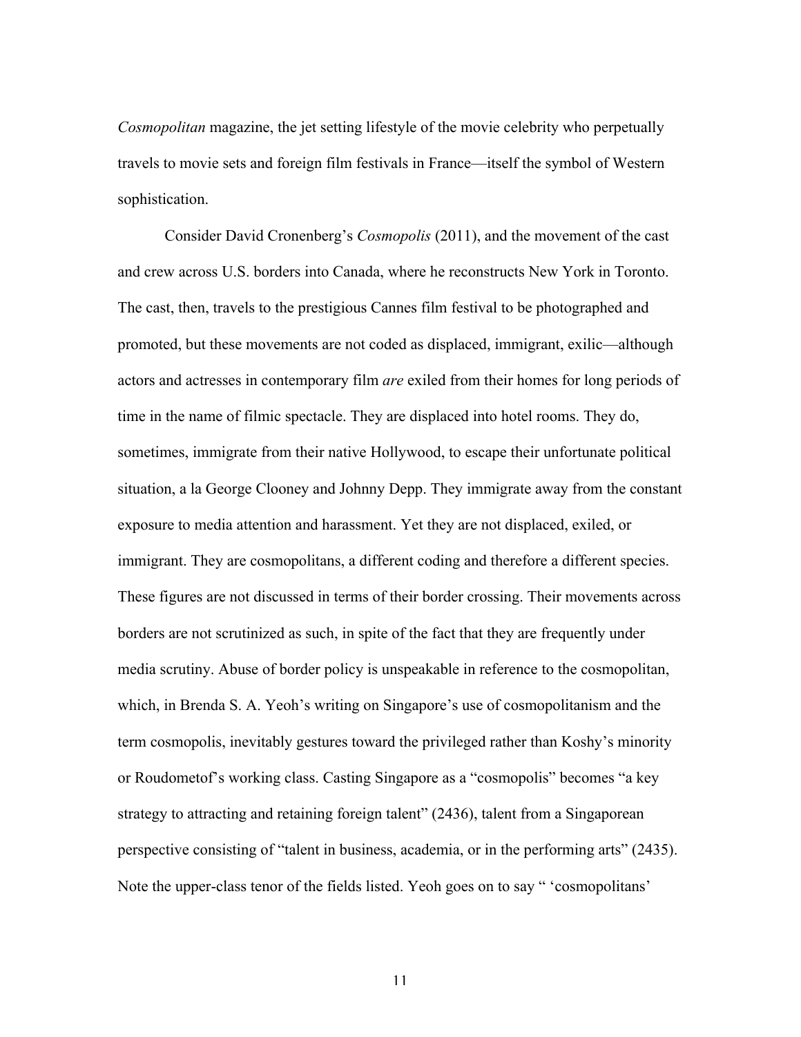*Cosmopolitan* magazine, the jet setting lifestyle of the movie celebrity who perpetually travels to movie sets and foreign film festivals in France—itself the symbol of Western sophistication.

Consider David Cronenberg's *Cosmopolis* (2011), and the movement of the cast and crew across U.S. borders into Canada, where he reconstructs New York in Toronto. The cast, then, travels to the prestigious Cannes film festival to be photographed and promoted, but these movements are not coded as displaced, immigrant, exilic—although actors and actresses in contemporary film *are* exiled from their homes for long periods of time in the name of filmic spectacle. They are displaced into hotel rooms. They do, sometimes, immigrate from their native Hollywood, to escape their unfortunate political situation, a la George Clooney and Johnny Depp. They immigrate away from the constant exposure to media attention and harassment. Yet they are not displaced, exiled, or immigrant. They are cosmopolitans, a different coding and therefore a different species. These figures are not discussed in terms of their border crossing. Their movements across borders are not scrutinized as such, in spite of the fact that they are frequently under media scrutiny. Abuse of border policy is unspeakable in reference to the cosmopolitan, which, in Brenda S. A. Yeoh's writing on Singapore's use of cosmopolitanism and the term cosmopolis, inevitably gestures toward the privileged rather than Koshy's minority or Roudometof's working class. Casting Singapore as a "cosmopolis" becomes "a key strategy to attracting and retaining foreign talent" (2436), talent from a Singaporean perspective consisting of "talent in business, academia, or in the performing arts" (2435). Note the upper-class tenor of the fields listed. Yeoh goes on to say " 'cosmopolitans'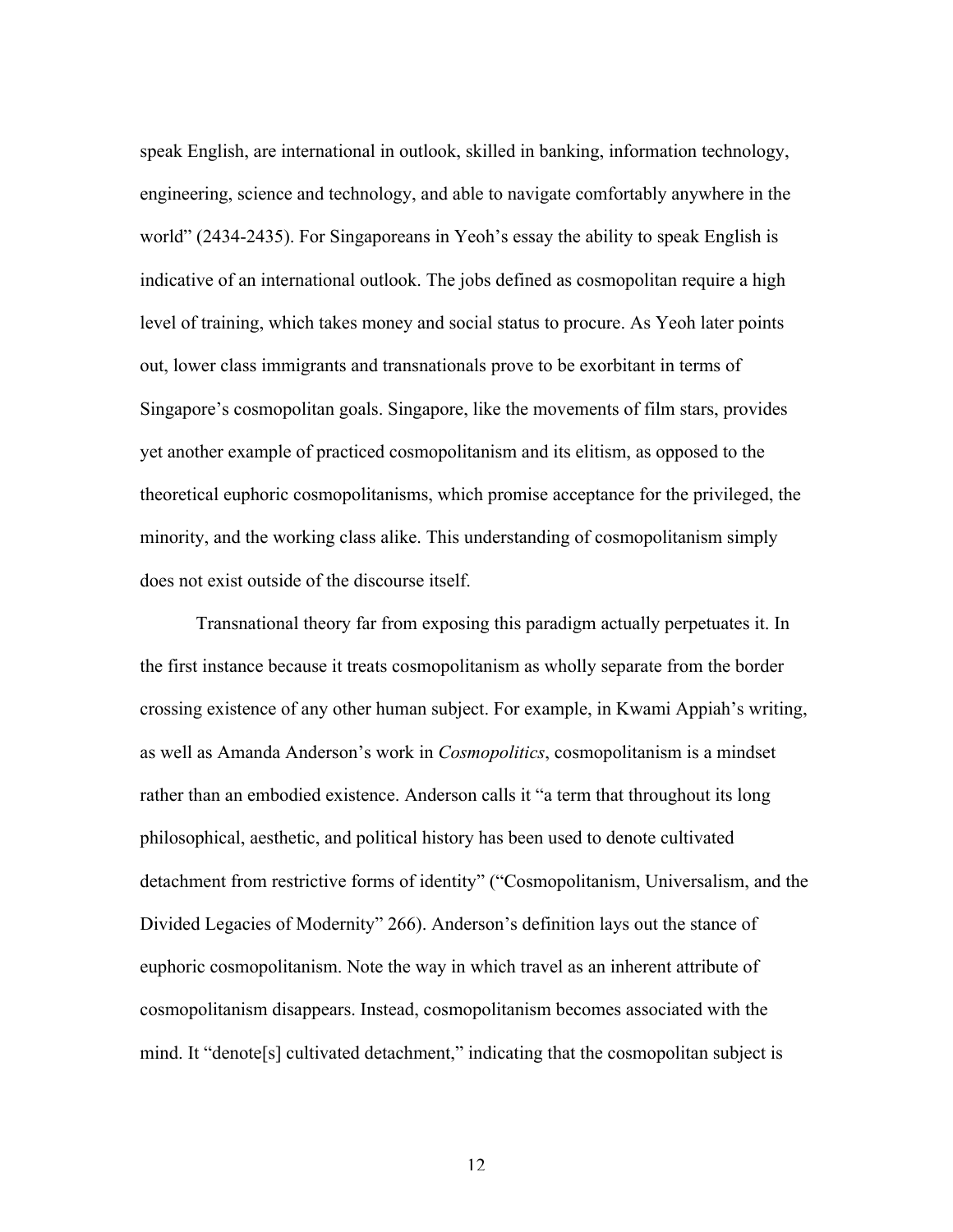speak English, are international in outlook, skilled in banking, information technology, engineering, science and technology, and able to navigate comfortably anywhere in the world" (2434-2435). For Singaporeans in Yeoh's essay the ability to speak English is indicative of an international outlook. The jobs defined as cosmopolitan require a high level of training, which takes money and social status to procure. As Yeoh later points out, lower class immigrants and transnationals prove to be exorbitant in terms of Singapore's cosmopolitan goals. Singapore, like the movements of film stars, provides yet another example of practiced cosmopolitanism and its elitism, as opposed to the theoretical euphoric cosmopolitanisms, which promise acceptance for the privileged, the minority, and the working class alike. This understanding of cosmopolitanism simply does not exist outside of the discourse itself.

Transnational theory far from exposing this paradigm actually perpetuates it. In the first instance because it treats cosmopolitanism as wholly separate from the border crossing existence of any other human subject. For example, in Kwami Appiah's writing, as well as Amanda Anderson's work in *Cosmopolitics*, cosmopolitanism is a mindset rather than an embodied existence. Anderson calls it "a term that throughout its long philosophical, aesthetic, and political history has been used to denote cultivated detachment from restrictive forms of identity" ("Cosmopolitanism, Universalism, and the Divided Legacies of Modernity" 266). Anderson's definition lays out the stance of euphoric cosmopolitanism. Note the way in which travel as an inherent attribute of cosmopolitanism disappears. Instead, cosmopolitanism becomes associated with the mind. It "denote[s] cultivated detachment," indicating that the cosmopolitan subject is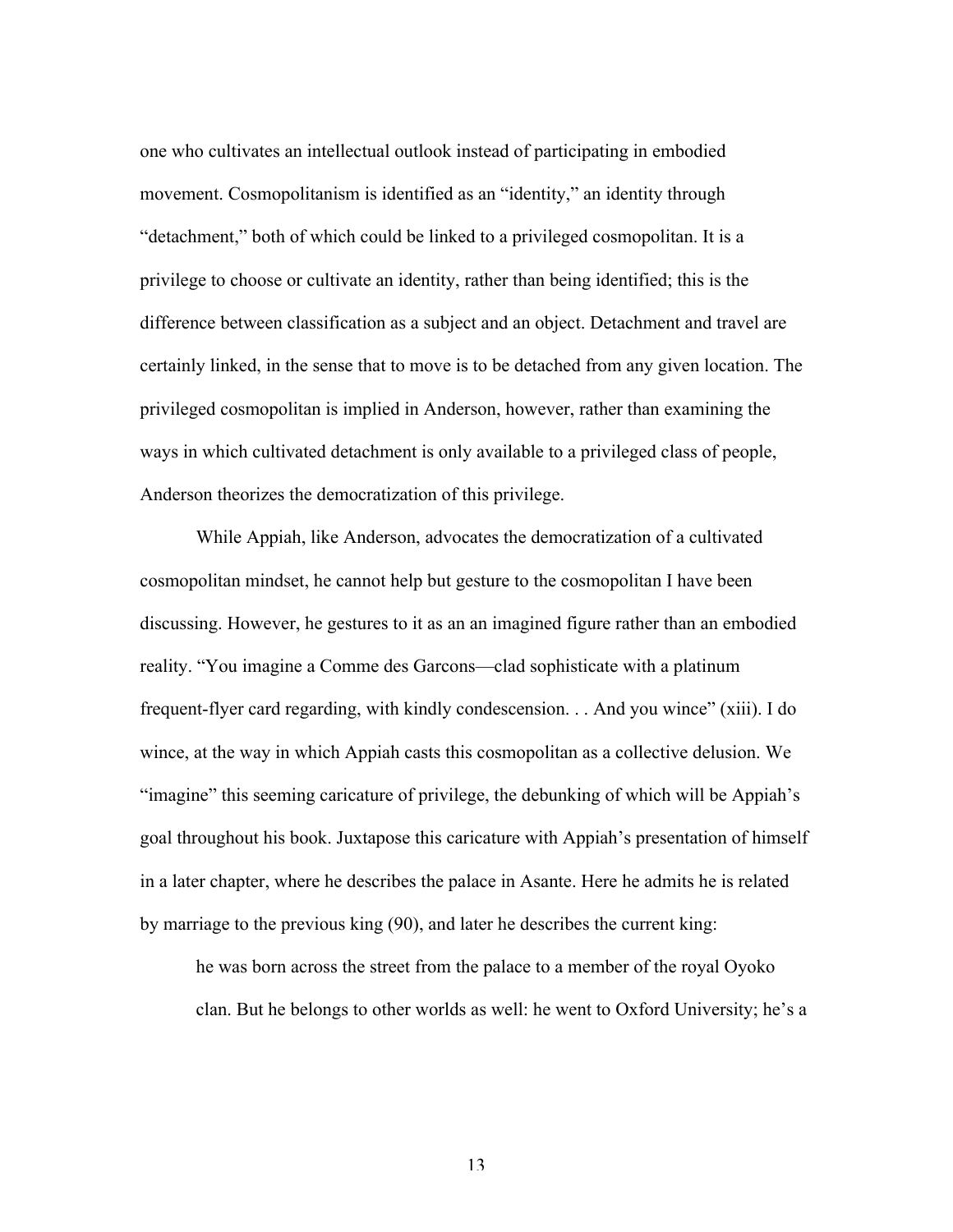one who cultivates an intellectual outlook instead of participating in embodied movement. Cosmopolitanism is identified as an "identity," an identity through "detachment," both of which could be linked to a privileged cosmopolitan. It is a privilege to choose or cultivate an identity, rather than being identified; this is the difference between classification as a subject and an object. Detachment and travel are certainly linked, in the sense that to move is to be detached from any given location. The privileged cosmopolitan is implied in Anderson, however, rather than examining the ways in which cultivated detachment is only available to a privileged class of people, Anderson theorizes the democratization of this privilege.

While Appiah, like Anderson, advocates the democratization of a cultivated cosmopolitan mindset, he cannot help but gesture to the cosmopolitan I have been discussing. However, he gestures to it as an an imagined figure rather than an embodied reality. "You imagine a Comme des Garcons—clad sophisticate with a platinum frequent-flyer card regarding, with kindly condescension. . . And you wince" (xiii). I do wince, at the way in which Appiah casts this cosmopolitan as a collective delusion. We "imagine" this seeming caricature of privilege, the debunking of which will be Appiah's goal throughout his book. Juxtapose this caricature with Appiah's presentation of himself in a later chapter, where he describes the palace in Asante. Here he admits he is related by marriage to the previous king (90), and later he describes the current king:

> he was born across the street from the palace to a member of the royal Oyoko clan. But he belongs to other worlds as well: he went to Oxford University; he's a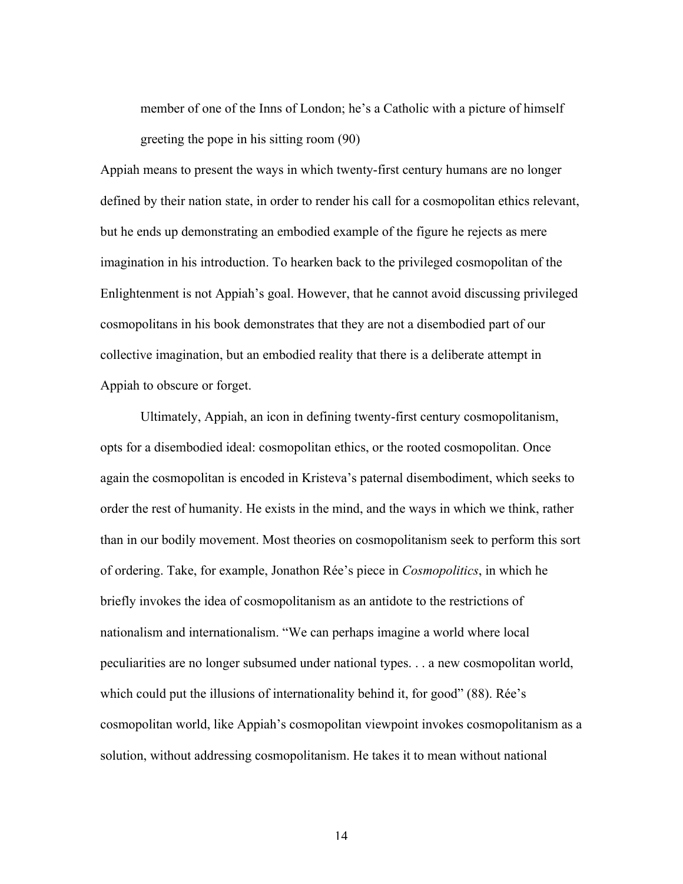> member of one of the Inns of London; he's a Catholic with a picture of himself greeting the pope in his sitting room (90)

Appiah means to present the ways in which twenty-first century humans are no longer defined by their nation state, in order to render his call for a cosmopolitan ethics relevant, but he ends up demonstrating an embodied example of the figure he rejects as mere imagination in his introduction. To hearken back to the privileged cosmopolitan of the Enlightenment is not Appiah's goal. However, that he cannot avoid discussing privileged cosmopolitans in his book demonstrates that they are not a disembodied part of our collective imagination, but an embodied reality that there is a deliberate attempt in Appiah to obscure or forget.

Ultimately, Appiah, an icon in defining twenty-first century cosmopolitanism, opts for a disembodied ideal: cosmopolitan ethics, or the rooted cosmopolitan. Once again the cosmopolitan is encoded in Kristeva's paternal disembodiment, which seeks to order the rest of humanity. He exists in the mind, and the ways in which we think, rather than in our bodily movement. Most theories on cosmopolitanism seek to perform this sort of ordering. Take, for example, Jonathon Rée's piece in *Cosmopolitics*, in which he briefly invokes the idea of cosmopolitanism as an antidote to the restrictions of nationalism and internationalism. "We can perhaps imagine a world where local peculiarities are no longer subsumed under national types. . . a new cosmopolitan world, which could put the illusions of internationality behind it, for good" (88). Rée's cosmopolitan world, like Appiah's cosmopolitan viewpoint invokes cosmopolitanism as a solution, without addressing cosmopolitanism. He takes it to mean without national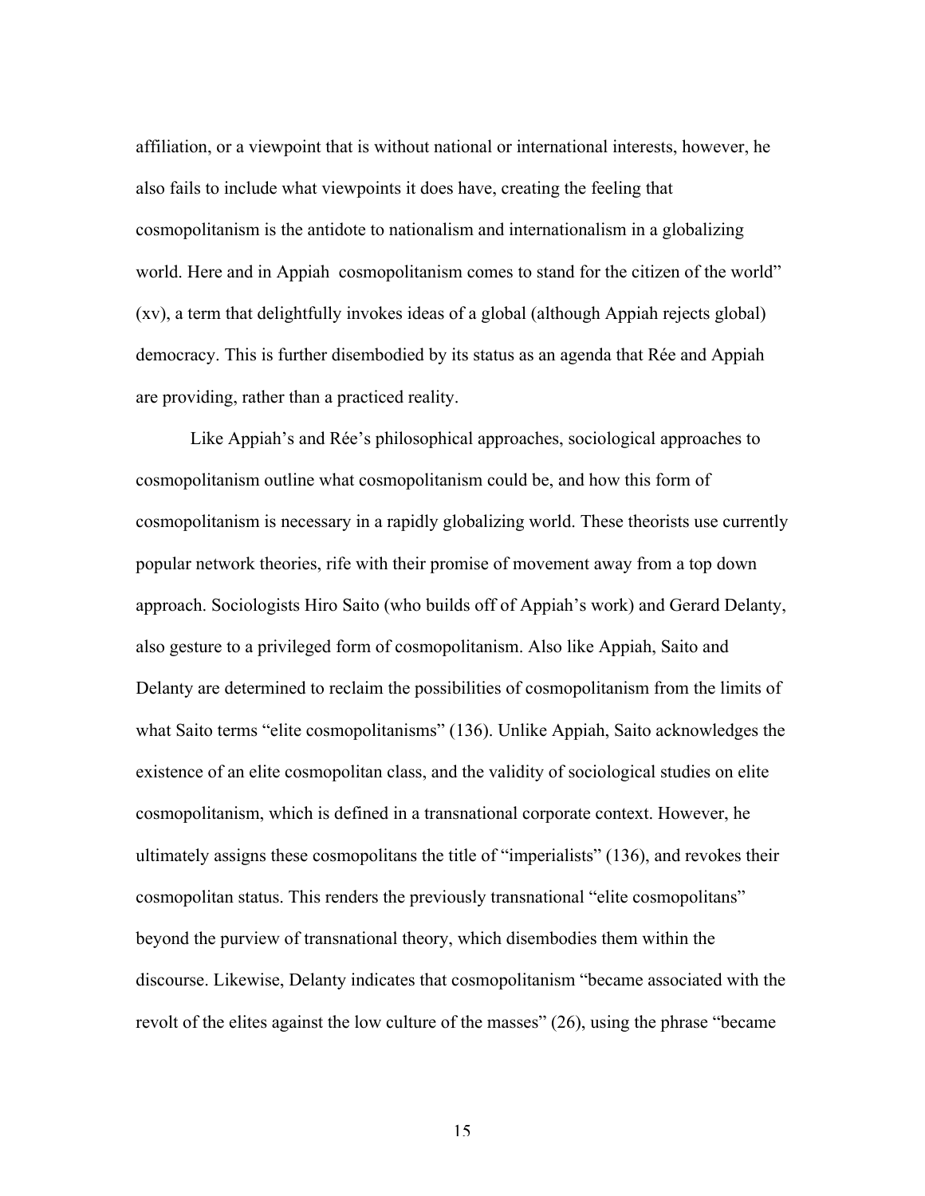affiliation, or a viewpoint that is without national or international interests, however, he also fails to include what viewpoints it does have, creating the feeling that cosmopolitanism is the antidote to nationalism and internationalism in a globalizing world. Here and in Appiah  cosmopolitanism comes to stand for the citizen of the world" (xv), a term that delightfully invokes ideas of a global (although Appiah rejects global) democracy. This is further disembodied by its status as an agenda that Rée and Appiah are providing, rather than a practiced reality.

Like Appiah's and Rée's philosophical approaches, sociological approaches to cosmopolitanism outline what cosmopolitanism could be, and how this form of cosmopolitanism is necessary in a rapidly globalizing world. These theorists use currently popular network theories, rife with their promise of movement away from a top down approach. Sociologists Hiro Saito (who builds off of Appiah's work) and Gerard Delanty, also gesture to a privileged form of cosmopolitanism. Also like Appiah, Saito and Delanty are determined to reclaim the possibilities of cosmopolitanism from the limits of what Saito terms "elite cosmopolitanisms" (136). Unlike Appiah, Saito acknowledges the existence of an elite cosmopolitan class, and the validity of sociological studies on elite cosmopolitanism, which is defined in a transnational corporate context. However, he ultimately assigns these cosmopolitans the title of "imperialists" (136), and revokes their cosmopolitan status. This renders the previously transnational "elite cosmopolitans" beyond the purview of transnational theory, which disembodies them within the discourse. Likewise, Delanty indicates that cosmopolitanism "became associated with the revolt of the elites against the low culture of the masses" (26), using the phrase "became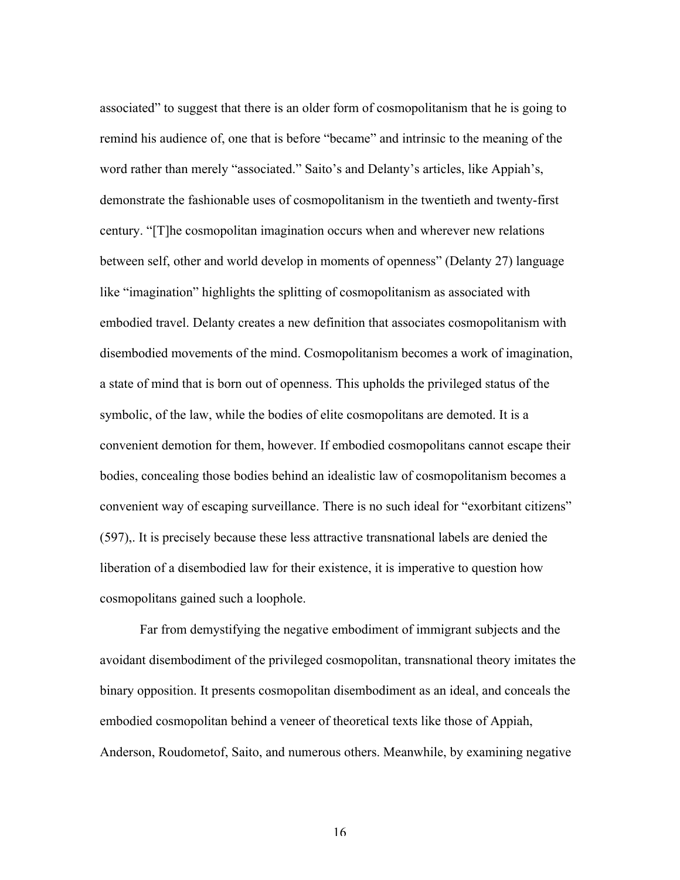associated" to suggest that there is an older form of cosmopolitanism that he is going to remind his audience of, one that is before "became" and intrinsic to the meaning of the word rather than merely "associated." Saito's and Delanty's articles, like Appiah's, demonstrate the fashionable uses of cosmopolitanism in the twentieth and twenty-first century. "[T]he cosmopolitan imagination occurs when and wherever new relations between self, other and world develop in moments of openness" (Delanty 27) language like "imagination" highlights the splitting of cosmopolitanism as associated with embodied travel. Delanty creates a new definition that associates cosmopolitanism with disembodied movements of the mind. Cosmopolitanism becomes a work of imagination, a state of mind that is born out of openness. This upholds the privileged status of the symbolic, of the law, while the bodies of elite cosmopolitans are demoted. It is a convenient demotion for them, however. If embodied cosmopolitans cannot escape their bodies, concealing those bodies behind an idealistic law of cosmopolitanism becomes a convenient way of escaping surveillance. There is no such ideal for "exorbitant citizens" (597),. It is precisely because these less attractive transnational labels are denied the liberation of a disembodied law for their existence, it is imperative to question how cosmopolitans gained such a loophole.

Far from demystifying the negative embodiment of immigrant subjects and the avoidant disembodiment of the privileged cosmopolitan, transnational theory imitates the binary opposition. It presents cosmopolitan disembodiment as an ideal, and conceals the embodied cosmopolitan behind a veneer of theoretical texts like those of Appiah, Anderson, Roudometof, Saito, and numerous others. Meanwhile, by examining negative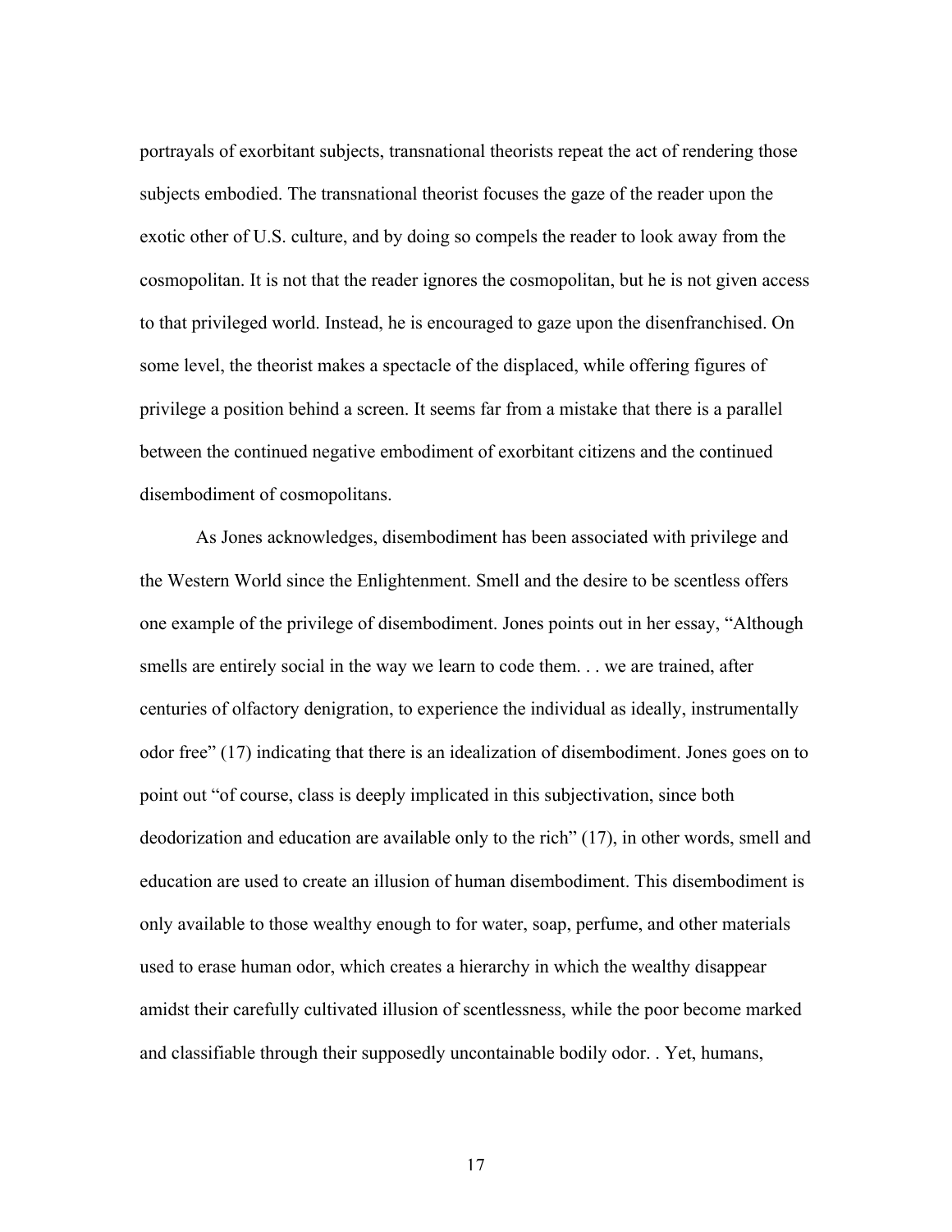portrayals of exorbitant subjects, transnational theorists repeat the act of rendering those subjects embodied. The transnational theorist focuses the gaze of the reader upon the exotic other of U.S. culture, and by doing so compels the reader to look away from the cosmopolitan. It is not that the reader ignores the cosmopolitan, but he is not given access to that privileged world. Instead, he is encouraged to gaze upon the disenfranchised. On some level, the theorist makes a spectacle of the displaced, while offering figures of privilege a position behind a screen. It seems far from a mistake that there is a parallel between the continued negative embodiment of exorbitant citizens and the continued disembodiment of cosmopolitans.

As Jones acknowledges, disembodiment has been associated with privilege and the Western World since the Enlightenment. Smell and the desire to be scentless offers one example of the privilege of disembodiment. Jones points out in her essay, "Although smells are entirely social in the way we learn to code them. . . we are trained, after centuries of olfactory denigration, to experience the individual as ideally, instrumentally odor free" (17) indicating that there is an idealization of disembodiment. Jones goes on to point out "of course, class is deeply implicated in this subjectivation, since both deodorization and education are available only to the rich" (17), in other words, smell and education are used to create an illusion of human disembodiment. This disembodiment is only available to those wealthy enough to for water, soap, perfume, and other materials used to erase human odor, which creates a hierarchy in which the wealthy disappear amidst their carefully cultivated illusion of scentlessness, while the poor become marked and classifiable through their supposedly uncontainable bodily odor. . Yet, humans,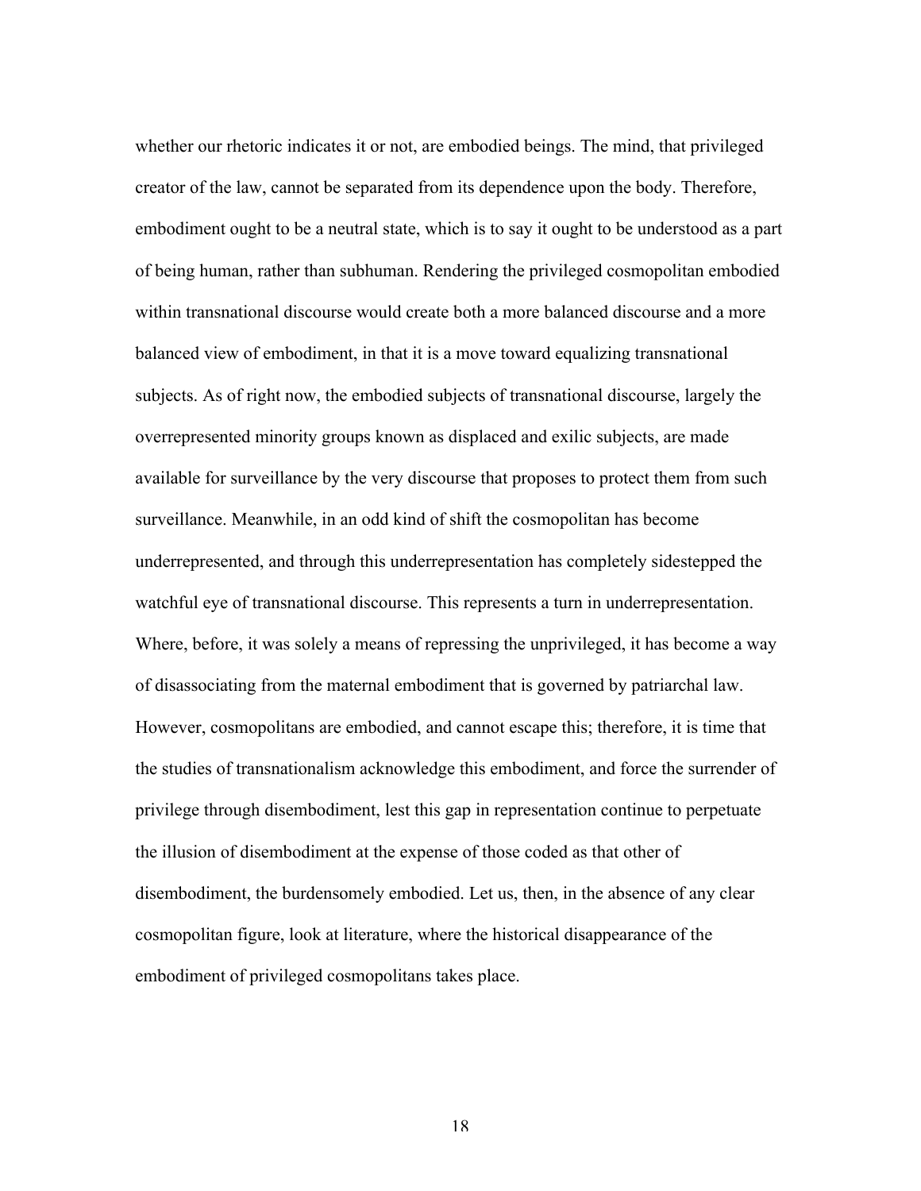whether our rhetoric indicates it or not, are embodied beings. The mind, that privileged creator of the law, cannot be separated from its dependence upon the body. Therefore, embodiment ought to be a neutral state, which is to say it ought to be understood as a part of being human, rather than subhuman. Rendering the privileged cosmopolitan embodied within transnational discourse would create both a more balanced discourse and a more balanced view of embodiment, in that it is a move toward equalizing transnational subjects. As of right now, the embodied subjects of transnational discourse, largely the overrepresented minority groups known as displaced and exilic subjects, are made available for surveillance by the very discourse that proposes to protect them from such surveillance. Meanwhile, in an odd kind of shift the cosmopolitan has become underrepresented, and through this underrepresentation has completely sidestepped the watchful eye of transnational discourse. This represents a turn in underrepresentation. Where, before, it was solely a means of repressing the unprivileged, it has become a way of disassociating from the maternal embodiment that is governed by patriarchal law. However, cosmopolitans are embodied, and cannot escape this; therefore, it is time that the studies of transnationalism acknowledge this embodiment, and force the surrender of privilege through disembodiment, lest this gap in representation continue to perpetuate the illusion of disembodiment at the expense of those coded as that other of disembodiment, the burdensomely embodied. Let us, then, in the absence of any clear cosmopolitan figure, look at literature, where the historical disappearance of the embodiment of privileged cosmopolitans takes place.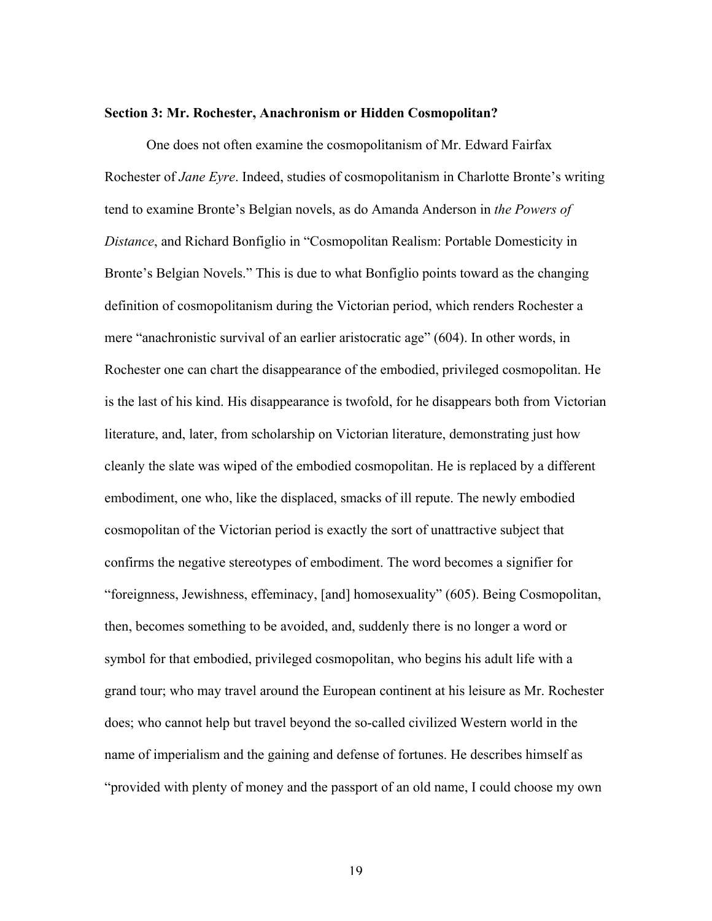**Section 3: Mr. Rochester, Anachronism or Hidden Cosmopolitan?**

One does not often examine the cosmopolitanism of Mr. Edward Fairfax Rochester of *Jane Eyre*. Indeed, studies of cosmopolitanism in Charlotte Bronte's writing tend to examine Bronte's Belgian novels, as do Amanda Anderson in *the Powers of Distance*, and Richard Bonfiglio in "Cosmopolitan Realism: Portable Domesticity in Bronte's Belgian Novels." This is due to what Bonfiglio points toward as the changing definition of cosmopolitanism during the Victorian period, which renders Rochester a mere "anachronistic survival of an earlier aristocratic age" (604). In other words, in Rochester one can chart the disappearance of the embodied, privileged cosmopolitan. He is the last of his kind. His disappearance is twofold, for he disappears both from Victorian literature, and, later, from scholarship on Victorian literature, demonstrating just how cleanly the slate was wiped of the embodied cosmopolitan. He is replaced by a different embodiment, one who, like the displaced, smacks of ill repute. The newly embodied cosmopolitan of the Victorian period is exactly the sort of unattractive subject that confirms the negative stereotypes of embodiment. The word becomes a signifier for "foreignness, Jewishness, effeminacy, [and] homosexuality" (605). Being Cosmopolitan, then, becomes something to be avoided, and, suddenly there is no longer a word or symbol for that embodied, privileged cosmopolitan, who begins his adult life with a grand tour; who may travel around the European continent at his leisure as Mr. Rochester does; who cannot help but travel beyond the so-called civilized Western world in the name of imperialism and the gaining and defense of fortunes. He describes himself as "provided with plenty of money and the passport of an old name, I could choose my own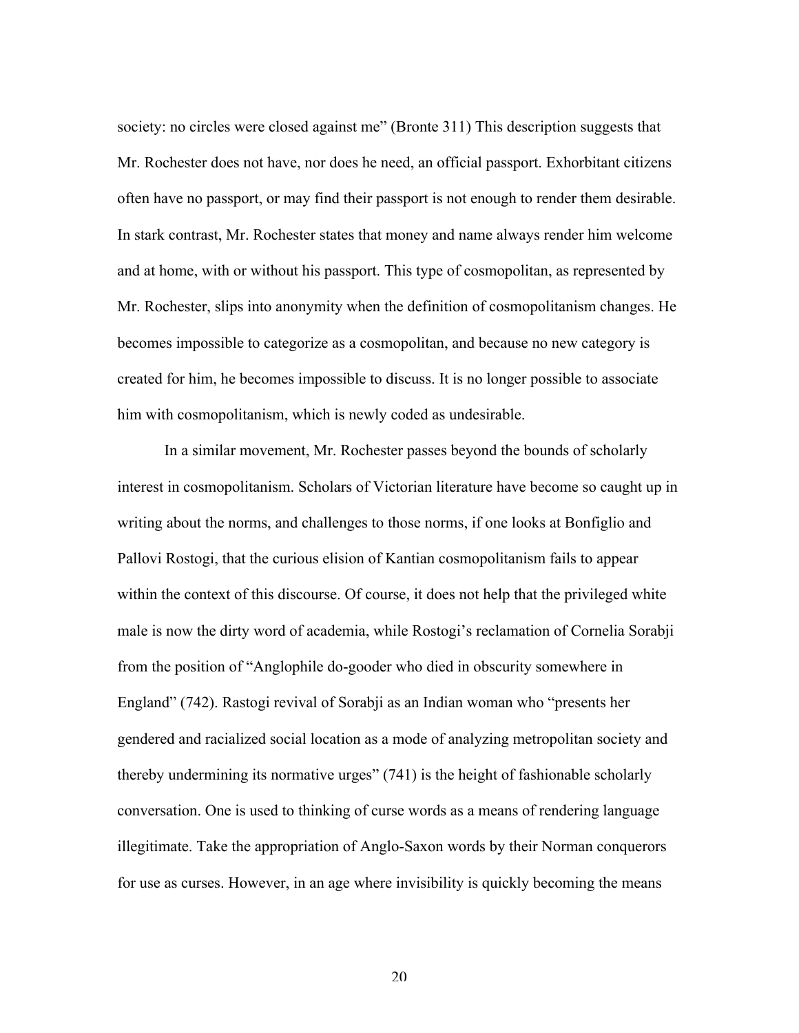society: no circles were closed against me" (Bronte 311) This description suggests that Mr. Rochester does not have, nor does he need, an official passport. Exhorbitant citizens often have no passport, or may find their passport is not enough to render them desirable. In stark contrast, Mr. Rochester states that money and name always render him welcome and at home, with or without his passport. This type of cosmopolitan, as represented by Mr. Rochester, slips into anonymity when the definition of cosmopolitanism changes. He becomes impossible to categorize as a cosmopolitan, and because no new category is created for him, he becomes impossible to discuss. It is no longer possible to associate him with cosmopolitanism, which is newly coded as undesirable.

In a similar movement, Mr. Rochester passes beyond the bounds of scholarly interest in cosmopolitanism. Scholars of Victorian literature have become so caught up in writing about the norms, and challenges to those norms, if one looks at Bonfiglio and Pallovi Rostogi, that the curious elision of Kantian cosmopolitanism fails to appear within the context of this discourse. Of course, it does not help that the privileged white male is now the dirty word of academia, while Rostogi's reclamation of Cornelia Sorabji from the position of "Anglophile do-gooder who died in obscurity somewhere in England" (742). Rastogi revival of Sorabji as an Indian woman who "presents her gendered and racialized social location as a mode of analyzing metropolitan society and thereby undermining its normative urges" (741) is the height of fashionable scholarly conversation. One is used to thinking of curse words as a means of rendering language illegitimate. Take the appropriation of Anglo-Saxon words by their Norman conquerors for use as curses. However, in an age where invisibility is quickly becoming the means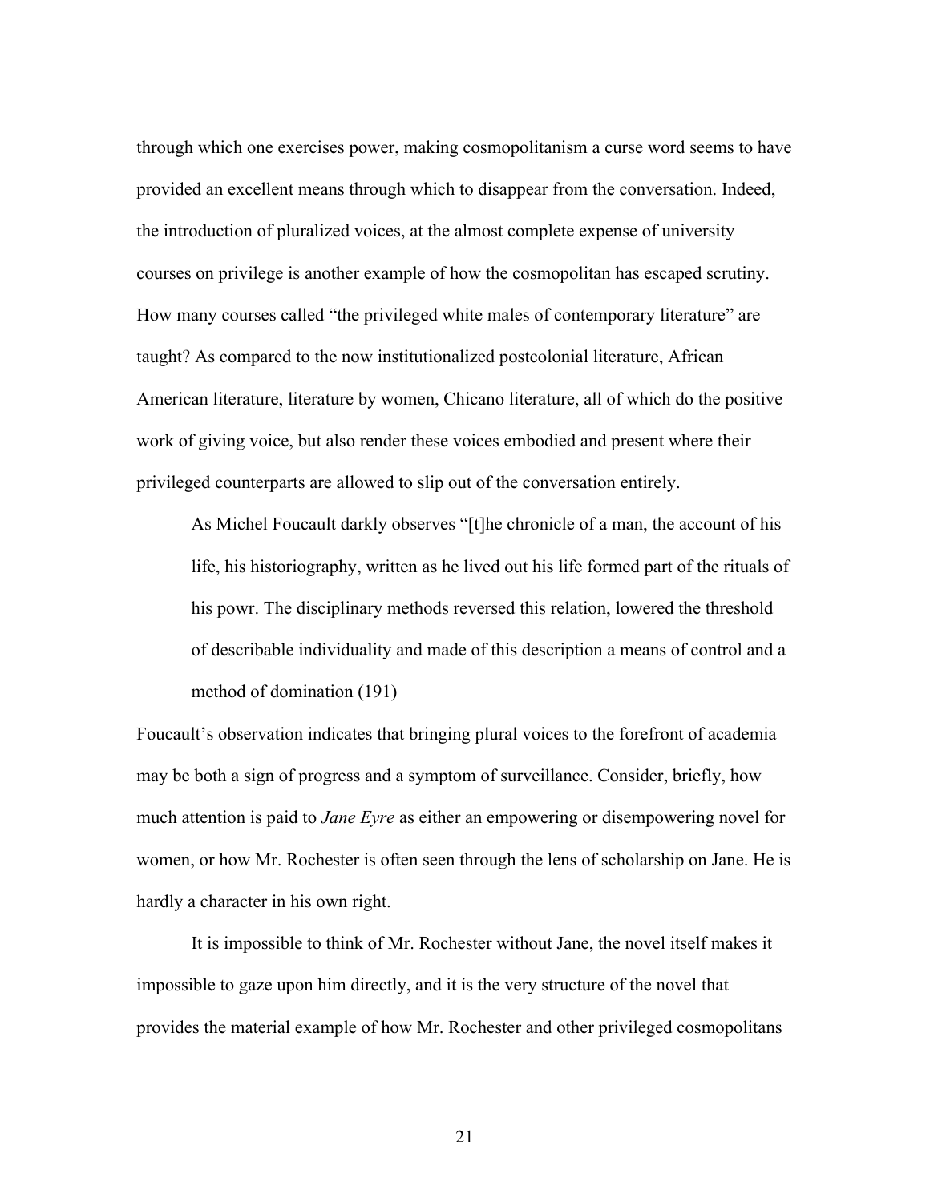through which one exercises power, making cosmopolitanism a curse word seems to have provided an excellent means through which to disappear from the conversation. Indeed, the introduction of pluralized voices, at the almost complete expense of university courses on privilege is another example of how the cosmopolitan has escaped scrutiny. How many courses called "the privileged white males of contemporary literature" are taught? As compared to the now institutionalized postcolonial literature, African American literature, literature by women, Chicano literature, all of which do the positive work of giving voice, but also render these voices embodied and present where their privileged counterparts are allowed to slip out of the conversation entirely.

> As Michel Foucault darkly observes "[t]he chronicle of a man, the account of his life, his historiography, written as he lived out his life formed part of the rituals of his powr. The disciplinary methods reversed this relation, lowered the threshold of describable individuality and made of this description a means of control and a method of domination (191)

Foucault's observation indicates that bringing plural voices to the forefront of academia may be both a sign of progress and a symptom of surveillance. Consider, briefly, how much attention is paid to *Jane Eyre* as either an empowering or disempowering novel for women, or how Mr. Rochester is often seen through the lens of scholarship on Jane. He is hardly a character in his own right.

It is impossible to think of Mr. Rochester without Jane, the novel itself makes it impossible to gaze upon him directly, and it is the very structure of the novel that provides the material example of how Mr. Rochester and other privileged cosmopolitans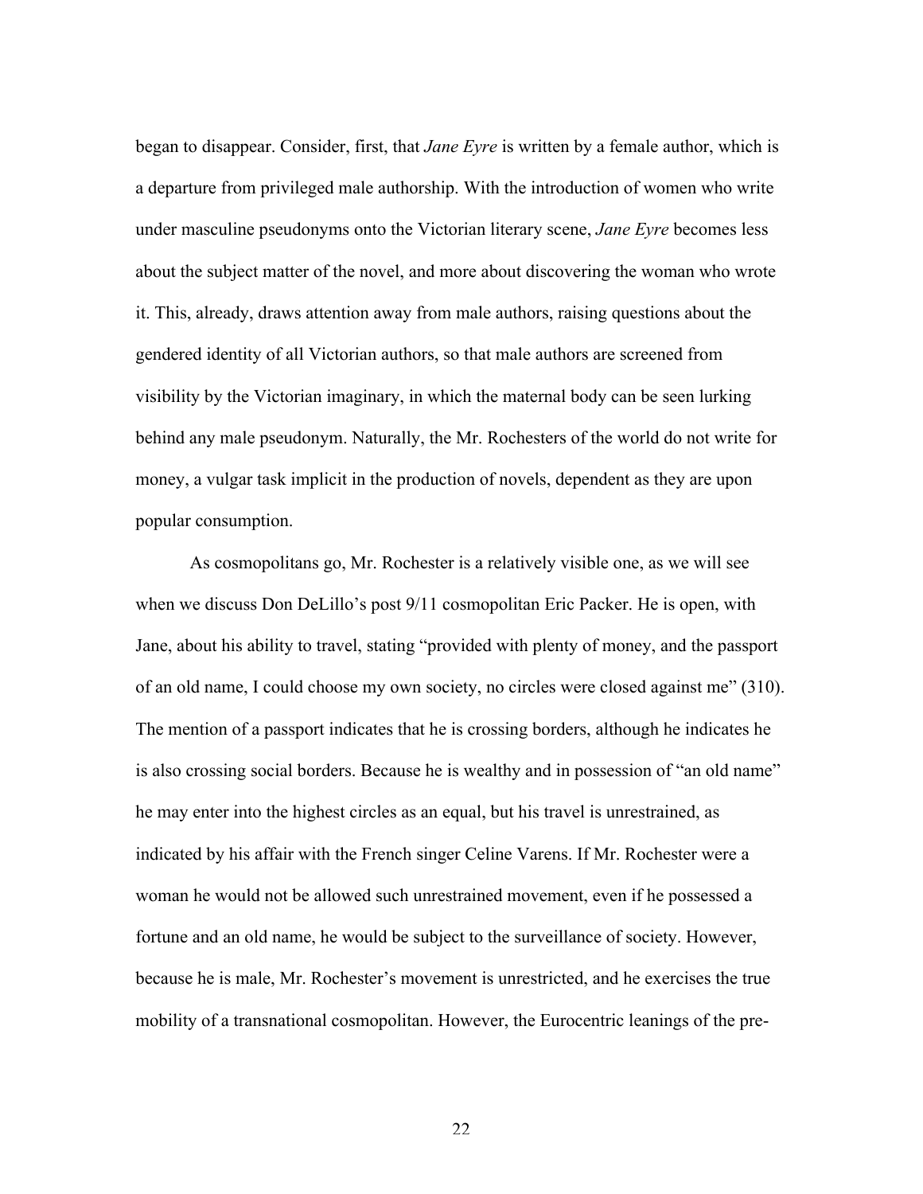began to disappear. Consider, first, that *Jane Eyre* is written by a female author, which is a departure from privileged male authorship. With the introduction of women who write under masculine pseudonyms onto the Victorian literary scene, *Jane Eyre* becomes less about the subject matter of the novel, and more about discovering the woman who wrote it. This, already, draws attention away from male authors, raising questions about the gendered identity of all Victorian authors, so that male authors are screened from visibility by the Victorian imaginary, in which the maternal body can be seen lurking behind any male pseudonym. Naturally, the Mr. Rochesters of the world do not write for money, a vulgar task implicit in the production of novels, dependent as they are upon popular consumption.

As cosmopolitans go, Mr. Rochester is a relatively visible one, as we will see when we discuss Don DeLillo's post 9/11 cosmopolitan Eric Packer. He is open, with Jane, about his ability to travel, stating "provided with plenty of money, and the passport of an old name, I could choose my own society, no circles were closed against me" (310). The mention of a passport indicates that he is crossing borders, although he indicates he is also crossing social borders. Because he is wealthy and in possession of "an old name" he may enter into the highest circles as an equal, but his travel is unrestrained, as indicated by his affair with the French singer Celine Varens. If Mr. Rochester were a woman he would not be allowed such unrestrained movement, even if he possessed a fortune and an old name, he would be subject to the surveillance of society. However, because he is male, Mr. Rochester's movement is unrestricted, and he exercises the true mobility of a transnational cosmopolitan. However, the Eurocentric leanings of the pre-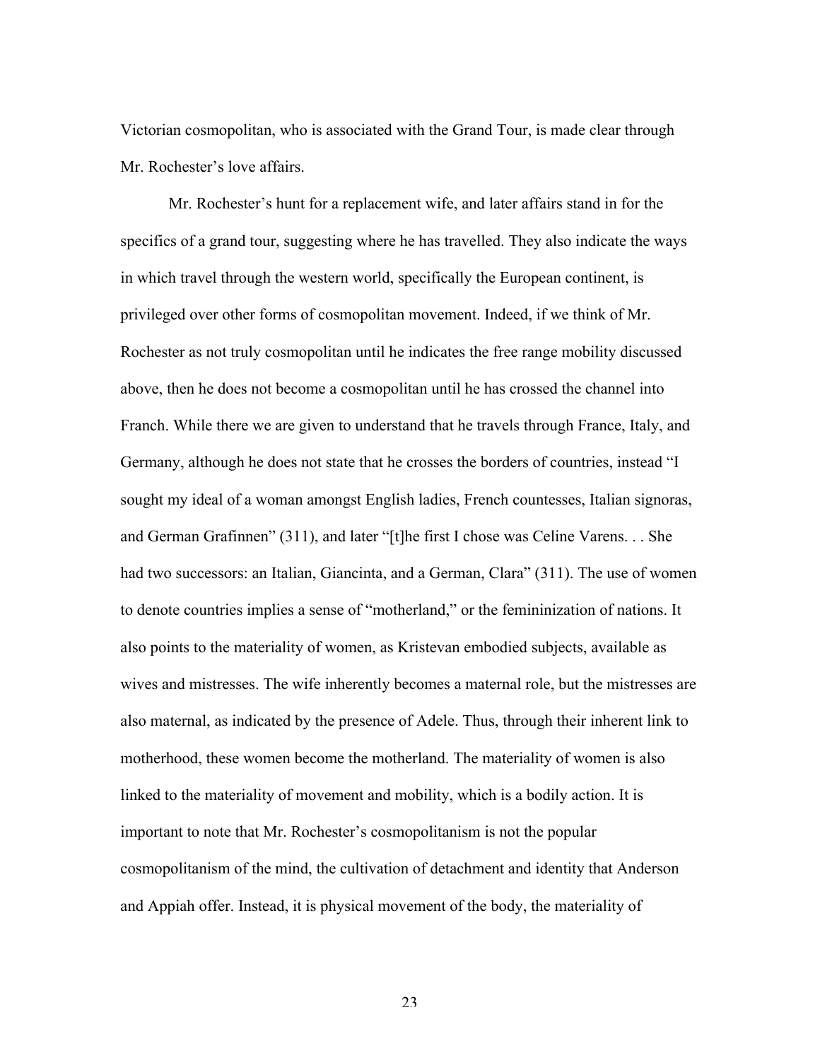Victorian cosmopolitan, who is associated with the Grand Tour, is made clear through Mr. Rochester's love affairs.

Mr. Rochester's hunt for a replacement wife, and later affairs stand in for the specifics of a grand tour, suggesting where he has travelled. They also indicate the ways in which travel through the western world, specifically the European continent, is privileged over other forms of cosmopolitan movement. Indeed, if we think of Mr. Rochester as not truly cosmopolitan until he indicates the free range mobility discussed above, then he does not become a cosmopolitan until he has crossed the channel into Franch. While there we are given to understand that he travels through France, Italy, and Germany, although he does not state that he crosses the borders of countries, instead "I sought my ideal of a woman amongst English ladies, French countesses, Italian signoras, and German Grafinnen" (311), and later "[t]he first I chose was Celine Varens. . . She had two successors: an Italian, Giancinta, and a German, Clara" (311). The use of women to denote countries implies a sense of "motherland," or the femininization of nations. It also points to the materiality of women, as Kristevan embodied subjects, available as wives and mistresses. The wife inherently becomes a maternal role, but the mistresses are also maternal, as indicated by the presence of Adele. Thus, through their inherent link to motherhood, these women become the motherland. The materiality of women is also linked to the materiality of movement and mobility, which is a bodily action. It is important to note that Mr. Rochester's cosmopolitanism is not the popular cosmopolitanism of the mind, the cultivation of detachment and identity that Anderson and Appiah offer. Instead, it is physical movement of the body, the materiality of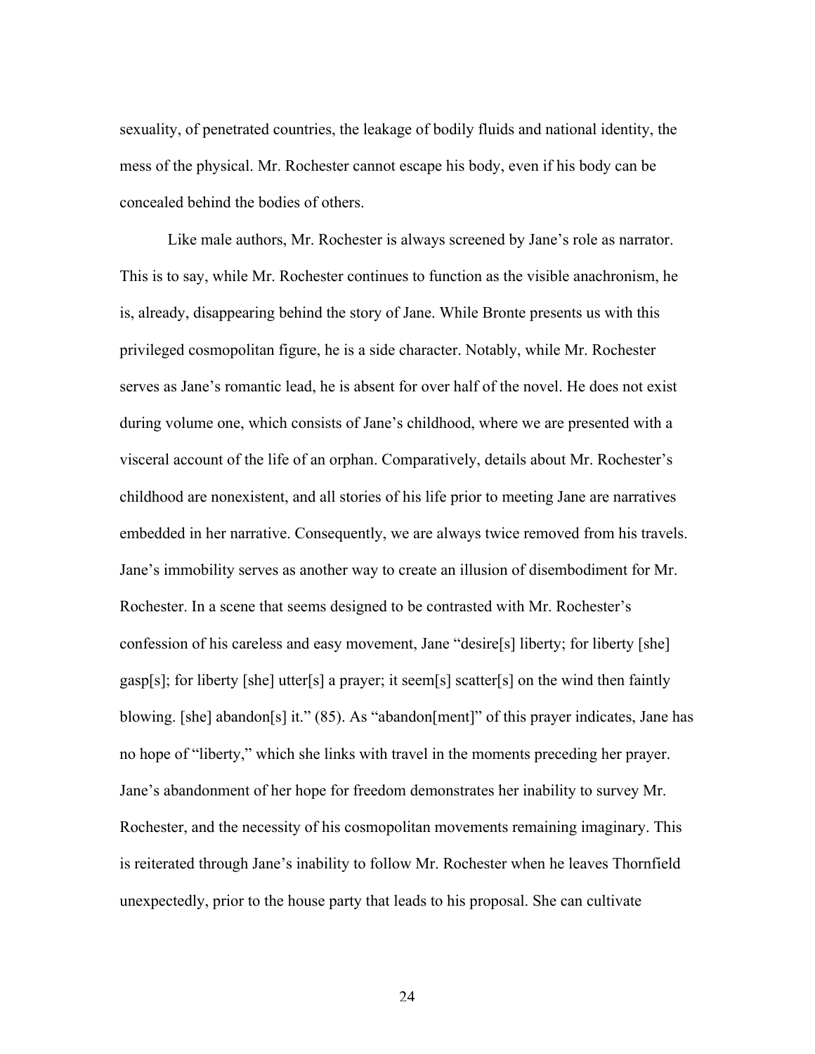sexuality, of penetrated countries, the leakage of bodily fluids and national identity, the mess of the physical. Mr. Rochester cannot escape his body, even if his body can be concealed behind the bodies of others.

Like male authors, Mr. Rochester is always screened by Jane's role as narrator. This is to say, while Mr. Rochester continues to function as the visible anachronism, he is, already, disappearing behind the story of Jane. While Bronte presents us with this privileged cosmopolitan figure, he is a side character. Notably, while Mr. Rochester serves as Jane's romantic lead, he is absent for over half of the novel. He does not exist during volume one, which consists of Jane's childhood, where we are presented with a visceral account of the life of an orphan. Comparatively, details about Mr. Rochester's childhood are nonexistent, and all stories of his life prior to meeting Jane are narratives embedded in her narrative. Consequently, we are always twice removed from his travels. Jane's immobility serves as another way to create an illusion of disembodiment for Mr. Rochester. In a scene that seems designed to be contrasted with Mr. Rochester's confession of his careless and easy movement, Jane "desire[s] liberty; for liberty [she] gasp[s]; for liberty [she] utter[s] a prayer; it seem[s] scatter[s] on the wind then faintly blowing. [she] abandon[s] it." (85). As "abandon[ment]" of this prayer indicates, Jane has no hope of "liberty," which she links with travel in the moments preceding her prayer. Jane's abandonment of her hope for freedom demonstrates her inability to survey Mr. Rochester, and the necessity of his cosmopolitan movements remaining imaginary. This is reiterated through Jane's inability to follow Mr. Rochester when he leaves Thornfield unexpectedly, prior to the house party that leads to his proposal. She can cultivate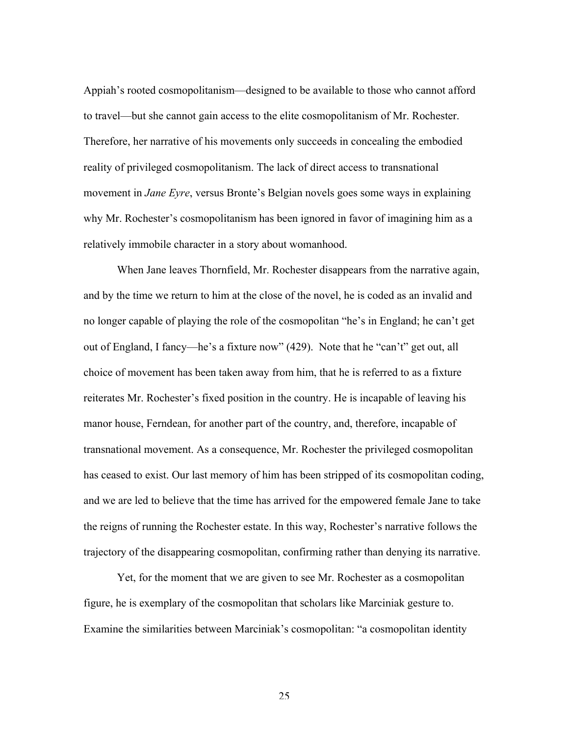Appiah's rooted cosmopolitanism—designed to be available to those who cannot afford to travel—but she cannot gain access to the elite cosmopolitanism of Mr. Rochester. Therefore, her narrative of his movements only succeeds in concealing the embodied reality of privileged cosmopolitanism. The lack of direct access to transnational movement in *Jane Eyre*, versus Bronte's Belgian novels goes some ways in explaining why Mr. Rochester's cosmopolitanism has been ignored in favor of imagining him as a relatively immobile character in a story about womanhood.

When Jane leaves Thornfield, Mr. Rochester disappears from the narrative again, and by the time we return to him at the close of the novel, he is coded as an invalid and no longer capable of playing the role of the cosmopolitan "he's in England; he can't get out of England, I fancy—he's a fixture now" (429). Note that he "can't" get out, all choice of movement has been taken away from him, that he is referred to as a fixture reiterates Mr. Rochester's fixed position in the country. He is incapable of leaving his manor house, Ferndean, for another part of the country, and, therefore, incapable of transnational movement. As a consequence, Mr. Rochester the privileged cosmopolitan has ceased to exist. Our last memory of him has been stripped of its cosmopolitan coding, and we are led to believe that the time has arrived for the empowered female Jane to take the reigns of running the Rochester estate. In this way, Rochester's narrative follows the trajectory of the disappearing cosmopolitan, confirming rather than denying its narrative.

Yet, for the moment that we are given to see Mr. Rochester as a cosmopolitan figure, he is exemplary of the cosmopolitan that scholars like Marciniak gesture to. Examine the similarities between Marciniak's cosmopolitan: "a cosmopolitan identity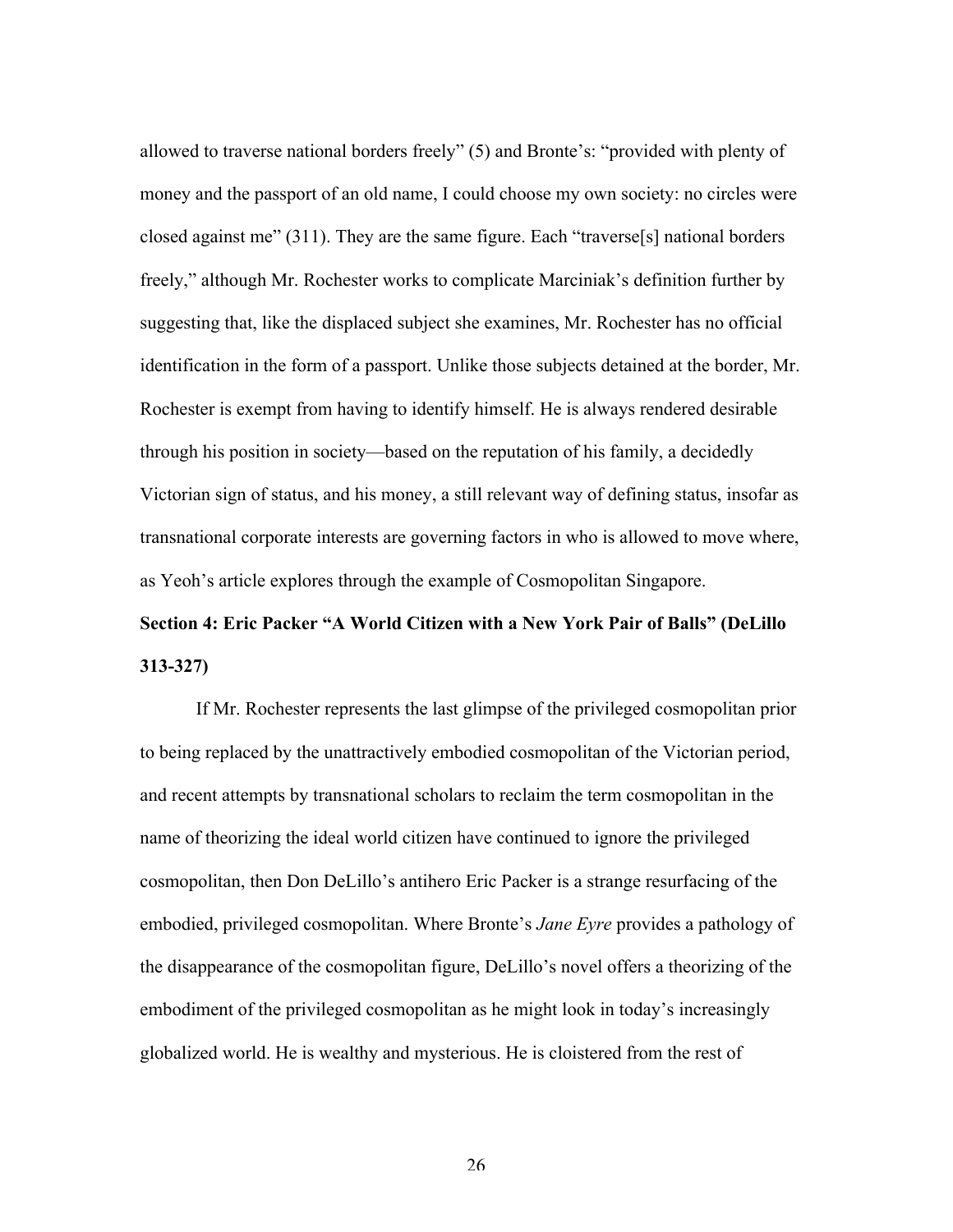allowed to traverse national borders freely" (5) and Bronte's: "provided with plenty of money and the passport of an old name, I could choose my own society: no circles were closed against me" (311). They are the same figure. Each "traverse[s] national borders freely," although Mr. Rochester works to complicate Marciniak's definition further by suggesting that, like the displaced subject she examines, Mr. Rochester has no official identification in the form of a passport. Unlike those subjects detained at the border, Mr. Rochester is exempt from having to identify himself. He is always rendered desirable through his position in society—based on the reputation of his family, a decidedly Victorian sign of status, and his money, a still relevant way of defining status, insofar as transnational corporate interests are governing factors in who is allowed to move where, as Yeoh's article explores through the example of Cosmopolitan Singapore.

**Section 4: Eric Packer "A World Citizen with a New York Pair of Balls" (DeLillo 313-327)**

If Mr. Rochester represents the last glimpse of the privileged cosmopolitan prior to being replaced by the unattractively embodied cosmopolitan of the Victorian period, and recent attempts by transnational scholars to reclaim the term cosmopolitan in the name of theorizing the ideal world citizen have continued to ignore the privileged cosmopolitan, then Don DeLillo's antihero Eric Packer is a strange resurfacing of the embodied, privileged cosmopolitan. Where Bronte's *Jane Eyre* provides a pathology of the disappearance of the cosmopolitan figure, DeLillo's novel offers a theorizing of the embodiment of the privileged cosmopolitan as he might look in today's increasingly globalized world. He is wealthy and mysterious. He is cloistered from the rest of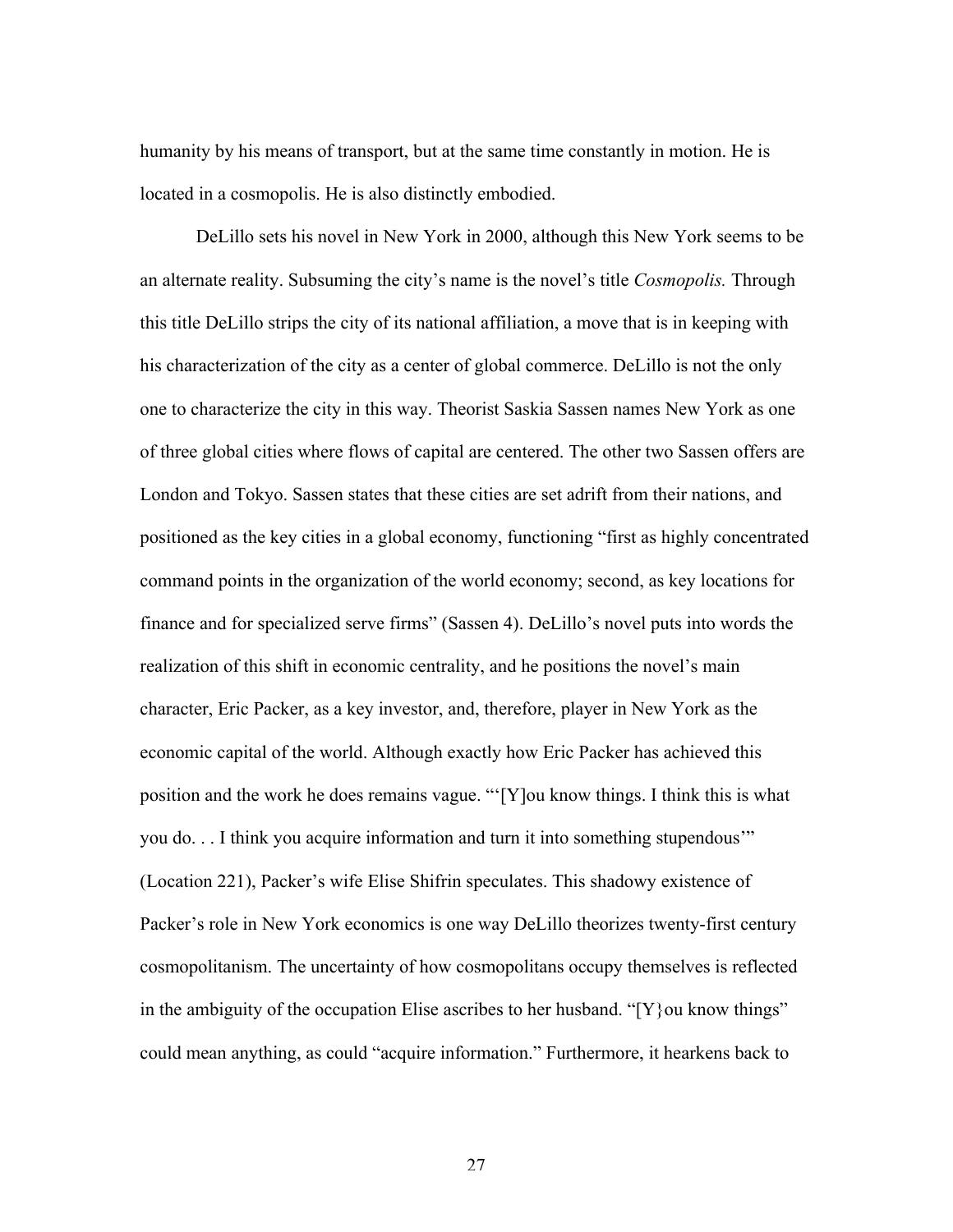humanity by his means of transport, but at the same time constantly in motion. He is located in a cosmopolis. He is also distinctly embodied.

DeLillo sets his novel in New York in 2000, although this New York seems to be an alternate reality. Subsuming the city's name is the novel's title *Cosmopolis.* Through this title DeLillo strips the city of its national affiliation, a move that is in keeping with his characterization of the city as a center of global commerce. DeLillo is not the only one to characterize the city in this way. Theorist Saskia Sassen names New York as one of three global cities where flows of capital are centered. The other two Sassen offers are London and Tokyo. Sassen states that these cities are set adrift from their nations, and positioned as the key cities in a global economy, functioning "first as highly concentrated command points in the organization of the world economy; second, as key locations for finance and for specialized serve firms" (Sassen 4). DeLillo's novel puts into words the realization of this shift in economic centrality, and he positions the novel's main character, Eric Packer, as a key investor, and, therefore, player in New York as the economic capital of the world. Although exactly how Eric Packer has achieved this position and the work he does remains vague. "'[Y]ou know things. I think this is what you do. . . I think you acquire information and turn it into something stupendous'" (Location 221), Packer's wife Elise Shifrin speculates. This shadowy existence of Packer's role in New York economics is one way DeLillo theorizes twenty-first century cosmopolitanism. The uncertainty of how cosmopolitans occupy themselves is reflected in the ambiguity of the occupation Elise ascribes to her husband. "[Y}ou know things" could mean anything, as could "acquire information." Furthermore, it hearkens back to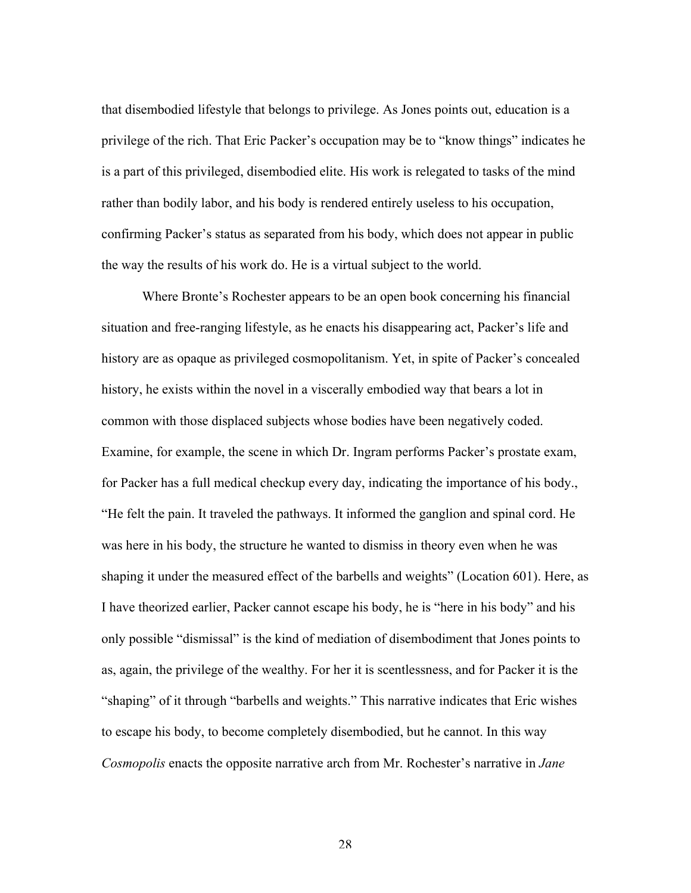that disembodied lifestyle that belongs to privilege. As Jones points out, education is a privilege of the rich. That Eric Packer's occupation may be to "know things" indicates he is a part of this privileged, disembodied elite. His work is relegated to tasks of the mind rather than bodily labor, and his body is rendered entirely useless to his occupation, confirming Packer's status as separated from his body, which does not appear in public the way the results of his work do. He is a virtual subject to the world.

Where Bronte's Rochester appears to be an open book concerning his financial situation and free-ranging lifestyle, as he enacts his disappearing act, Packer's life and history are as opaque as privileged cosmopolitanism. Yet, in spite of Packer's concealed history, he exists within the novel in a viscerally embodied way that bears a lot in common with those displaced subjects whose bodies have been negatively coded. Examine, for example, the scene in which Dr. Ingram performs Packer's prostate exam, for Packer has a full medical checkup every day, indicating the importance of his body., "He felt the pain. It traveled the pathways. It informed the ganglion and spinal cord. He was here in his body, the structure he wanted to dismiss in theory even when he was shaping it under the measured effect of the barbells and weights" (Location 601). Here, as I have theorized earlier, Packer cannot escape his body, he is "here in his body" and his only possible "dismissal" is the kind of mediation of disembodiment that Jones points to as, again, the privilege of the wealthy. For her it is scentlessness, and for Packer it is the "shaping" of it through "barbells and weights." This narrative indicates that Eric wishes to escape his body, to become completely disembodied, but he cannot. In this way *Cosmopolis* enacts the opposite narrative arch from Mr. Rochester's narrative in *Jane*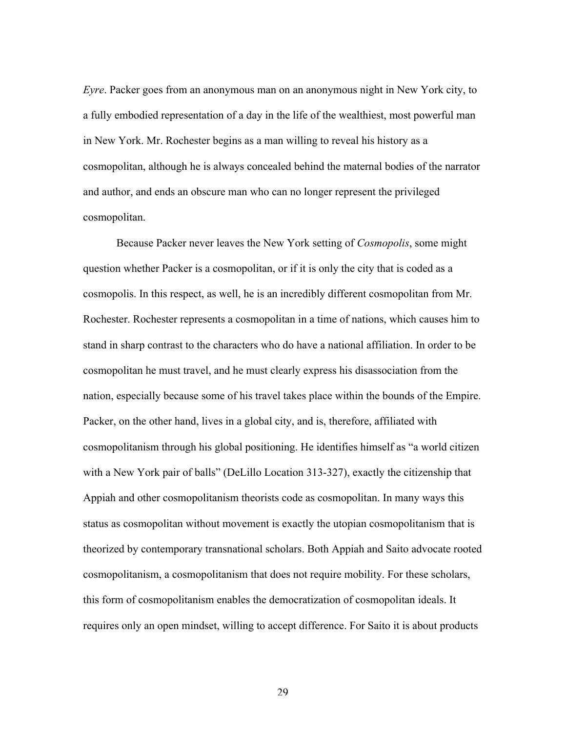*Eyre*. Packer goes from an anonymous man on an anonymous night in New York city, to a fully embodied representation of a day in the life of the wealthiest, most powerful man in New York. Mr. Rochester begins as a man willing to reveal his history as a cosmopolitan, although he is always concealed behind the maternal bodies of the narrator and author, and ends an obscure man who can no longer represent the privileged cosmopolitan.

Because Packer never leaves the New York setting of *Cosmopolis*, some might question whether Packer is a cosmopolitan, or if it is only the city that is coded as a cosmopolis. In this respect, as well, he is an incredibly different cosmopolitan from Mr. Rochester. Rochester represents a cosmopolitan in a time of nations, which causes him to stand in sharp contrast to the characters who do have a national affiliation. In order to be cosmopolitan he must travel, and he must clearly express his disassociation from the nation, especially because some of his travel takes place within the bounds of the Empire. Packer, on the other hand, lives in a global city, and is, therefore, affiliated with cosmopolitanism through his global positioning. He identifies himself as "a world citizen with a New York pair of balls" (DeLillo Location 313-327), exactly the citizenship that Appiah and other cosmopolitanism theorists code as cosmopolitan. In many ways this status as cosmopolitan without movement is exactly the utopian cosmopolitanism that is theorized by contemporary transnational scholars. Both Appiah and Saito advocate rooted cosmopolitanism, a cosmopolitanism that does not require mobility. For these scholars, this form of cosmopolitanism enables the democratization of cosmopolitan ideals. It requires only an open mindset, willing to accept difference. For Saito it is about products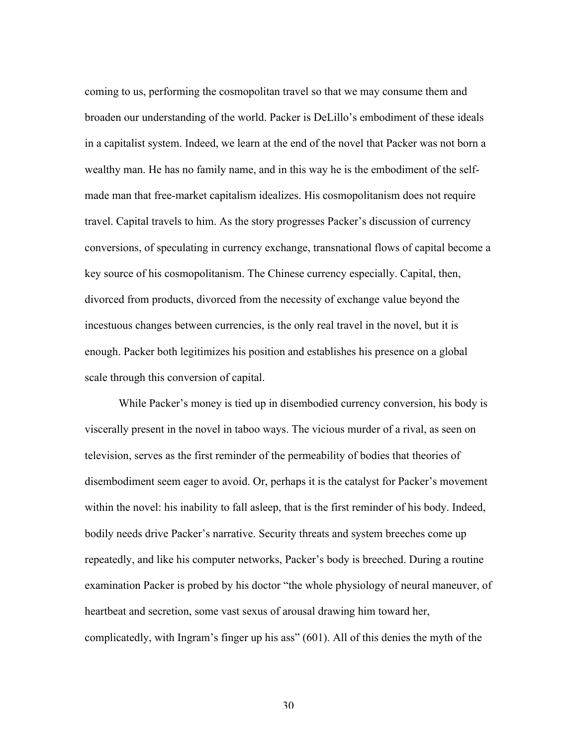coming to us, performing the cosmopolitan travel so that we may consume them and broaden our understanding of the world. Packer is DeLillo's embodiment of these ideals in a capitalist system. Indeed, we learn at the end of the novel that Packer was not born a wealthy man. He has no family name, and in this way he is the embodiment of the self-made man that free-market capitalism idealizes. His cosmopolitanism does not require travel. Capital travels to him. As the story progresses Packer's discussion of currency conversions, of speculating in currency exchange, transnational flows of capital become a key source of his cosmopolitanism. The Chinese currency especially. Capital, then, divorced from products, divorced from the necessity of exchange value beyond the incestuous changes between currencies, is the only real travel in the novel, but it is enough. Packer both legitimizes his position and establishes his presence on a global scale through this conversion of capital.

While Packer's money is tied up in disembodied currency conversion, his body is viscerally present in the novel in taboo ways. The vicious murder of a rival, as seen on television, serves as the first reminder of the permeability of bodies that theories of disembodiment seem eager to avoid. Or, perhaps it is the catalyst for Packer's movement within the novel: his inability to fall asleep, that is the first reminder of his body. Indeed, bodily needs drive Packer's narrative. Security threats and system breeches come up repeatedly, and like his computer networks, Packer's body is breeched. During a routine examination Packer is probed by his doctor "the whole physiology of neural maneuver, of heartbeat and secretion, some vast sexus of arousal drawing him toward her, complicatedly, with Ingram's finger up his ass" (601). All of this denies the myth of the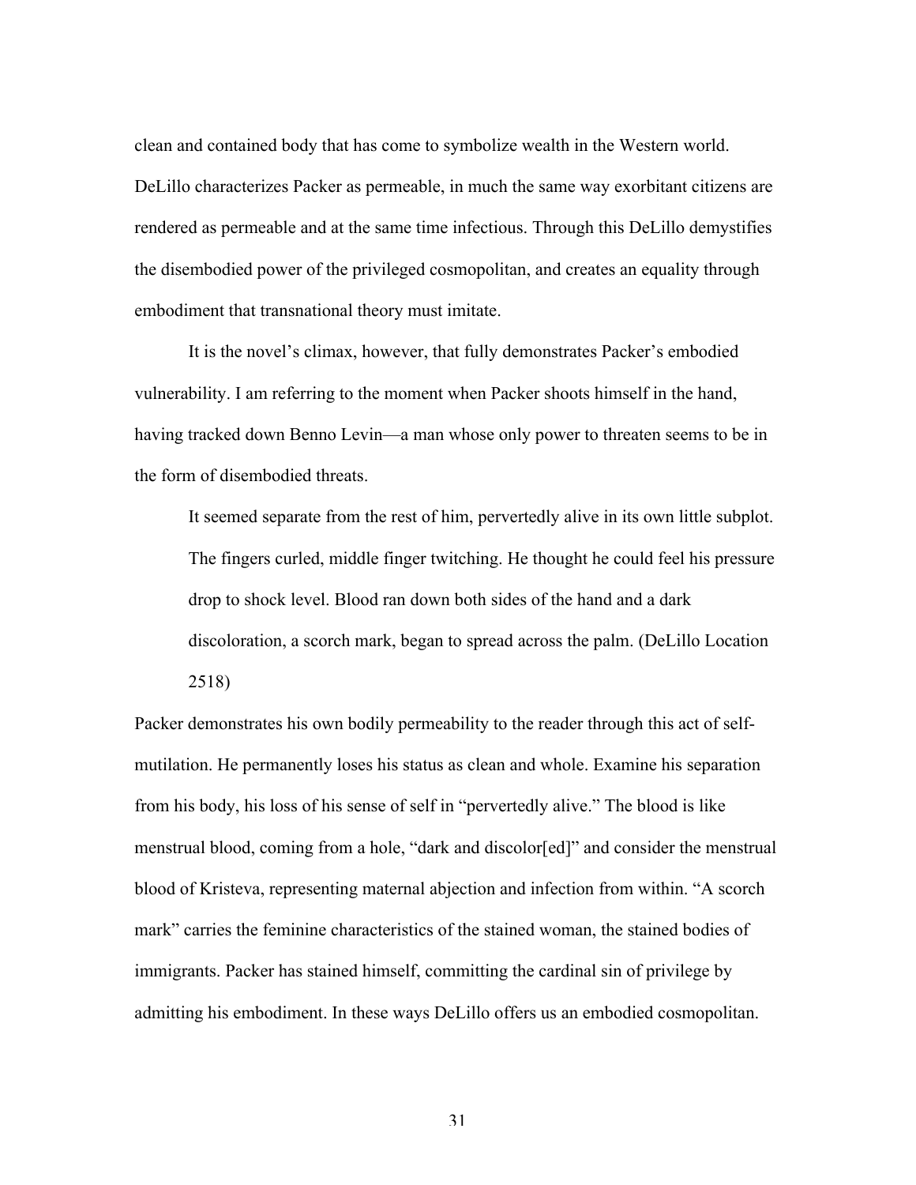clean and contained body that has come to symbolize wealth in the Western world. DeLillo characterizes Packer as permeable, in much the same way exorbitant citizens are rendered as permeable and at the same time infectious. Through this DeLillo demystifies the disembodied power of the privileged cosmopolitan, and creates an equality through embodiment that transnational theory must imitate.

It is the novel's climax, however, that fully demonstrates Packer's embodied vulnerability. I am referring to the moment when Packer shoots himself in the hand, having tracked down Benno Levin—a man whose only power to threaten seems to be in the form of disembodied threats.

> It seemed separate from the rest of him, pervertedly alive in its own little subplot. The fingers curled, middle finger twitching. He thought he could feel his pressure drop to shock level. Blood ran down both sides of the hand and a dark discoloration, a scorch mark, began to spread across the palm. (DeLillo Location 2518)

Packer demonstrates his own bodily permeability to the reader through this act of self-mutilation. He permanently loses his status as clean and whole. Examine his separation from his body, his loss of his sense of self in "pervertedly alive." The blood is like menstrual blood, coming from a hole, "dark and discolor[ed]" and consider the menstrual blood of Kristeva, representing maternal abjection and infection from within. "A scorch mark" carries the feminine characteristics of the stained woman, the stained bodies of immigrants. Packer has stained himself, committing the cardinal sin of privilege by admitting his embodiment. In these ways DeLillo offers us an embodied cosmopolitan.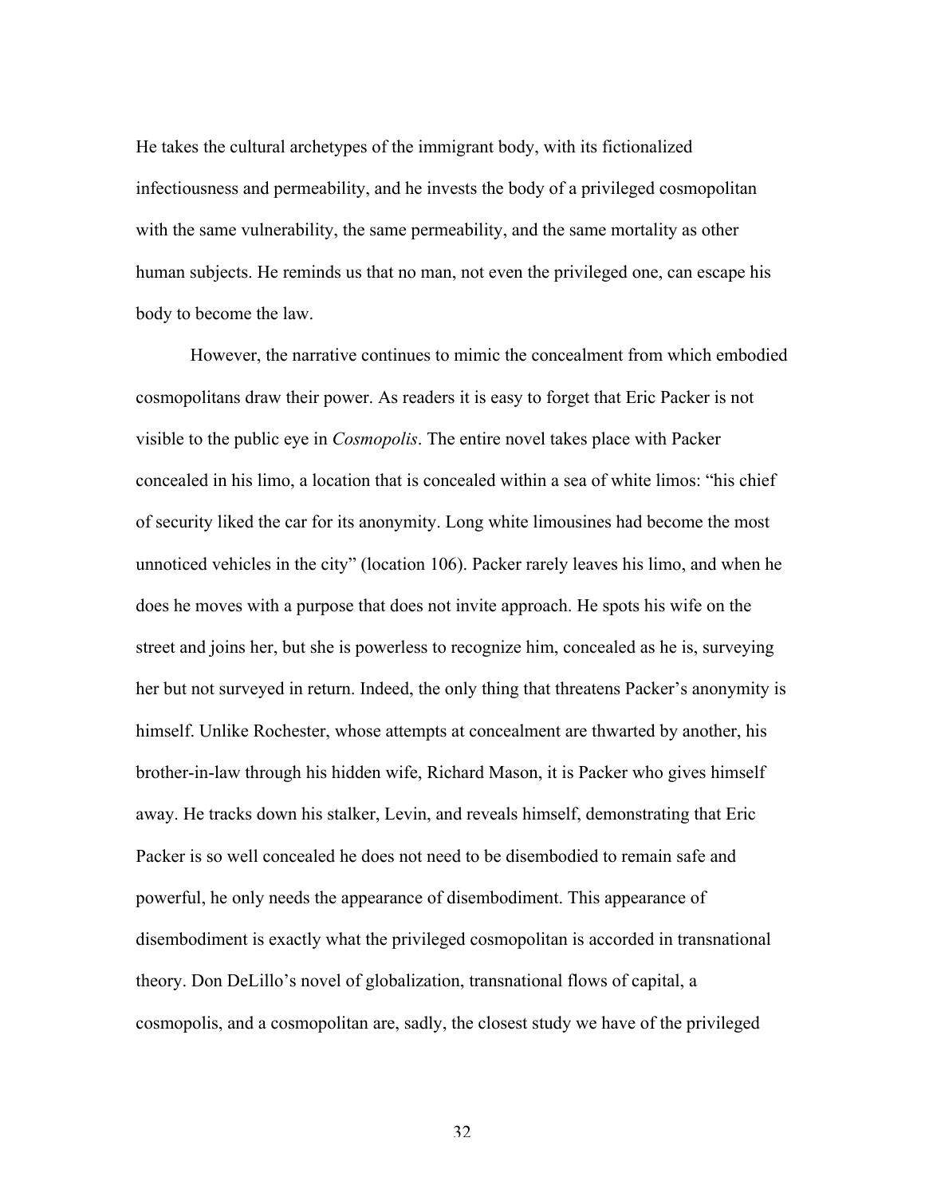He takes the cultural archetypes of the immigrant body, with its fictionalized infectiousness and permeability, and he invests the body of a privileged cosmopolitan with the same vulnerability, the same permeability, and the same mortality as other human subjects. He reminds us that no man, not even the privileged one, can escape his body to become the law.

However, the narrative continues to mimic the concealment from which embodied cosmopolitans draw their power. As readers it is easy to forget that Eric Packer is not visible to the public eye in *Cosmopolis*. The entire novel takes place with Packer concealed in his limo, a location that is concealed within a sea of white limos: "his chief of security liked the car for its anonymity. Long white limousines had become the most unnoticed vehicles in the city" (location 106). Packer rarely leaves his limo, and when he does he moves with a purpose that does not invite approach. He spots his wife on the street and joins her, but she is powerless to recognize him, concealed as he is, surveying her but not surveyed in return. Indeed, the only thing that threatens Packer's anonymity is himself. Unlike Rochester, whose attempts at concealment are thwarted by another, his brother-in-law through his hidden wife, Richard Mason, it is Packer who gives himself away. He tracks down his stalker, Levin, and reveals himself, demonstrating that Eric Packer is so well concealed he does not need to be disembodied to remain safe and powerful, he only needs the appearance of disembodiment. This appearance of disembodiment is exactly what the privileged cosmopolitan is accorded in transnational theory. Don DeLillo's novel of globalization, transnational flows of capital, a cosmopolis, and a cosmopolitan are, sadly, the closest study we have of the privileged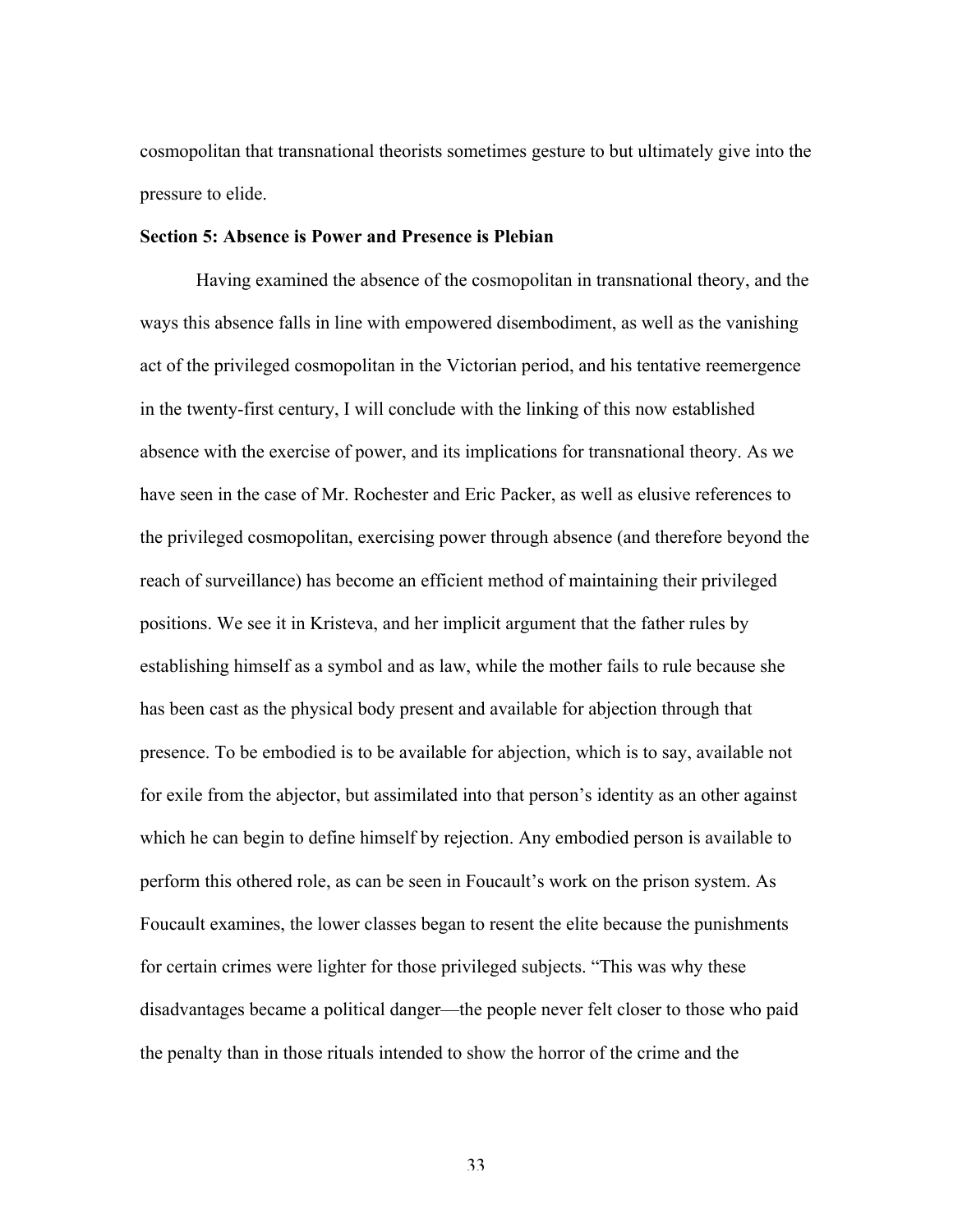cosmopolitan that transnational theorists sometimes gesture to but ultimately give into the pressure to elide.

**Section 5: Absence is Power and Presence is Plebian**

Having examined the absence of the cosmopolitan in transnational theory, and the ways this absence falls in line with empowered disembodiment, as well as the vanishing act of the privileged cosmopolitan in the Victorian period, and his tentative reemergence in the twenty-first century, I will conclude with the linking of this now established absence with the exercise of power, and its implications for transnational theory. As we have seen in the case of Mr. Rochester and Eric Packer, as well as elusive references to the privileged cosmopolitan, exercising power through absence (and therefore beyond the reach of surveillance) has become an efficient method of maintaining their privileged positions. We see it in Kristeva, and her implicit argument that the father rules by establishing himself as a symbol and as law, while the mother fails to rule because she has been cast as the physical body present and available for abjection through that presence. To be embodied is to be available for abjection, which is to say, available not for exile from the abjector, but assimilated into that person's identity as an other against which he can begin to define himself by rejection. Any embodied person is available to perform this othered role, as can be seen in Foucault's work on the prison system. As Foucault examines, the lower classes began to resent the elite because the punishments for certain crimes were lighter for those privileged subjects. "This was why these disadvantages became a political danger—the people never felt closer to those who paid the penalty than in those rituals intended to show the horror of the crime and the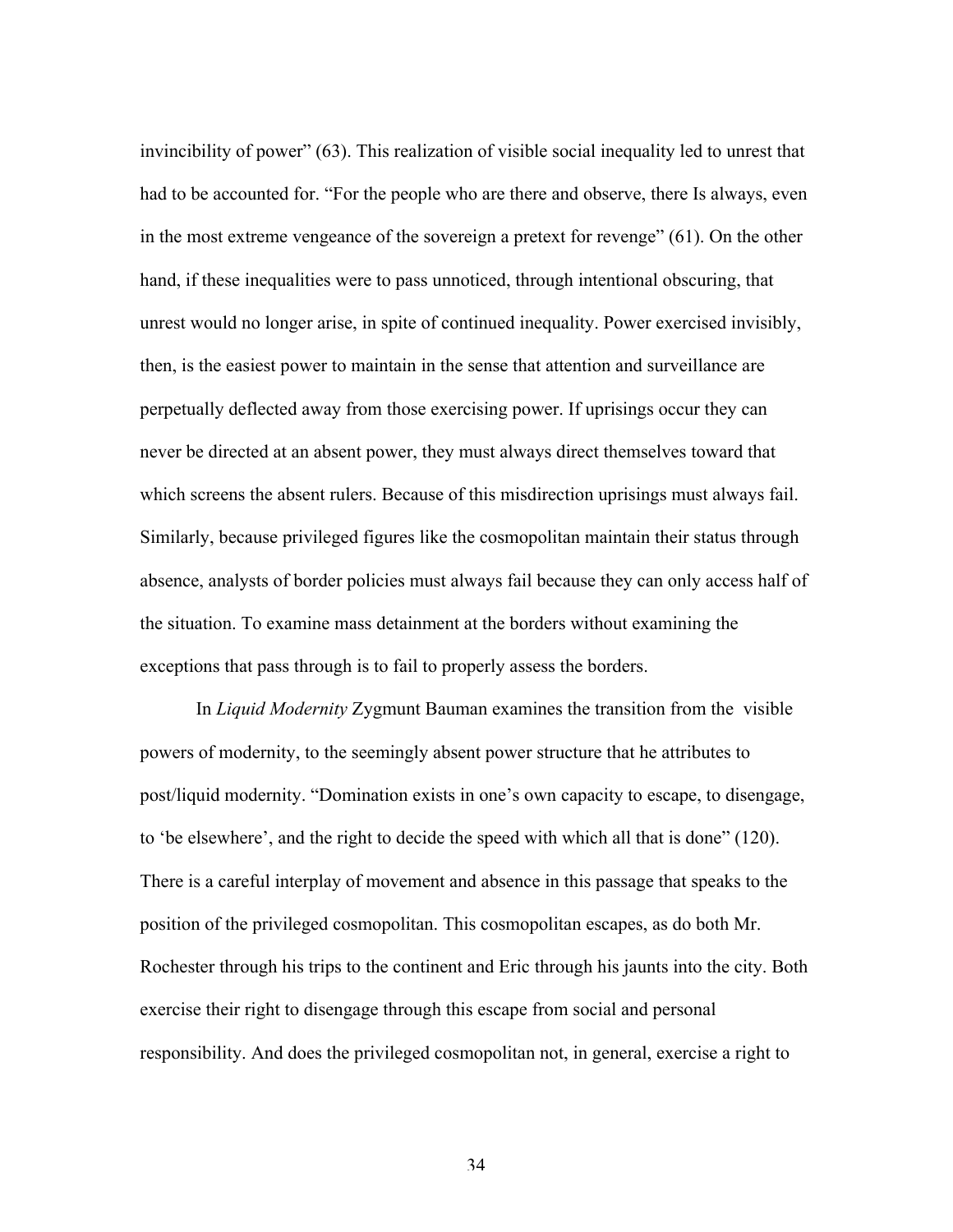invincibility of power" (63). This realization of visible social inequality led to unrest that had to be accounted for. "For the people who are there and observe, there Is always, even in the most extreme vengeance of the sovereign a pretext for revenge" (61). On the other hand, if these inequalities were to pass unnoticed, through intentional obscuring, that unrest would no longer arise, in spite of continued inequality. Power exercised invisibly, then, is the easiest power to maintain in the sense that attention and surveillance are perpetually deflected away from those exercising power. If uprisings occur they can never be directed at an absent power, they must always direct themselves toward that which screens the absent rulers. Because of this misdirection uprisings must always fail. Similarly, because privileged figures like the cosmopolitan maintain their status through absence, analysts of border policies must always fail because they can only access half of the situation. To examine mass detainment at the borders without examining the exceptions that pass through is to fail to properly assess the borders.

In *Liquid Modernity* Zygmunt Bauman examines the transition from the visible powers of modernity, to the seemingly absent power structure that he attributes to post/liquid modernity. "Domination exists in one's own capacity to escape, to disengage, to 'be elsewhere', and the right to decide the speed with which all that is done" (120). There is a careful interplay of movement and absence in this passage that speaks to the position of the privileged cosmopolitan. This cosmopolitan escapes, as do both Mr. Rochester through his trips to the continent and Eric through his jaunts into the city. Both exercise their right to disengage through this escape from social and personal responsibility. And does the privileged cosmopolitan not, in general, exercise a right to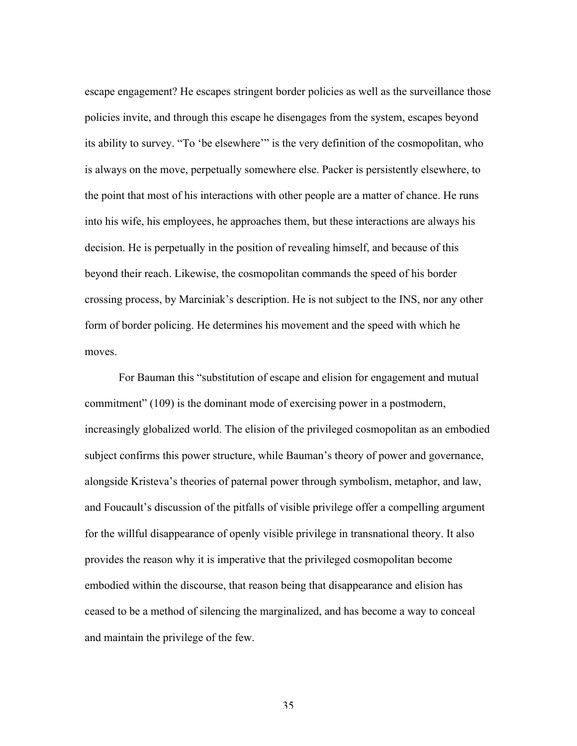escape engagement? He escapes stringent border policies as well as the surveillance those policies invite, and through this escape he disengages from the system, escapes beyond its ability to survey. "To 'be elsewhere'" is the very definition of the cosmopolitan, who is always on the move, perpetually somewhere else. Packer is persistently elsewhere, to the point that most of his interactions with other people are a matter of chance. He runs into his wife, his employees, he approaches them, but these interactions are always his decision. He is perpetually in the position of revealing himself, and because of this beyond their reach. Likewise, the cosmopolitan commands the speed of his border crossing process, by Marciniak's description. He is not subject to the INS, nor any other form of border policing. He determines his movement and the speed with which he moves.

For Bauman this "substitution of escape and elision for engagement and mutual commitment" (109) is the dominant mode of exercising power in a postmodern, increasingly globalized world. The elision of the privileged cosmopolitan as an embodied subject confirms this power structure, while Bauman's theory of power and governance, alongside Kristeva's theories of paternal power through symbolism, metaphor, and law, and Foucault's discussion of the pitfalls of visible privilege offer a compelling argument for the willful disappearance of openly visible privilege in transnational theory. It also provides the reason why it is imperative that the privileged cosmopolitan become embodied within the discourse, that reason being that disappearance and elision has ceased to be a method of silencing the marginalized, and has become a way to conceal and maintain the privilege of the few.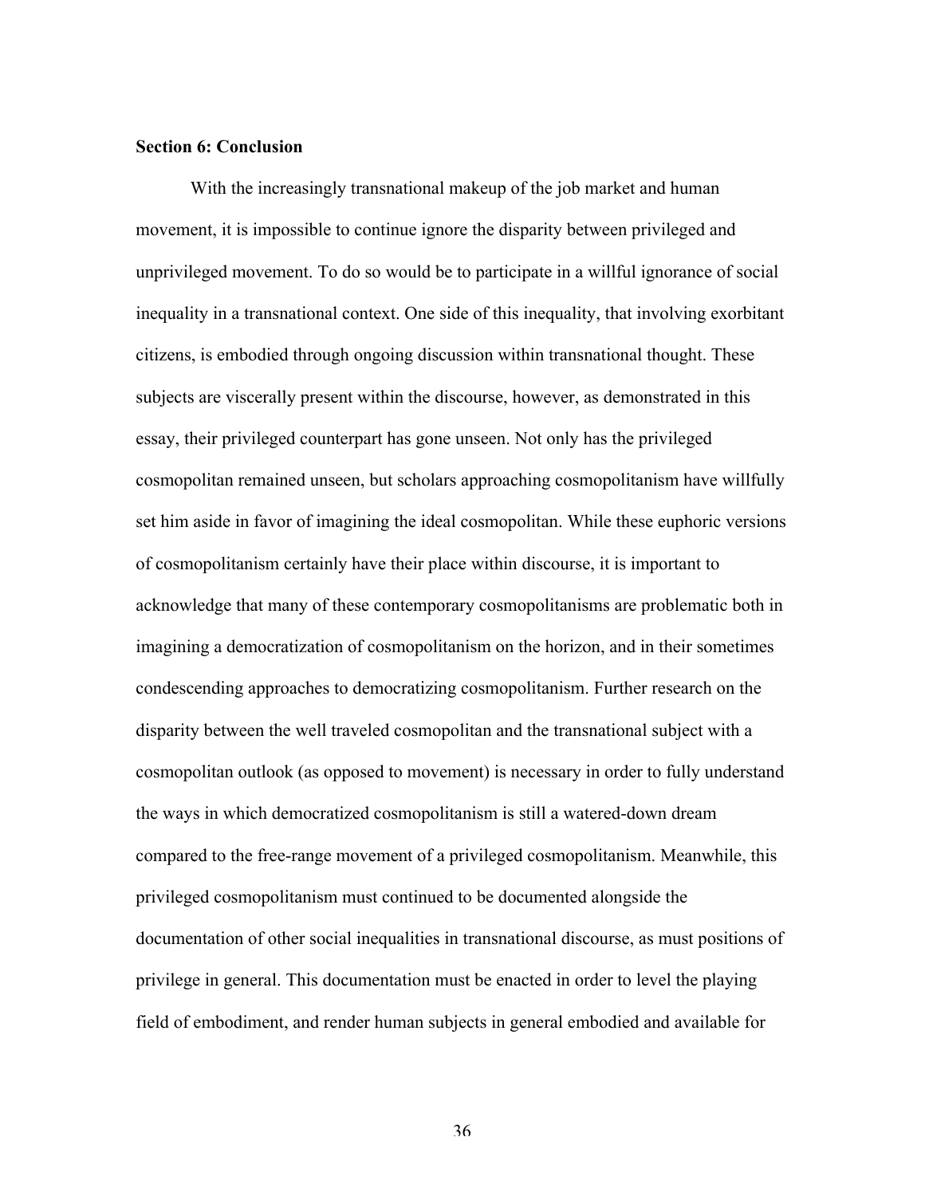**Section 6: Conclusion**

With the increasingly transnational makeup of the job market and human movement, it is impossible to continue ignore the disparity between privileged and unprivileged movement. To do so would be to participate in a willful ignorance of social inequality in a transnational context. One side of this inequality, that involving exorbitant citizens, is embodied through ongoing discussion within transnational thought. These subjects are viscerally present within the discourse, however, as demonstrated in this essay, their privileged counterpart has gone unseen. Not only has the privileged cosmopolitan remained unseen, but scholars approaching cosmopolitanism have willfully set him aside in favor of imagining the ideal cosmopolitan. While these euphoric versions of cosmopolitanism certainly have their place within discourse, it is important to acknowledge that many of these contemporary cosmopolitanisms are problematic both in imagining a democratization of cosmopolitanism on the horizon, and in their sometimes condescending approaches to democratizing cosmopolitanism. Further research on the disparity between the well traveled cosmopolitan and the transnational subject with a cosmopolitan outlook (as opposed to movement) is necessary in order to fully understand the ways in which democratized cosmopolitanism is still a watered-down dream compared to the free-range movement of a privileged cosmopolitanism. Meanwhile, this privileged cosmopolitanism must continued to be documented alongside the documentation of other social inequalities in transnational discourse, as must positions of privilege in general. This documentation must be enacted in order to level the playing field of embodiment, and render human subjects in general embodied and available for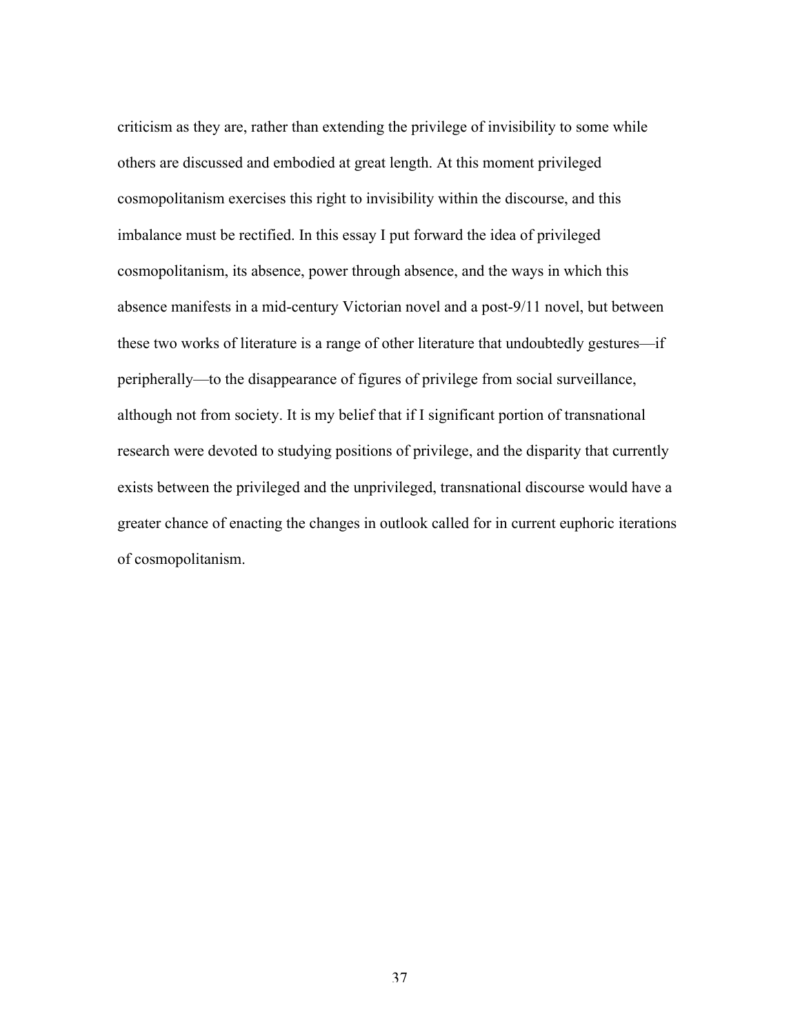criticism as they are, rather than extending the privilege of invisibility to some while others are discussed and embodied at great length. At this moment privileged cosmopolitanism exercises this right to invisibility within the discourse, and this imbalance must be rectified. In this essay I put forward the idea of privileged cosmopolitanism, its absence, power through absence, and the ways in which this absence manifests in a mid-century Victorian novel and a post-9/11 novel, but between these two works of literature is a range of other literature that undoubtedly gestures—if peripherally—to the disappearance of figures of privilege from social surveillance, although not from society. It is my belief that if I significant portion of transnational research were devoted to studying positions of privilege, and the disparity that currently exists between the privileged and the unprivileged, transnational discourse would have a greater chance of enacting the changes in outlook called for in current euphoric iterations of cosmopolitanism.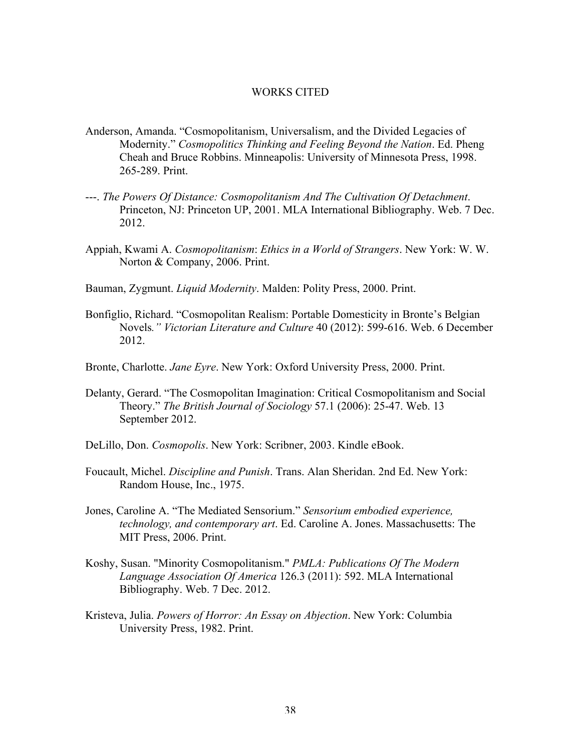# WORKS CITED

Anderson, Amanda. “Cosmopolitanism, Universalism, and the Divided Legacies of Modernity.” *Cosmopolitics Thinking and Feeling Beyond the Nation*. Ed. Pheng Cheah and Bruce Robbins. Minneapolis: University of Minnesota Press, 1998. 265-289. Print.

---. *The Powers Of Distance: Cosmopolitanism And The Cultivation Of Detachment*. Princeton, NJ: Princeton UP, 2001. MLA International Bibliography. Web. 7 Dec. 2012.

Appiah, Kwami A. *Cosmopolitanism*: *Ethics in a World of Strangers*. New York: W. W. Norton & Company, 2006. Print.

Bauman, Zygmunt. *Liquid Modernity*. Malden: Polity Press, 2000. Print.

Bonfiglio, Richard. “Cosmopolitan Realism: Portable Domesticity in Bronte’s Belgian Novels*.” Victorian Literature and Culture* 40 (2012): 599-616. Web. 6 December 2012.

Bronte, Charlotte. *Jane Eyre*. New York: Oxford University Press, 2000. Print.

Delanty, Gerard. “The Cosmopolitan Imagination: Critical Cosmopolitanism and Social Theory.” *The British Journal of Sociology* 57.1 (2006): 25-47. Web. 13 September 2012.

DeLillo, Don. *Cosmopolis*. New York: Scribner, 2003. Kindle eBook.

Foucault, Michel. *Discipline and Punish*. Trans. Alan Sheridan. 2nd Ed. New York: Random House, Inc., 1975.

Jones, Caroline A. “The Mediated Sensorium.” *Sensorium embodied experience, technology, and contemporary art*. Ed. Caroline A. Jones. Massachusetts: The MIT Press, 2006. Print.

Koshy, Susan. "Minority Cosmopolitanism." *PMLA: Publications Of The Modern Language Association Of America* 126.3 (2011): 592. MLA International Bibliography. Web. 7 Dec. 2012.

Kristeva, Julia. *Powers of Horror: An Essay on Abjection*. New York: Columbia University Press, 1982. Print.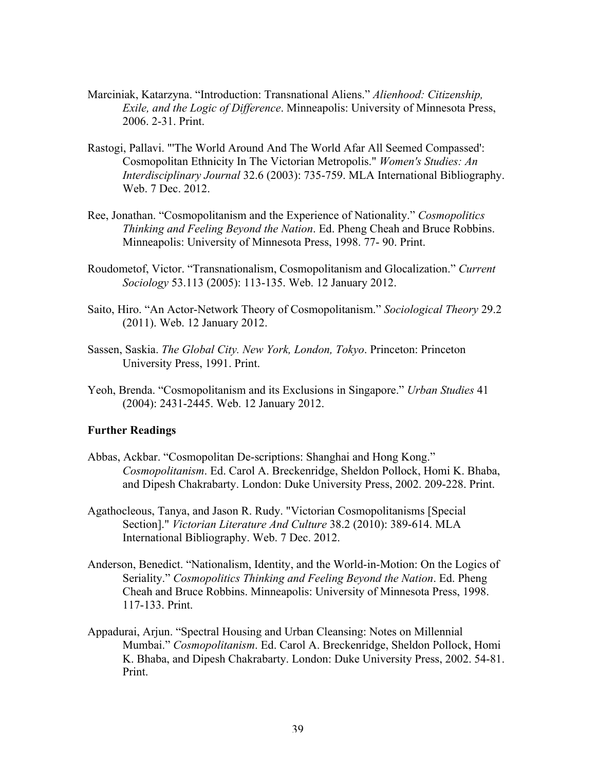Marciniak, Katarzyna. “Introduction: Transnational Aliens.” *Alienhood: Citizenship, Exile, and the Logic of Difference*. Minneapolis: University of Minnesota Press, 2006. 2-31. Print.

Rastogi, Pallavi. "'The World Around And The World Afar All Seemed Compassed': Cosmopolitan Ethnicity In The Victorian Metropolis." *Women's Studies: An Interdisciplinary Journal* 32.6 (2003): 735-759. MLA International Bibliography. Web. 7 Dec. 2012.

Ree, Jonathan. “Cosmopolitanism and the Experience of Nationality.” *Cosmopolitics Thinking and Feeling Beyond the Nation*. Ed. Pheng Cheah and Bruce Robbins. Minneapolis: University of Minnesota Press, 1998. 77- 90. Print.

Roudometof, Victor. “Transnationalism, Cosmopolitanism and Glocalization.” *Current Sociology* 53.113 (2005): 113-135. Web. 12 January 2012.

Saito, Hiro. “An Actor-Network Theory of Cosmopolitanism.” *Sociological Theory* 29.2 (2011). Web. 12 January 2012.

Sassen, Saskia. *The Global City. New York, London, Tokyo*. Princeton: Princeton University Press, 1991. Print.

Yeoh, Brenda. “Cosmopolitanism and its Exclusions in Singapore.” *Urban Studies* 41 (2004): 2431-2445. Web. 12 January 2012.

**Further Readings**

Abbas, Ackbar. “Cosmopolitan De-scriptions: Shanghai and Hong Kong.” *Cosmopolitanism*. Ed. Carol A. Breckenridge, Sheldon Pollock, Homi K. Bhaba, and Dipesh Chakrabarty. London: Duke University Press, 2002. 209-228. Print.

Agathocleous, Tanya, and Jason R. Rudy. "Victorian Cosmopolitanisms [Special Section]." *Victorian Literature And Culture* 38.2 (2010): 389-614. MLA International Bibliography. Web. 7 Dec. 2012.

Anderson, Benedict. “Nationalism, Identity, and the World-in-Motion: On the Logics of Seriality.” *Cosmopolitics Thinking and Feeling Beyond the Nation*. Ed. Pheng Cheah and Bruce Robbins. Minneapolis: University of Minnesota Press, 1998. 117-133. Print.

Appadurai, Arjun. “Spectral Housing and Urban Cleansing: Notes on Millennial Mumbai.” *Cosmopolitanism*. Ed. Carol A. Breckenridge, Sheldon Pollock, Homi K. Bhaba, and Dipesh Chakrabarty. London: Duke University Press, 2002. 54-81. Print.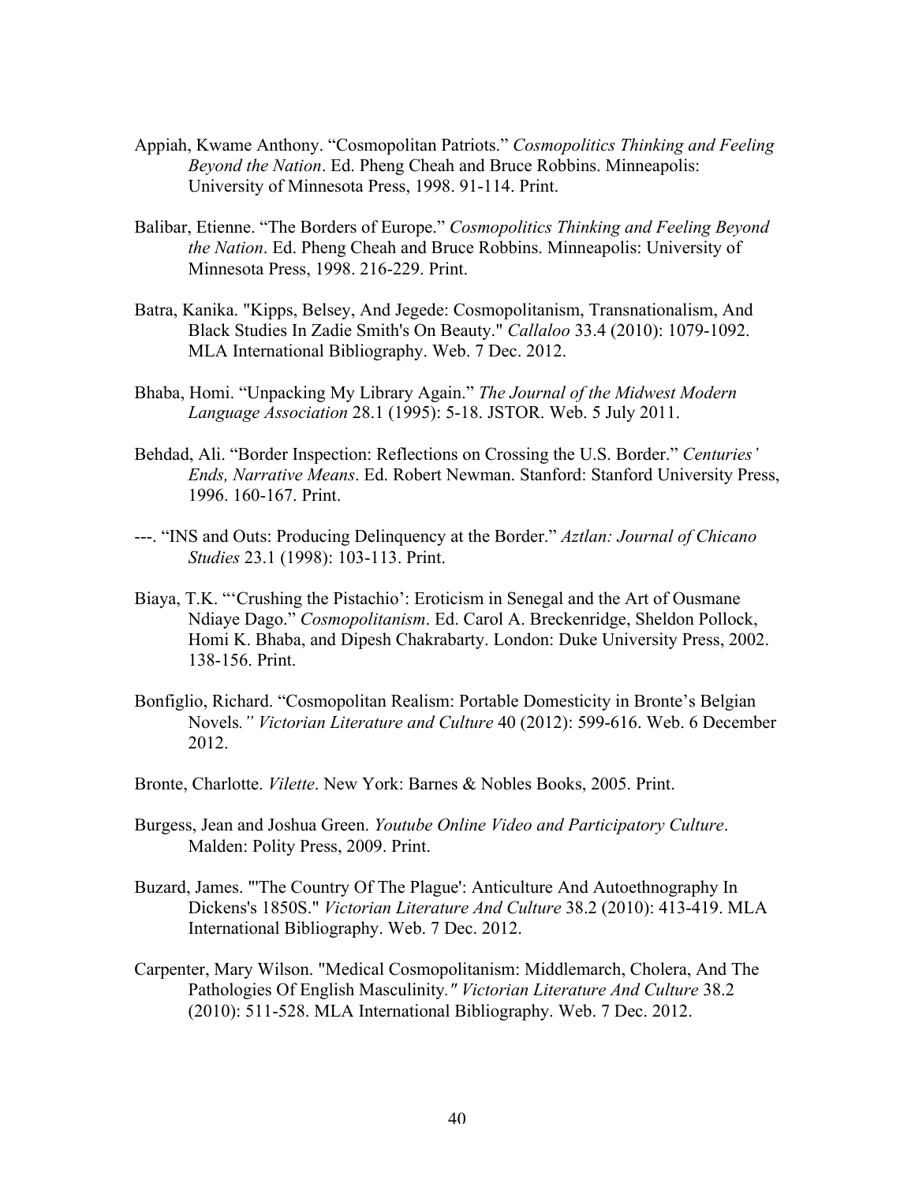Appiah, Kwame Anthony. "Cosmopolitan Patriots." *Cosmopolitics Thinking and Feeling Beyond the Nation*. Ed. Pheng Cheah and Bruce Robbins. Minneapolis: University of Minnesota Press, 1998. 91-114. Print.

Balibar, Etienne. "The Borders of Europe." *Cosmopolitics Thinking and Feeling Beyond the Nation*. Ed. Pheng Cheah and Bruce Robbins. Minneapolis: University of Minnesota Press, 1998. 216-229. Print.

Batra, Kanika. "Kipps, Belsey, And Jegede: Cosmopolitanism, Transnationalism, And Black Studies In Zadie Smith's On Beauty." *Callaloo* 33.4 (2010): 1079-1092. MLA International Bibliography. Web. 7 Dec. 2012.

Bhaba, Homi. "Unpacking My Library Again." *The Journal of the Midwest Modern Language Association* 28.1 (1995): 5-18. JSTOR. Web. 5 July 2011.

Behdad, Ali. "Border Inspection: Reflections on Crossing the U.S. Border." *Centuries' Ends, Narrative Means*. Ed. Robert Newman. Stanford: Stanford University Press, 1996. 160-167. Print.

---. "INS and Outs: Producing Delinquency at the Border." *Aztlan: Journal of Chicano Studies* 23.1 (1998): 103-113. Print.

Biaya, T.K. "'Crushing the Pistachio': Eroticism in Senegal and the Art of Ousmane Ndiaye Dago." *Cosmopolitanism*. Ed. Carol A. Breckenridge, Sheldon Pollock, Homi K. Bhaba, and Dipesh Chakrabarty. London: Duke University Press, 2002. 138-156. Print.

Bonfiglio, Richard. "Cosmopolitan Realism: Portable Domesticity in Bronte's Belgian Novels*." Victorian Literature and Culture* 40 (2012): 599-616. Web. 6 December 2012.

Bronte, Charlotte. *Vilette*. New York: Barnes & Nobles Books, 2005. Print.

Burgess, Jean and Joshua Green. *Youtube Online Video and Participatory Culture*. Malden: Polity Press, 2009. Print.

Buzard, James. "'The Country Of The Plague': Anticulture And Autoethnography In Dickens's 1850S." *Victorian Literature And Culture* 38.2 (2010): 413-419. MLA International Bibliography. Web. 7 Dec. 2012.

Carpenter, Mary Wilson. "Medical Cosmopolitanism: Middlemarch, Cholera, And The Pathologies Of English Masculinity*." Victorian Literature And Culture* 38.2 (2010): 511-528. MLA International Bibliography. Web. 7 Dec. 2012.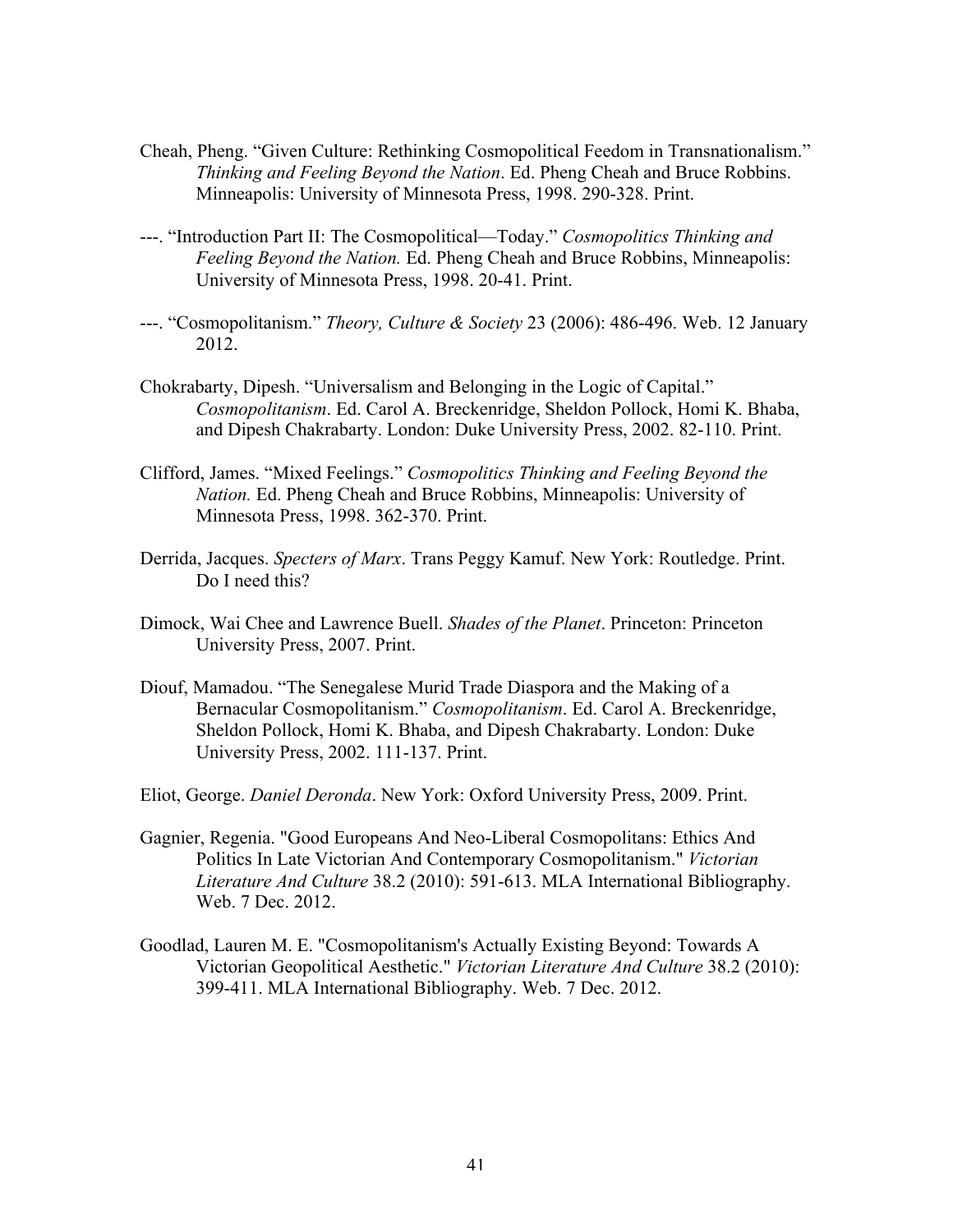Cheah, Pheng. "Given Culture: Rethinking Cosmopolitical Feedom in Transnationalism." *Thinking and Feeling Beyond the Nation*. Ed. Pheng Cheah and Bruce Robbins. Minneapolis: University of Minnesota Press, 1998. 290-328. Print.

---. "Introduction Part II: The Cosmopolitical—Today." *Cosmopolitics Thinking and Feeling Beyond the Nation.* Ed. Pheng Cheah and Bruce Robbins, Minneapolis: University of Minnesota Press, 1998. 20-41. Print.

---. "Cosmopolitanism." *Theory, Culture & Society* 23 (2006): 486-496. Web. 12 January 2012.

Chokrabarty, Dipesh. "Universalism and Belonging in the Logic of Capital." *Cosmopolitanism*. Ed. Carol A. Breckenridge, Sheldon Pollock, Homi K. Bhaba, and Dipesh Chakrabarty. London: Duke University Press, 2002. 82-110. Print.

Clifford, James. "Mixed Feelings." *Cosmopolitics Thinking and Feeling Beyond the Nation.* Ed. Pheng Cheah and Bruce Robbins, Minneapolis: University of Minnesota Press, 1998. 362-370. Print.

Derrida, Jacques. *Specters of Marx*. Trans Peggy Kamuf. New York: Routledge. Print. Do I need this?

Dimock, Wai Chee and Lawrence Buell. *Shades of the Planet*. Princeton: Princeton University Press, 2007. Print.

Diouf, Mamadou. "The Senegalese Murid Trade Diaspora and the Making of a Bernacular Cosmopolitanism." *Cosmopolitanism*. Ed. Carol A. Breckenridge, Sheldon Pollock, Homi K. Bhaba, and Dipesh Chakrabarty. London: Duke University Press, 2002. 111-137. Print.

Eliot, George. *Daniel Deronda*. New York: Oxford University Press, 2009. Print.

Gagnier, Regenia. "Good Europeans And Neo-Liberal Cosmopolitans: Ethics And Politics In Late Victorian And Contemporary Cosmopolitanism." *Victorian Literature And Culture* 38.2 (2010): 591-613. MLA International Bibliography. Web. 7 Dec. 2012.

Goodlad, Lauren M. E. "Cosmopolitanism's Actually Existing Beyond: Towards A Victorian Geopolitical Aesthetic." *Victorian Literature And Culture* 38.2 (2010): 399-411. MLA International Bibliography. Web. 7 Dec. 2012.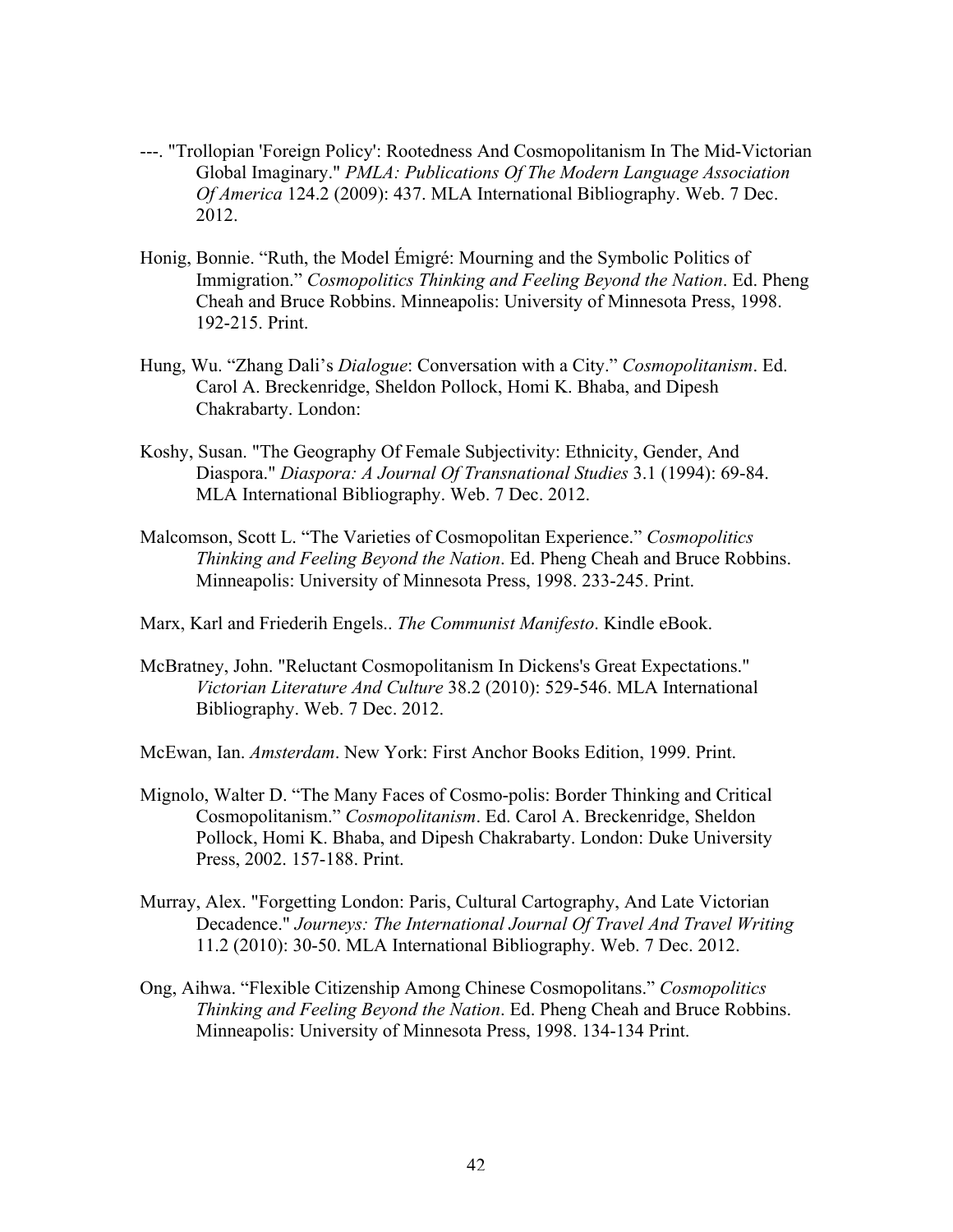---. "Trollopian 'Foreign Policy': Rootedness And Cosmopolitanism In The Mid-Victorian Global Imaginary." *PMLA: Publications Of The Modern Language Association Of America* 124.2 (2009): 437. MLA International Bibliography. Web. 7 Dec. 2012.

Honig, Bonnie. "Ruth, the Model Émigré: Mourning and the Symbolic Politics of Immigration." *Cosmopolitics Thinking and Feeling Beyond the Nation*. Ed. Pheng Cheah and Bruce Robbins. Minneapolis: University of Minnesota Press, 1998. 192-215. Print.

Hung, Wu. "Zhang Dali's *Dialogue*: Conversation with a City." *Cosmopolitanism*. Ed. Carol A. Breckenridge, Sheldon Pollock, Homi K. Bhaba, and Dipesh Chakrabarty. London:

Koshy, Susan. "The Geography Of Female Subjectivity: Ethnicity, Gender, And Diaspora." *Diaspora: A Journal Of Transnational Studies* 3.1 (1994): 69-84. MLA International Bibliography. Web. 7 Dec. 2012.

Malcomson, Scott L. "The Varieties of Cosmopolitan Experience." *Cosmopolitics Thinking and Feeling Beyond the Nation*. Ed. Pheng Cheah and Bruce Robbins. Minneapolis: University of Minnesota Press, 1998. 233-245. Print.

Marx, Karl and Friederih Engels.. *The Communist Manifesto*. Kindle eBook.

McBratney, John. "Reluctant Cosmopolitanism In Dickens's Great Expectations." *Victorian Literature And Culture* 38.2 (2010): 529-546. MLA International Bibliography. Web. 7 Dec. 2012.

McEwan, Ian. *Amsterdam*. New York: First Anchor Books Edition, 1999. Print.

Mignolo, Walter D. "The Many Faces of Cosmo-polis: Border Thinking and Critical Cosmopolitanism." *Cosmopolitanism*. Ed. Carol A. Breckenridge, Sheldon Pollock, Homi K. Bhaba, and Dipesh Chakrabarty. London: Duke University Press, 2002. 157-188. Print.

Murray, Alex. "Forgetting London: Paris, Cultural Cartography, And Late Victorian Decadence." *Journeys: The International Journal Of Travel And Travel Writing* 11.2 (2010): 30-50. MLA International Bibliography. Web. 7 Dec. 2012.

Ong, Aihwa. "Flexible Citizenship Among Chinese Cosmopolitans." *Cosmopolitics Thinking and Feeling Beyond the Nation*. Ed. Pheng Cheah and Bruce Robbins. Minneapolis: University of Minnesota Press, 1998. 134-134 Print.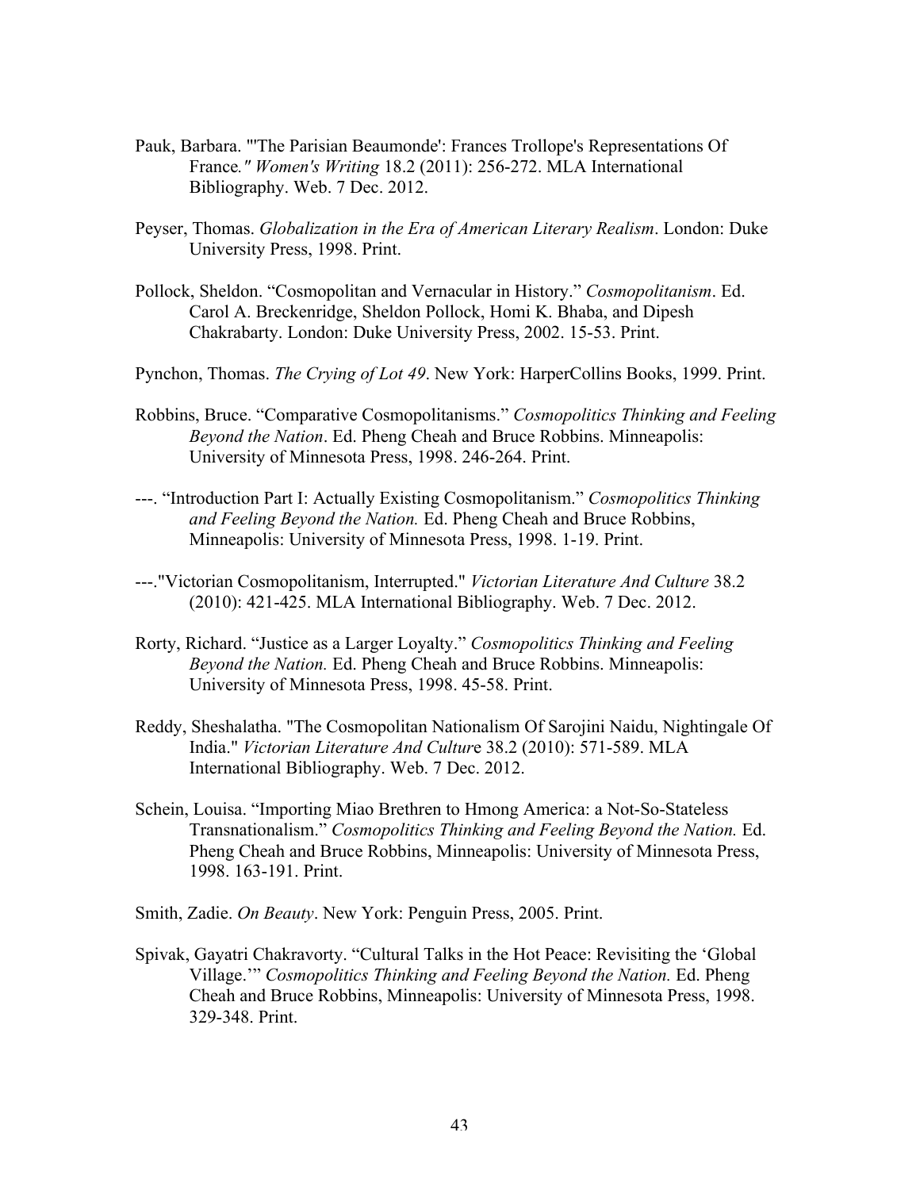Pauk, Barbara. "'The Parisian Beaumonde': Frances Trollope's Representations Of France*." Women's Writing* 18.2 (2011): 256-272. MLA International Bibliography. Web. 7 Dec. 2012.

Peyser, Thomas. *Globalization in the Era of American Literary Realism*. London: Duke University Press, 1998. Print.

Pollock, Sheldon. "Cosmopolitan and Vernacular in History." *Cosmopolitanism*. Ed. Carol A. Breckenridge, Sheldon Pollock, Homi K. Bhaba, and Dipesh Chakrabarty. London: Duke University Press, 2002. 15-53. Print.

Pynchon, Thomas. *The Crying of Lot 49*. New York: HarperCollins Books, 1999. Print.

Robbins, Bruce. "Comparative Cosmopolitanisms." *Cosmopolitics Thinking and Feeling Beyond the Nation*. Ed. Pheng Cheah and Bruce Robbins. Minneapolis: University of Minnesota Press, 1998. 246-264. Print.

---. "Introduction Part I: Actually Existing Cosmopolitanism." *Cosmopolitics Thinking and Feeling Beyond the Nation.* Ed. Pheng Cheah and Bruce Robbins, Minneapolis: University of Minnesota Press, 1998. 1-19. Print.

---."Victorian Cosmopolitanism, Interrupted." *Victorian Literature And Culture* 38.2 (2010): 421-425. MLA International Bibliography. Web. 7 Dec. 2012.

Rorty, Richard. "Justice as a Larger Loyalty." *Cosmopolitics Thinking and Feeling Beyond the Nation.* Ed. Pheng Cheah and Bruce Robbins. Minneapolis: University of Minnesota Press, 1998. 45-58. Print.

Reddy, Sheshalatha. "The Cosmopolitan Nationalism Of Sarojini Naidu, Nightingale Of India." *Victorian Literature And Cultur*e 38.2 (2010): 571-589. MLA International Bibliography. Web. 7 Dec. 2012.

Schein, Louisa. "Importing Miao Brethren to Hmong America: a Not-So-Stateless Transnationalism." *Cosmopolitics Thinking and Feeling Beyond the Nation.* Ed. Pheng Cheah and Bruce Robbins, Minneapolis: University of Minnesota Press, 1998. 163-191. Print.

Smith, Zadie. *On Beauty*. New York: Penguin Press, 2005. Print.

Spivak, Gayatri Chakravorty. "Cultural Talks in the Hot Peace: Revisiting the 'Global Village.'" *Cosmopolitics Thinking and Feeling Beyond the Nation.* Ed. Pheng Cheah and Bruce Robbins, Minneapolis: University of Minnesota Press, 1998. 329-348. Print.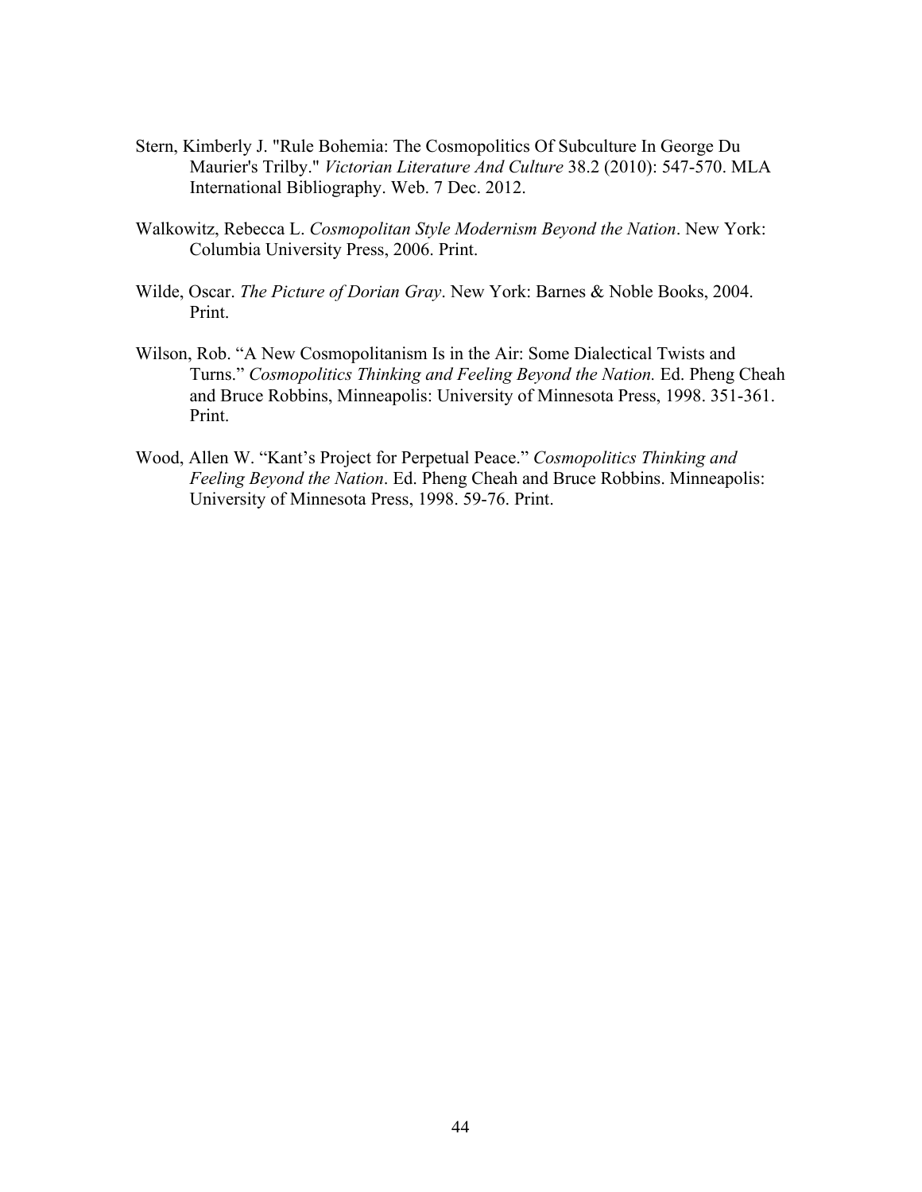Stern, Kimberly J. "Rule Bohemia: The Cosmopolitics Of Subculture In George Du Maurier's Trilby." *Victorian Literature And Culture* 38.2 (2010): 547-570. MLA International Bibliography. Web. 7 Dec. 2012.

Walkowitz, Rebecca L. *Cosmopolitan Style Modernism Beyond the Nation*. New York: Columbia University Press, 2006. Print.

Wilde, Oscar. *The Picture of Dorian Gray*. New York: Barnes & Noble Books, 2004. Print.

Wilson, Rob. "A New Cosmopolitanism Is in the Air: Some Dialectical Twists and Turns." *Cosmopolitics Thinking and Feeling Beyond the Nation.* Ed. Pheng Cheah and Bruce Robbins, Minneapolis: University of Minnesota Press, 1998. 351-361. Print.

Wood, Allen W. "Kant's Project for Perpetual Peace." *Cosmopolitics Thinking and Feeling Beyond the Nation*. Ed. Pheng Cheah and Bruce Robbins. Minneapolis: University of Minnesota Press, 1998. 59-76. Print.